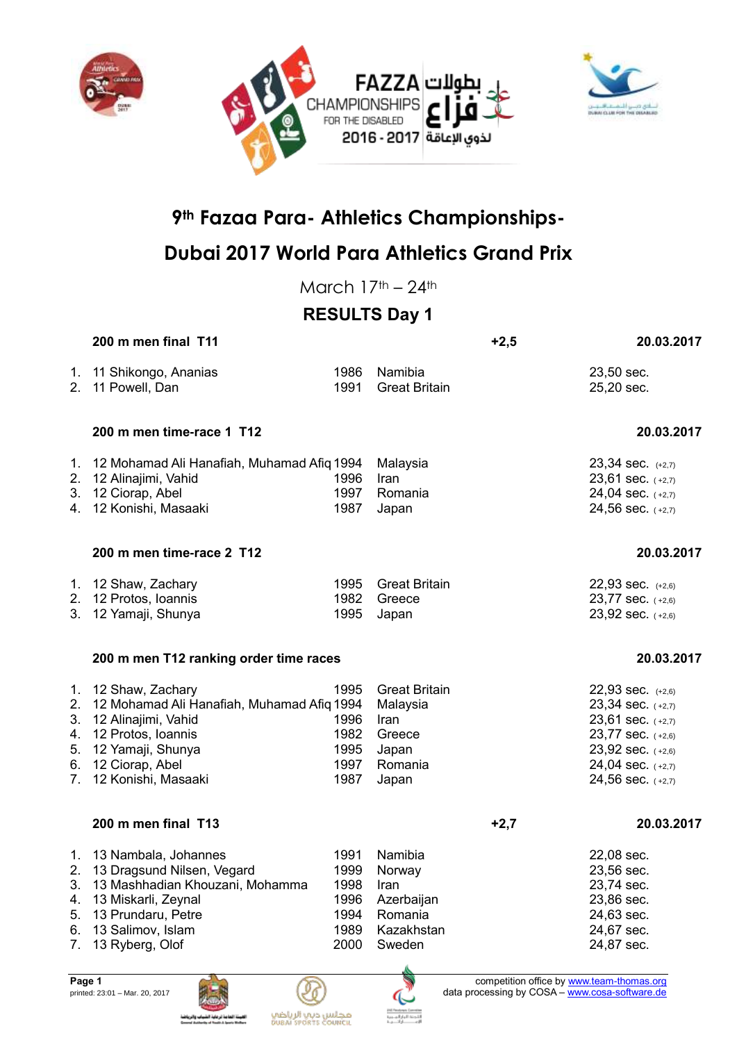# 9th Fazaa Para- Athletics Championships-

# Dubai 2017 World Para Athletics Grand Prix

March 17th – 24th

## RESULTS Day 1

### 200 m men final T11 — +2,5 — 20.03.2017

| | | | | |
|---|---|---|---|---|
| 1. | 11 Shikongo, Ananias | 1986 | Namibia | 23,50 sec. |
| 2. | 11 Powell, Dan | 1991 | Great Britain | 25,20 sec. |

### 200 m men time-race 1 T12 — 20.03.2017

| | | | | |
|---|---|---|---|---|
| 1. | 12 Mohamad Ali Hanafiah, Muhamad Afiq | 1994 | Malaysia | 23,34 sec. (+2,7) |
| 2. | 12 Alinajimi, Vahid | 1996 | Iran | 23,61 sec. (+2,7) |
| 3. | 12 Ciorap, Abel | 1997 | Romania | 24,04 sec. (+2,7) |
| 4. | 12 Konishi, Masaaki | 1987 | Japan | 24,56 sec. (+2,7) |

### 200 m men time-race 2 T12 — 20.03.2017

| | | | | |
|---|---|---|---|---|
| 1. | 12 Shaw, Zachary | 1995 | Great Britain | 22,93 sec. (+2,6) |
| 2. | 12 Protos, Ioannis | 1982 | Greece | 23,77 sec. (+2,6) |
| 3. | 12 Yamaji, Shunya | 1995 | Japan | 23,92 sec. (+2,6) |

### 200 m men T12 ranking order time races — 20.03.2017

| | | | | |
|---|---|---|---|---|
| 1. | 12 Shaw, Zachary | 1995 | Great Britain | 22,93 sec. (+2,6) |
| 2. | 12 Mohamad Ali Hanafiah, Muhamad Afiq | 1994 | Malaysia | 23,34 sec. (+2,7) |
| 3. | 12 Alinajimi, Vahid | 1996 | Iran | 23,61 sec. (+2,7) |
| 4. | 12 Protos, Ioannis | 1982 | Greece | 23,77 sec. (+2,6) |
| 5. | 12 Yamaji, Shunya | 1995 | Japan | 23,92 sec. (+2,6) |
| 6. | 12 Ciorap, Abel | 1997 | Romania | 24,04 sec. (+2,7) |
| 7. | 12 Konishi, Masaaki | 1987 | Japan | 24,56 sec. (+2,7) |

### 200 m men final T13 — +2,7 — 20.03.2017

| | | | | |
|---|---|---|---|---|
| 1. | 13 Nambala, Johannes | 1991 | Namibia | 22,08 sec. |
| 2. | 13 Dragsund Nilsen, Vegard | 1999 | Norway | 23,56 sec. |
| 3. | 13 Mashhadian Khouzani, Mohamma | 1998 | Iran | 23,74 sec. |
| 4. | 13 Miskarli, Zeynal | 1996 | Azerbaijan | 23,86 sec. |
| 5. | 13 Prundaru, Petre | 1994 | Romania | 24,63 sec. |
| 6. | 13 Salimov, Islam | 1989 | Kazakhstan | 24,67 sec. |
| 7. | 13 Ryberg, Olof | 2000 | Sweden | 24,87 sec. |

Page 1
printed: 23:01 – Mar. 20, 2017

competition office by www.team-thomas.org
data processing by COSA – www.cosa-software.de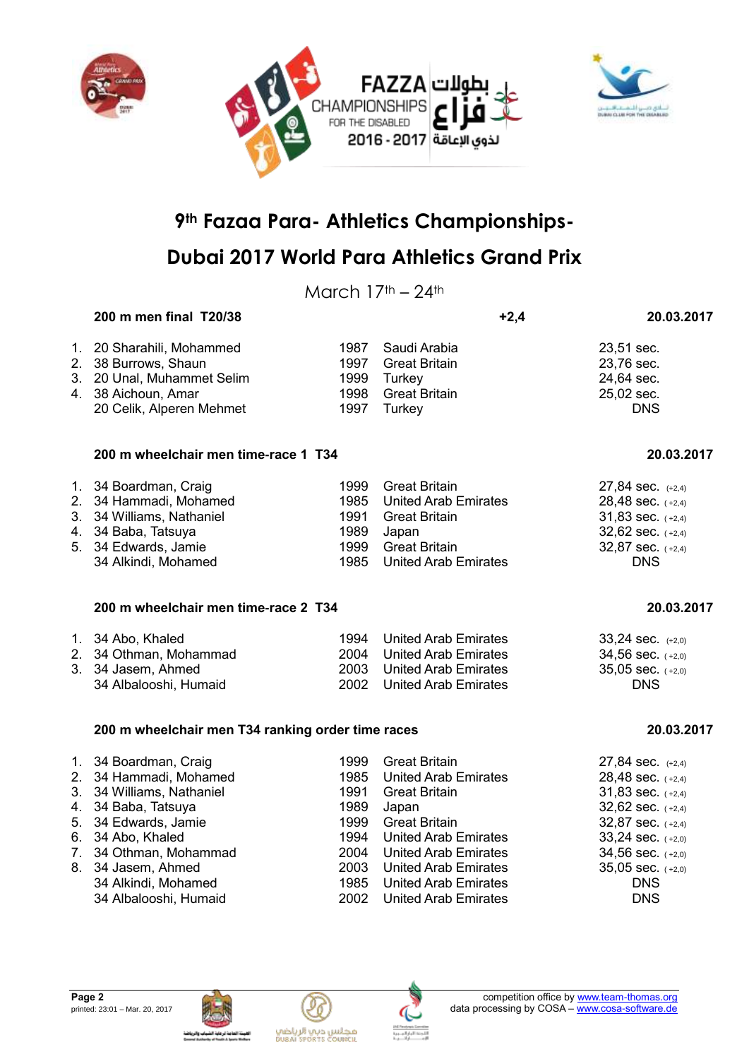# 9th Fazaa Para- Athletics Championships-

# Dubai 2017 World Para Athletics Grand Prix

March 17th – 24th

### 200 m men final T20/38 — +2,4 — 20.03.2017

| | Name | Year | Country | Result |
|---|---|---|---|---|
| 1. | 20 Sharahili, Mohammed | 1987 | Saudi Arabia | 23,51 sec. |
| 2. | 38 Burrows, Shaun | 1997 | Great Britain | 23,76 sec. |
| 3. | 20 Unal, Muhammet Selim | 1999 | Turkey | 24,64 sec. |
| 4. | 38 Aichoun, Amar | 1998 | Great Britain | 25,02 sec. |
| | 20 Celik, Alperen Mehmet | 1997 | Turkey | DNS |

### 200 m wheelchair men time-race 1 T34 — 20.03.2017

| | Name | Year | Country | Result |
|---|---|---|---|---|
| 1. | 34 Boardman, Craig | 1999 | Great Britain | 27,84 sec. (+2,4) |
| 2. | 34 Hammadi, Mohamed | 1985 | United Arab Emirates | 28,48 sec. (+2,4) |
| 3. | 34 Williams, Nathaniel | 1991 | Great Britain | 31,83 sec. (+2,4) |
| 4. | 34 Baba, Tatsuya | 1989 | Japan | 32,62 sec. (+2,4) |
| 5. | 34 Edwards, Jamie | 1999 | Great Britain | 32,87 sec. (+2,4) |
| | 34 Alkindi, Mohamed | 1985 | United Arab Emirates | DNS |

### 200 m wheelchair men time-race 2 T34 — 20.03.2017

| | Name | Year | Country | Result |
|---|---|---|---|---|
| 1. | 34 Abo, Khaled | 1994 | United Arab Emirates | 33,24 sec. (+2,0) |
| 2. | 34 Othman, Mohammad | 2004 | United Arab Emirates | 34,56 sec. (+2,0) |
| 3. | 34 Jasem, Ahmed | 2003 | United Arab Emirates | 35,05 sec. (+2,0) |
| | 34 Albalooshi, Humaid | 2002 | United Arab Emirates | DNS |

### 200 m wheelchair men T34 ranking order time races — 20.03.2017

| | Name | Year | Country | Result |
|---|---|---|---|---|
| 1. | 34 Boardman, Craig | 1999 | Great Britain | 27,84 sec. (+2,4) |
| 2. | 34 Hammadi, Mohamed | 1985 | United Arab Emirates | 28,48 sec. (+2,4) |
| 3. | 34 Williams, Nathaniel | 1991 | Great Britain | 31,83 sec. (+2,4) |
| 4. | 34 Baba, Tatsuya | 1989 | Japan | 32,62 sec. (+2,4) |
| 5. | 34 Edwards, Jamie | 1999 | Great Britain | 32,87 sec. (+2,4) |
| 6. | 34 Abo, Khaled | 1994 | United Arab Emirates | 33,24 sec. (+2,0) |
| 7. | 34 Othman, Mohammad | 2004 | United Arab Emirates | 34,56 sec. (+2,0) |
| 8. | 34 Jasem, Ahmed | 2003 | United Arab Emirates | 35,05 sec. (+2,0) |
| | 34 Alkindi, Mohamed | 1985 | United Arab Emirates | DNS |
| | 34 Albalooshi, Humaid | 2002 | United Arab Emirates | DNS |

printed: 23:01 – Mar. 20, 2017

competition office by www.team-thomas.org
data processing by COSA – www.cosa-software.de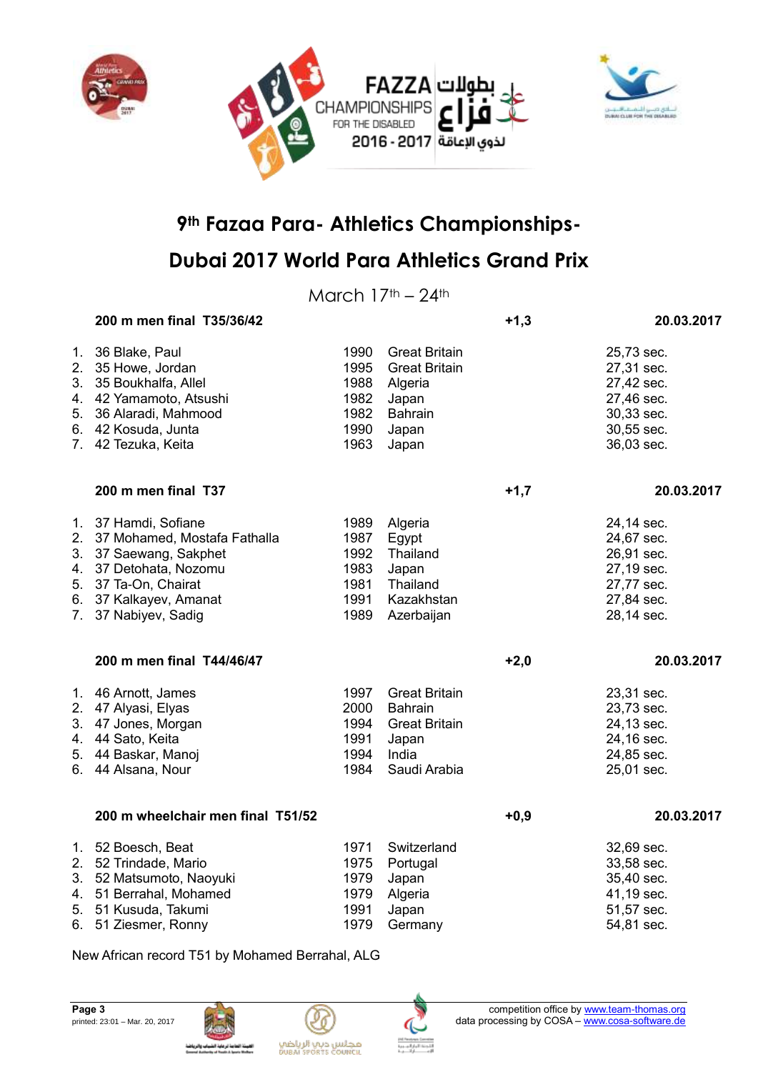# 9th Fazaa Para- Athletics Championships-

# Dubai 2017 World Para Athletics Grand Prix

March 17th – 24th

**200 m men final T35/36/42** **+1,3** **20.03.2017**

| | | | | |
|---|---|---|---|---|
| 1. | 36 Blake, Paul | 1990 | Great Britain | 25,73 sec. |
| 2. | 35 Howe, Jordan | 1995 | Great Britain | 27,31 sec. |
| 3. | 35 Boukhalfa, Allel | 1988 | Algeria | 27,42 sec. |
| 4. | 42 Yamamoto, Atsushi | 1982 | Japan | 27,46 sec. |
| 5. | 36 Alaradi, Mahmood | 1982 | Bahrain | 30,33 sec. |
| 6. | 42 Kosuda, Junta | 1990 | Japan | 30,55 sec. |
| 7. | 42 Tezuka, Keita | 1963 | Japan | 36,03 sec. |

**200 m men final T37** **+1,7** **20.03.2017**

| | | | | |
|---|---|---|---|---|
| 1. | 37 Hamdi, Sofiane | 1989 | Algeria | 24,14 sec. |
| 2. | 37 Mohamed, Mostafa Fathalla | 1987 | Egypt | 24,67 sec. |
| 3. | 37 Saewang, Sakphet | 1992 | Thailand | 26,91 sec. |
| 4. | 37 Detohata, Nozomu | 1983 | Japan | 27,19 sec. |
| 5. | 37 Ta-On, Chairat | 1981 | Thailand | 27,77 sec. |
| 6. | 37 Kalkayev, Amanat | 1991 | Kazakhstan | 27,84 sec. |
| 7. | 37 Nabiyev, Sadig | 1989 | Azerbaijan | 28,14 sec. |

**200 m men final T44/46/47** **+2,0** **20.03.2017**

| | | | | |
|---|---|---|---|---|
| 1. | 46 Arnott, James | 1997 | Great Britain | 23,31 sec. |
| 2. | 47 Alyasi, Elyas | 2000 | Bahrain | 23,73 sec. |
| 3. | 47 Jones, Morgan | 1994 | Great Britain | 24,13 sec. |
| 4. | 44 Sato, Keita | 1991 | Japan | 24,16 sec. |
| 5. | 44 Baskar, Manoj | 1994 | India | 24,85 sec. |
| 6. | 44 Alsana, Nour | 1984 | Saudi Arabia | 25,01 sec. |

**200 m wheelchair men final T51/52** **+0,9** **20.03.2017**

| | | | | |
|---|---|---|---|---|
| 1. | 52 Boesch, Beat | 1971 | Switzerland | 32,69 sec. |
| 2. | 52 Trindade, Mario | 1975 | Portugal | 33,58 sec. |
| 3. | 52 Matsumoto, Naoyuki | 1979 | Japan | 35,40 sec. |
| 4. | 51 Berrahal, Mohamed | 1979 | Algeria | 41,19 sec. |
| 5. | 51 Kusuda, Takumi | 1991 | Japan | 51,57 sec. |
| 6. | 51 Ziesmer, Ronny | 1979 | Germany | 54,81 sec. |

New African record T51 by Mohamed Berrahal, ALG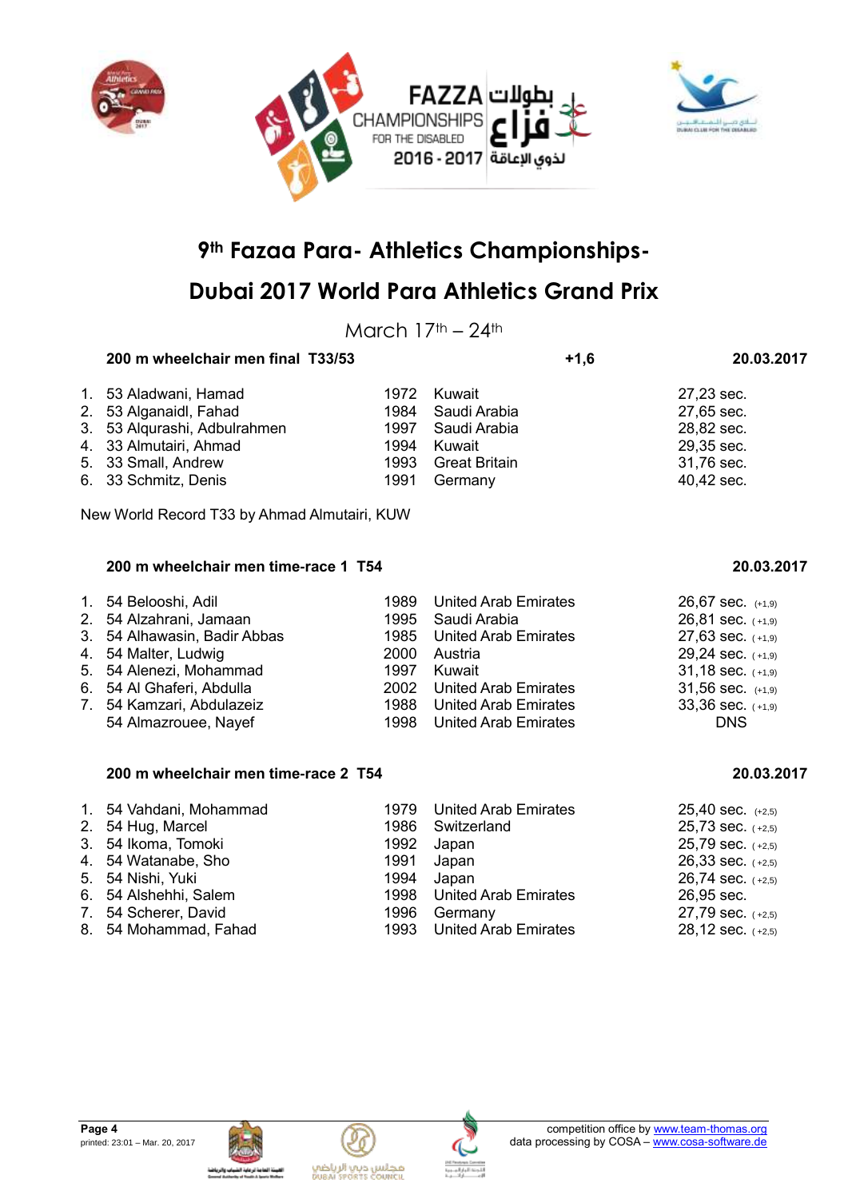# 9th Fazaa Para- Athletics Championships-

# Dubai 2017 World Para Athletics Grand Prix

March 17th – 24th

### 200 m wheelchair men final T33/53 — +1,6 — 20.03.2017

| | Name | Year | Country | Result |
|---|---|---|---|---|
| 1. | 53 Aladwani, Hamad | 1972 | Kuwait | 27,23 sec. |
| 2. | 53 Alganaidl, Fahad | 1984 | Saudi Arabia | 27,65 sec. |
| 3. | 53 Alqurashi, Adbulrahmen | 1997 | Saudi Arabia | 28,82 sec. |
| 4. | 33 Almutairi, Ahmad | 1994 | Kuwait | 29,35 sec. |
| 5. | 33 Small, Andrew | 1993 | Great Britain | 31,76 sec. |
| 6. | 33 Schmitz, Denis | 1991 | Germany | 40,42 sec. |

New World Record T33 by Ahmad Almutairi, KUW

### 200 m wheelchair men time-race 1 T54 — 20.03.2017

| | Name | Year | Country | Result |
|---|---|---|---|---|
| 1. | 54 Belooshi, Adil | 1989 | United Arab Emirates | 26,67 sec. (+1,9) |
| 2. | 54 Alzahrani, Jamaan | 1995 | Saudi Arabia | 26,81 sec. (+1,9) |
| 3. | 54 Alhawasin, Badir Abbas | 1985 | United Arab Emirates | 27,63 sec. (+1,9) |
| 4. | 54 Malter, Ludwig | 2000 | Austria | 29,24 sec. (+1,9) |
| 5. | 54 Alenezi, Mohammad | 1997 | Kuwait | 31,18 sec. (+1,9) |
| 6. | 54 Al Ghaferi, Abdulla | 2002 | United Arab Emirates | 31,56 sec. (+1,9) |
| 7. | 54 Kamzari, Abdulazeiz | 1988 | United Arab Emirates | 33,36 sec. (+1,9) |
| | 54 Almazrouee, Nayef | 1998 | United Arab Emirates | DNS |

### 200 m wheelchair men time-race 2 T54 — 20.03.2017

| | Name | Year | Country | Result |
|---|---|---|---|---|
| 1. | 54 Vahdani, Mohammad | 1979 | United Arab Emirates | 25,40 sec. (+2,5) |
| 2. | 54 Hug, Marcel | 1986 | Switzerland | 25,73 sec. (+2,5) |
| 3. | 54 Ikoma, Tomoki | 1992 | Japan | 25,79 sec. (+2,5) |
| 4. | 54 Watanabe, Sho | 1991 | Japan | 26,33 sec. (+2,5) |
| 5. | 54 Nishi, Yuki | 1994 | Japan | 26,74 sec. (+2,5) |
| 6. | 54 Alshehhi, Salem | 1998 | United Arab Emirates | 26,95 sec. |
| 7. | 54 Scherer, David | 1996 | Germany | 27,79 sec. (+2,5) |
| 8. | 54 Mohammad, Fahad | 1993 | United Arab Emirates | 28,12 sec. (+2,5) |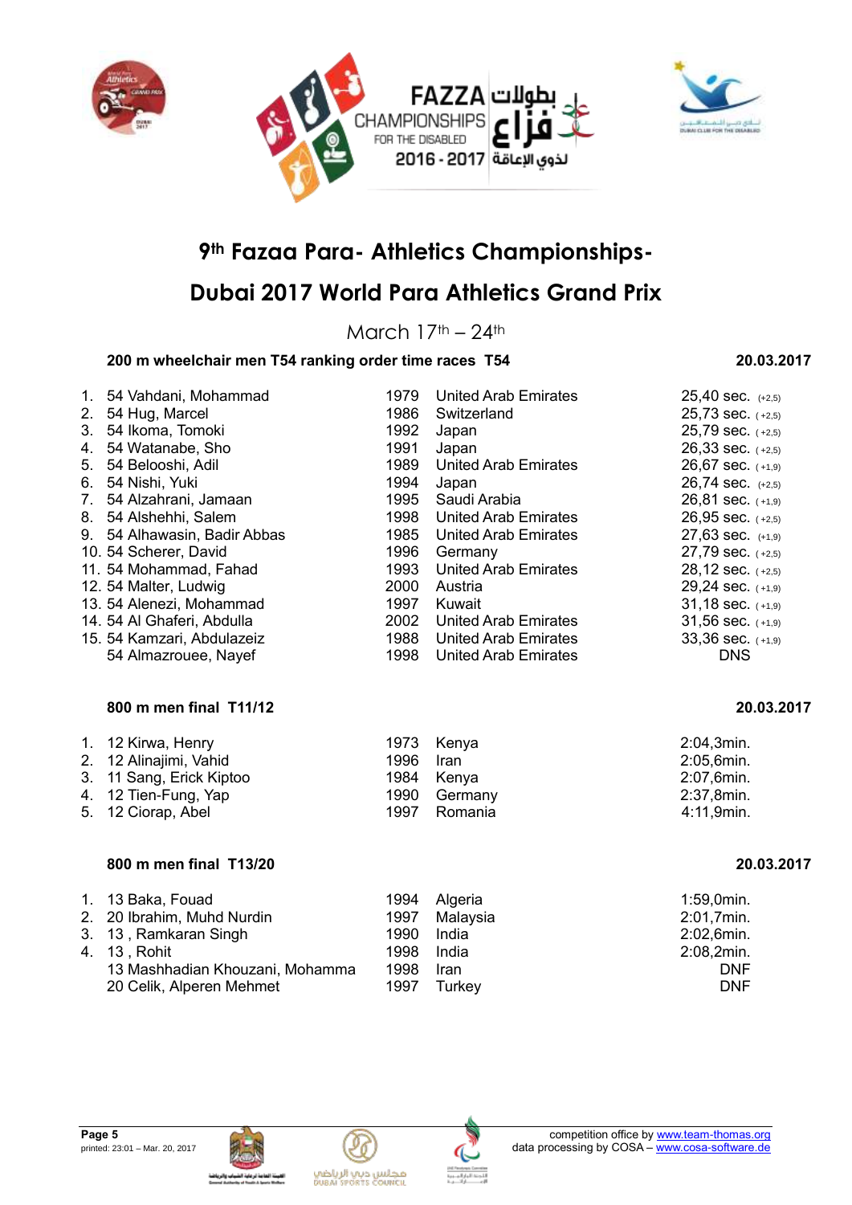# 9th Fazaa Para- Athletics Championships-

# Dubai 2017 World Para Athletics Grand Prix

March 17th – 24th

### 200 m wheelchair men T54 ranking order time races T54 — 20.03.2017

| Rank | Class | Name | Year | Country | Result |
|---|---|---|---|---|---|
| 1. | 54 | Vahdani, Mohammad | 1979 | United Arab Emirates | 25,40 sec. (+2,5) |
| 2. | 54 | Hug, Marcel | 1986 | Switzerland | 25,73 sec. (+2,5) |
| 3. | 54 | Ikoma, Tomoki | 1992 | Japan | 25,79 sec. (+2,5) |
| 4. | 54 | Watanabe, Sho | 1991 | Japan | 26,33 sec. (+2,5) |
| 5. | 54 | Belooshi, Adil | 1989 | United Arab Emirates | 26,67 sec. (+1,9) |
| 6. | 54 | Nishi, Yuki | 1994 | Japan | 26,74 sec. (+2,5) |
| 7. | 54 | Alzahrani, Jamaan | 1995 | Saudi Arabia | 26,81 sec. (+1,9) |
| 8. | 54 | Alshehhi, Salem | 1998 | United Arab Emirates | 26,95 sec. (+2,5) |
| 9. | 54 | Alhawasin, Badir Abbas | 1985 | United Arab Emirates | 27,63 sec. (+1,9) |
| 10. | 54 | Scherer, David | 1996 | Germany | 27,79 sec. (+2,5) |
| 11. | 54 | Mohammad, Fahad | 1993 | United Arab Emirates | 28,12 sec. (+2,5) |
| 12. | 54 | Malter, Ludwig | 2000 | Austria | 29,24 sec. (+1,9) |
| 13. | 54 | Alenezi, Mohammad | 1997 | Kuwait | 31,18 sec. (+1,9) |
| 14. | 54 | Al Ghaferi, Abdulla | 2002 | United Arab Emirates | 31,56 sec. (+1,9) |
| 15. | 54 | Kamzari, Abdulazeiz | 1988 | United Arab Emirates | 33,36 sec. (+1,9) |
| | 54 | Almazrouee, Nayef | 1998 | United Arab Emirates | DNS |

### 800 m men final T11/12 — 20.03.2017

| Rank | Class | Name | Year | Country | Result |
|---|---|---|---|---|---|
| 1. | 12 | Kirwa, Henry | 1973 | Kenya | 2:04,3min. |
| 2. | 12 | Alinajimi, Vahid | 1996 | Iran | 2:05,6min. |
| 3. | 11 | Sang, Erick Kiptoo | 1984 | Kenya | 2:07,6min. |
| 4. | 12 | Tien-Fung, Yap | 1990 | Germany | 2:37,8min. |
| 5. | 12 | Ciorap, Abel | 1997 | Romania | 4:11,9min. |

### 800 m men final T13/20 — 20.03.2017

| Rank | Class | Name | Year | Country | Result |
|---|---|---|---|---|---|
| 1. | 13 | Baka, Fouad | 1994 | Algeria | 1:59,0min. |
| 2. | 20 | Ibrahim, Muhd Nurdin | 1997 | Malaysia | 2:01,7min. |
| 3. | 13 | , Ramkaran Singh | 1990 | India | 2:02,6min. |
| 4. | 13 | , Rohit | 1998 | India | 2:08,2min. |
| | 13 | Mashhadian Khouzani, Mohamma | 1998 | Iran | DNF |
| | 20 | Celik, Alperen Mehmet | 1997 | Turkey | DNF |

printed: 23:01 – Mar. 20, 2017

competition office by www.team-thomas.org
data processing by COSA – www.cosa-software.de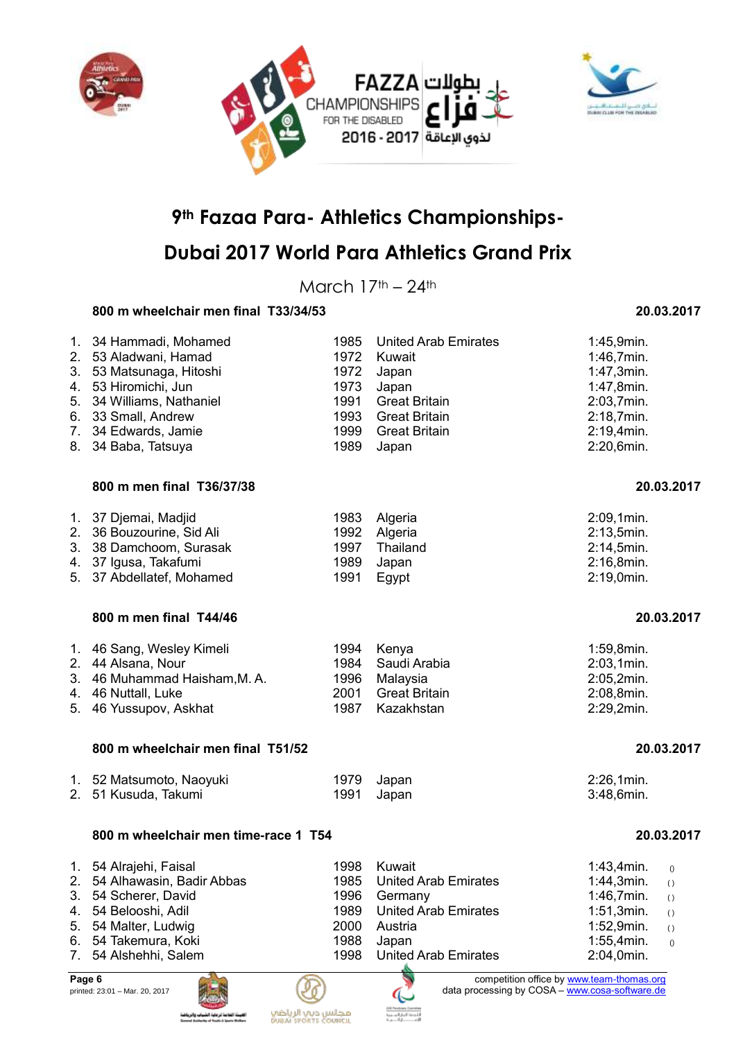# 9th Fazaa Para- Athletics Championships-

# Dubai 2017 World Para Athletics Grand Prix

March 17th – 24th

### 800 m wheelchair men final T33/34/53 — 20.03.2017

| | | | | |
|---|---|---|---|---|
| 1. | 34 Hammadi, Mohamed | 1985 | United Arab Emirates | 1:45,9min. |
| 2. | 53 Aladwani, Hamad | 1972 | Kuwait | 1:46,7min. |
| 3. | 53 Matsunaga, Hitoshi | 1972 | Japan | 1:47,3min. |
| 4. | 53 Hiromichi, Jun | 1973 | Japan | 1:47,8min. |
| 5. | 34 Williams, Nathaniel | 1991 | Great Britain | 2:03,7min. |
| 6. | 33 Small, Andrew | 1993 | Great Britain | 2:18,7min. |
| 7. | 34 Edwards, Jamie | 1999 | Great Britain | 2:19,4min. |
| 8. | 34 Baba, Tatsuya | 1989 | Japan | 2:20,6min. |

### 800 m men final T36/37/38 — 20.03.2017

| | | | | |
|---|---|---|---|---|
| 1. | 37 Djemai, Madjid | 1983 | Algeria | 2:09,1min. |
| 2. | 36 Bouzourine, Sid Ali | 1992 | Algeria | 2:13,5min. |
| 3. | 38 Damchoom, Surasak | 1997 | Thailand | 2:14,5min. |
| 4. | 37 Igusa, Takafumi | 1989 | Japan | 2:16,8min. |
| 5. | 37 Abdellatef, Mohamed | 1991 | Egypt | 2:19,0min. |

### 800 m men final T44/46 — 20.03.2017

| | | | | |
|---|---|---|---|---|
| 1. | 46 Sang, Wesley Kimeli | 1994 | Kenya | 1:59,8min. |
| 2. | 44 Alsana, Nour | 1984 | Saudi Arabia | 2:03,1min. |
| 3. | 46 Muhammad Haisham,M. A. | 1996 | Malaysia | 2:05,2min. |
| 4. | 46 Nuttall, Luke | 2001 | Great Britain | 2:08,8min. |
| 5. | 46 Yussupov, Askhat | 1987 | Kazakhstan | 2:29,2min. |

### 800 m wheelchair men final T51/52 — 20.03.2017

| | | | | |
|---|---|---|---|---|
| 1. | 52 Matsumoto, Naoyuki | 1979 | Japan | 2:26,1min. |
| 2. | 51 Kusuda, Takumi | 1991 | Japan | 3:48,6min. |

### 800 m wheelchair men time-race 1 T54 — 20.03.2017

| | | | | | |
|---|---|---|---|---|---|
| 1. | 54 Alrajehi, Faisal | 1998 | Kuwait | 1:43,4min. | () |
| 2. | 54 Alhawasin, Badir Abbas | 1985 | United Arab Emirates | 1:44,3min. | () |
| 3. | 54 Scherer, David | 1996 | Germany | 1:46,7min. | () |
| 4. | 54 Belooshi, Adil | 1989 | United Arab Emirates | 1:51,3min. | () |
| 5. | 54 Malter, Ludwig | 2000 | Austria | 1:52,9min. | () |
| 6. | 54 Takemura, Koki | 1988 | Japan | 1:55,4min. | () |
| 7. | 54 Alshehhi, Salem | 1998 | United Arab Emirates | 2:04,0min. | |

printed: 23:01 – Mar. 20, 2017

competition office by www.team-thomas.org
data processing by COSA – www.cosa-software.de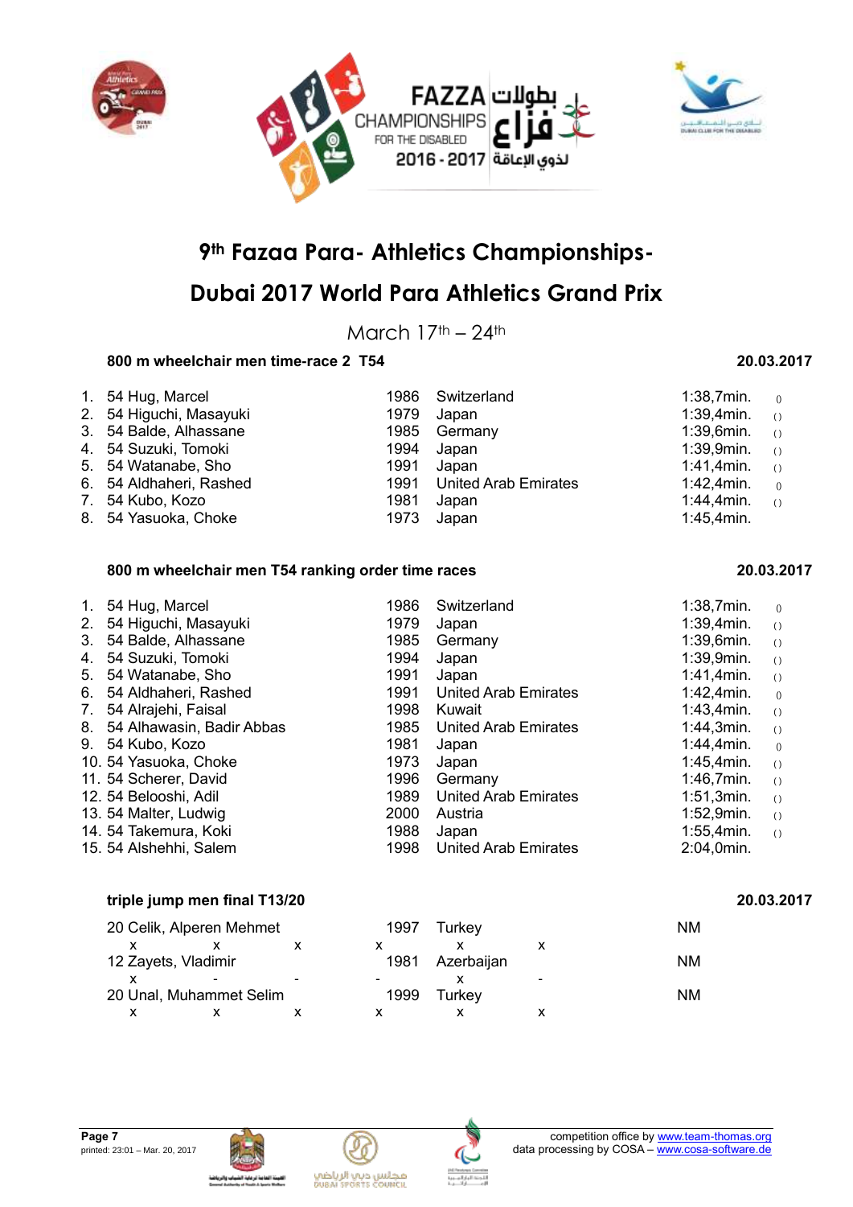# 9th Fazaa Para- Athletics Championships-

# Dubai 2017 World Para Athletics Grand Prix

March 17th – 24th

**800 m wheelchair men time-race 2 T54** **20.03.2017**

| Rank | Class | Name | Year | Country | Time | |
|---|---|---|---|---|---|---|
| 1. | 54 | Hug, Marcel | 1986 | Switzerland | 1:38,7min. | () |
| 2. | 54 | Higuchi, Masayuki | 1979 | Japan | 1:39,4min. | () |
| 3. | 54 | Balde, Alhassane | 1985 | Germany | 1:39,6min. | () |
| 4. | 54 | Suzuki, Tomoki | 1994 | Japan | 1:39,9min. | () |
| 5. | 54 | Watanabe, Sho | 1991 | Japan | 1:41,4min. | () |
| 6. | 54 | Aldhaheri, Rashed | 1991 | United Arab Emirates | 1:42,4min. | () |
| 7. | 54 | Kubo, Kozo | 1981 | Japan | 1:44,4min. | () |
| 8. | 54 | Yasuoka, Choke | 1973 | Japan | 1:45,4min. | |

**800 m wheelchair men T54 ranking order time races** **20.03.2017**

| Rank | Class | Name | Year | Country | Time | |
|---|---|---|---|---|---|---|
| 1. | 54 | Hug, Marcel | 1986 | Switzerland | 1:38,7min. | () |
| 2. | 54 | Higuchi, Masayuki | 1979 | Japan | 1:39,4min. | () |
| 3. | 54 | Balde, Alhassane | 1985 | Germany | 1:39,6min. | () |
| 4. | 54 | Suzuki, Tomoki | 1994 | Japan | 1:39,9min. | () |
| 5. | 54 | Watanabe, Sho | 1991 | Japan | 1:41,4min. | () |
| 6. | 54 | Aldhaheri, Rashed | 1991 | United Arab Emirates | 1:42,4min. | () |
| 7. | 54 | Alrajehi, Faisal | 1998 | Kuwait | 1:43,4min. | () |
| 8. | 54 | Alhawasin, Badir Abbas | 1985 | United Arab Emirates | 1:44,3min. | () |
| 9. | 54 | Kubo, Kozo | 1981 | Japan | 1:44,4min. | () |
| 10. | 54 | Yasuoka, Choke | 1973 | Japan | 1:45,4min. | () |
| 11. | 54 | Scherer, David | 1996 | Germany | 1:46,7min. | () |
| 12. | 54 | Belooshi, Adil | 1989 | United Arab Emirates | 1:51,3min. | () |
| 13. | 54 | Malter, Ludwig | 2000 | Austria | 1:52,9min. | () |
| 14. | 54 | Takemura, Koki | 1988 | Japan | 1:55,4min. | () |
| 15. | 54 | Alshehhi, Salem | 1998 | United Arab Emirates | 2:04,0min. | |

**triple jump men final T13/20** **20.03.2017**

| Class | Name | Year | Country | Result |
|---|---|---|---|---|
| 20 | Celik, Alperen Mehmet | 1997 | Turkey | NM |
| | x x x x x x | | | |
| 12 | Zayets, Vladimir | 1981 | Azerbaijan | NM |
| | x - - - x - | | | |
| 20 | Unal, Muhammet Selim | 1999 | Turkey | NM |
| | x x x x x x | | | |

competition office by www.team-thomas.org
data processing by COSA – www.cosa-software.de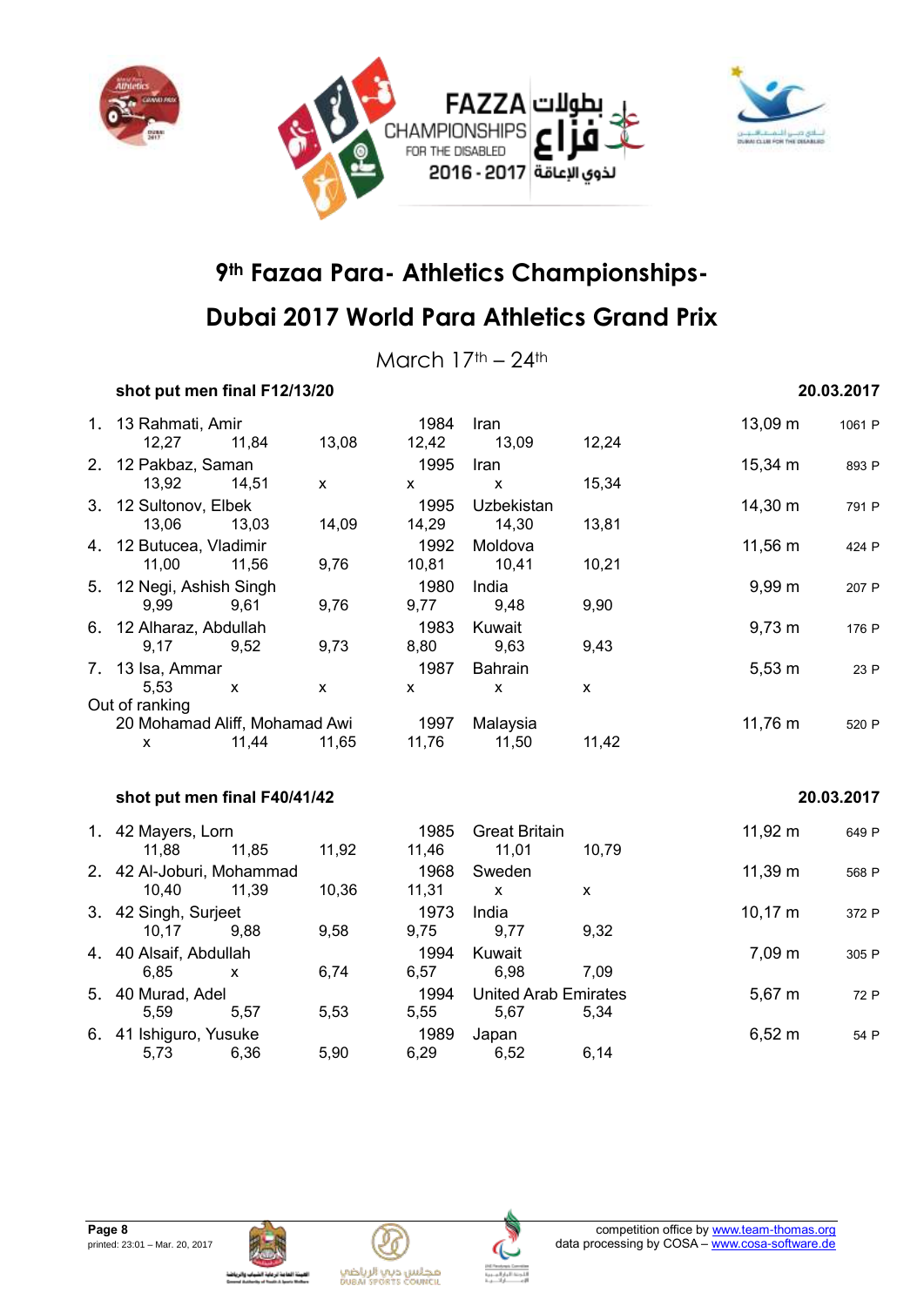# 9th Fazaa Para- Athletics Championships-

# Dubai 2017 World Para Athletics Grand Prix

March 17th – 24th

### shot put men final F12/13/20 — 20.03.2017

| Rank | Class | Name | Year | Country | Result | Points |
|---|---|---|---|---|---|---|
| 1. | 13 | Rahmati, Amir | 1984 | Iran | 13,09 m | 1061 P |
| | | 12,27 · 11,84 · 13,08 · 12,42 · 13,09 · 12,24 | | | | |
| 2. | 12 | Pakbaz, Saman | 1995 | Iran | 15,34 m | 893 P |
| | | 13,92 · 14,51 · x · x · x · 15,34 | | | | |
| 3. | 12 | Sultonov, Elbek | 1995 | Uzbekistan | 14,30 m | 791 P |
| | | 13,06 · 13,03 · 14,09 · 14,29 · 14,30 · 13,81 | | | | |
| 4. | 12 | Butucea, Vladimir | 1992 | Moldova | 11,56 m | 424 P |
| | | 11,00 · 11,56 · 9,76 · 10,81 · 10,41 · 10,21 | | | | |
| 5. | 12 | Negi, Ashish Singh | 1980 | India | 9,99 m | 207 P |
| | | 9,99 · 9,61 · 9,76 · 9,77 · 9,48 · 9,90 | | | | |
| 6. | 12 | Alharaz, Abdullah | 1983 | Kuwait | 9,73 m | 176 P |
| | | 9,17 · 9,52 · 9,73 · 8,80 · 9,63 · 9,43 | | | | |
| 7. | 13 | Isa, Ammar | 1987 | Bahrain | 5,53 m | 23 P |
| | | 5,53 · x · x · x · x · x | | | | |
| Out of ranking | | | | | | |
| | 20 | Mohamad Aliff, Mohamad Awi | 1997 | Malaysia | 11,76 m | 520 P |
| | | x · 11,44 · 11,65 · 11,76 · 11,50 · 11,42 | | | | |

### shot put men final F40/41/42 — 20.03.2017

| Rank | Class | Name | Year | Country | Result | Points |
|---|---|---|---|---|---|---|
| 1. | 42 | Mayers, Lorn | 1985 | Great Britain | 11,92 m | 649 P |
| | | 11,88 · 11,85 · 11,92 · 11,46 · 11,01 · 10,79 | | | | |
| 2. | 42 | Al-Joburi, Mohammad | 1968 | Sweden | 11,39 m | 568 P |
| | | 10,40 · 11,39 · 10,36 · 11,31 · x · x | | | | |
| 3. | 42 | Singh, Surjeet | 1973 | India | 10,17 m | 372 P |
| | | 10,17 · 9,88 · 9,58 · 9,75 · 9,77 · 9,32 | | | | |
| 4. | 40 | Alsaif, Abdullah | 1994 | Kuwait | 7,09 m | 305 P |
| | | 6,85 · x · 6,74 · 6,57 · 6,98 · 7,09 | | | | |
| 5. | 40 | Murad, Adel | 1994 | United Arab Emirates | 5,67 m | 72 P |
| | | 5,59 · 5,57 · 5,53 · 5,55 · 5,67 · 5,34 | | | | |
| 6. | 41 | Ishiguro, Yusuke | 1989 | Japan | 6,52 m | 54 P |
| | | 5,73 · 6,36 · 5,90 · 6,29 · 6,52 · 6,14 | | | | |

printed: 23:01 – Mar. 20, 2017

competition office by www.team-thomas.org
data processing by COSA – www.cosa-software.de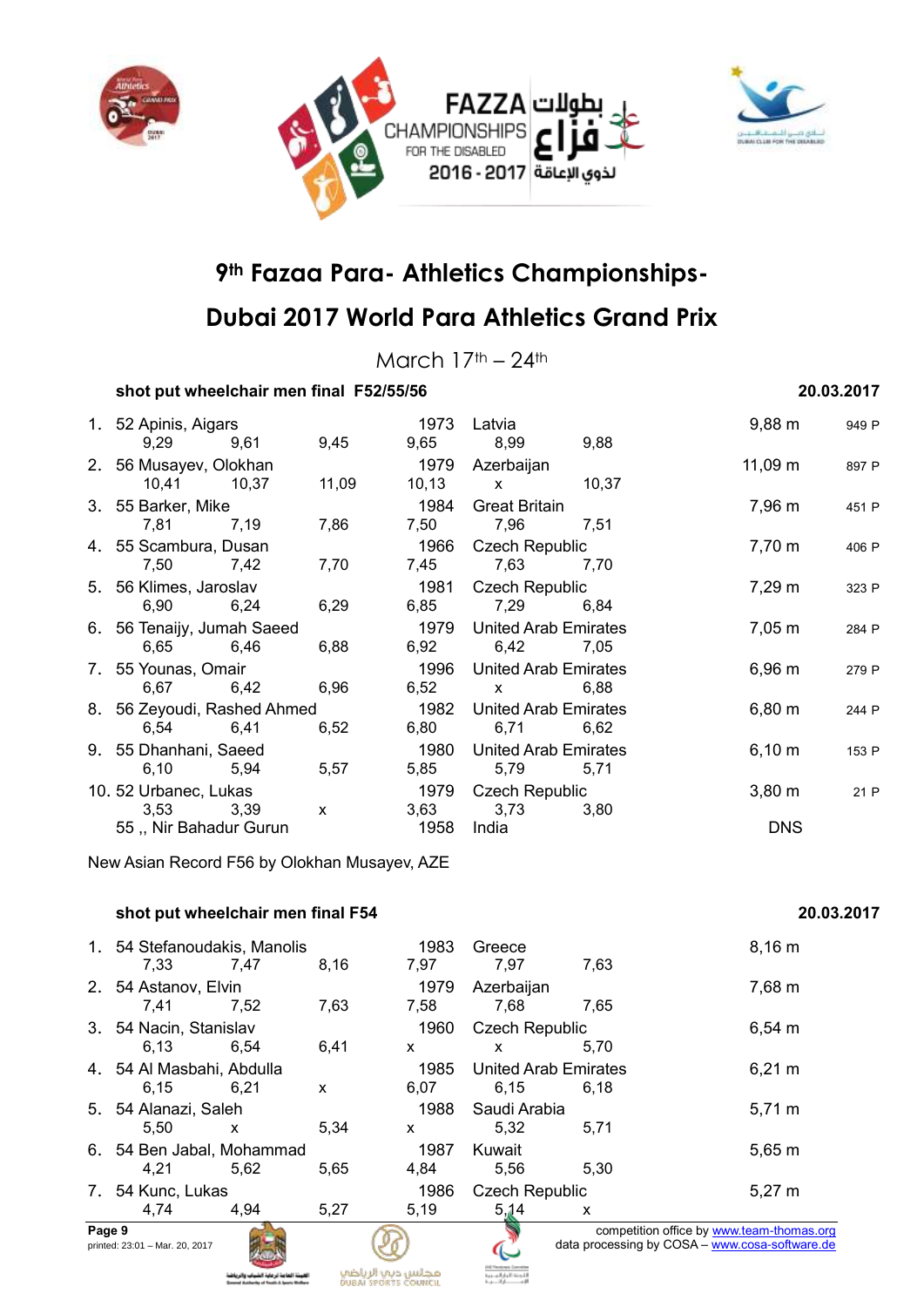# 9th Fazaa Para- Athletics Championships-

# Dubai 2017 World Para Athletics Grand Prix

March 17th – 24th

### shot put wheelchair men final F52/55/56 — 20.03.2017

| Rank | Class | Name | Year | Country | Result | Points |
|---|---|---|---|---|---|---|
| 1. | 52 | Apinis, Aigars | 1973 | Latvia | 9,88 m | 949 P |
| | | 9,29 / 9,61 / 9,45 / 9,65 / 8,99 / 9,88 | | | | |
| 2. | 56 | Musayev, Olokhan | 1979 | Azerbaijan | 11,09 m | 897 P |
| | | 10,41 / 10,37 / 11,09 / 10,13 / x / 10,37 | | | | |
| 3. | 55 | Barker, Mike | 1984 | Great Britain | 7,96 m | 451 P |
| | | 7,81 / 7,19 / 7,86 / 7,50 / 7,96 / 7,51 | | | | |
| 4. | 55 | Scambura, Dusan | 1966 | Czech Republic | 7,70 m | 406 P |
| | | 7,50 / 7,42 / 7,70 / 7,45 / 7,63 / 7,70 | | | | |
| 5. | 56 | Klimes, Jaroslav | 1981 | Czech Republic | 7,29 m | 323 P |
| | | 6,90 / 6,24 / 6,29 / 6,85 / 7,29 / 6,84 | | | | |
| 6. | 56 | Tenaijy, Jumah Saeed | 1979 | United Arab Emirates | 7,05 m | 284 P |
| | | 6,65 / 6,46 / 6,88 / 6,92 / 6,42 / 7,05 | | | | |
| 7. | 55 | Younas, Omair | 1996 | United Arab Emirates | 6,96 m | 279 P |
| | | 6,67 / 6,42 / 6,96 / 6,52 / x / 6,88 | | | | |
| 8. | 56 | Zeyoudi, Rashed Ahmed | 1982 | United Arab Emirates | 6,80 m | 244 P |
| | | 6,54 / 6,41 / 6,52 / 6,80 / 6,71 / 6,62 | | | | |
| 9. | 55 | Dhanhani, Saeed | 1980 | United Arab Emirates | 6,10 m | 153 P |
| | | 6,10 / 5,94 / 5,57 / 5,85 / 5,79 / 5,71 | | | | |
| 10. | 52 | Urbanec, Lukas | 1979 | Czech Republic | 3,80 m | 21 P |
| | | 3,53 / 3,39 / x / 3,63 / 3,73 / 3,80 | | | | |
| | 55 | ,, Nir Bahadur Gurun | 1958 | India | DNS | |

New Asian Record F56 by Olokhan Musayev, AZE

### shot put wheelchair men final F54 — 20.03.2017

| Rank | Class | Name | Year | Country | Result |
|---|---|---|---|---|---|
| 1. | 54 | Stefanoudakis, Manolis | 1983 | Greece | 8,16 m |
| | | 7,33 / 7,47 / 8,16 / 7,97 / 7,97 / 7,63 | | | |
| 2. | 54 | Astanov, Elvin | 1979 | Azerbaijan | 7,68 m |
| | | 7,41 / 7,52 / 7,63 / 7,58 / 7,68 / 7,65 | | | |
| 3. | 54 | Nacin, Stanislav | 1960 | Czech Republic | 6,54 m |
| | | 6,13 / 6,54 / 6,41 / x / x / 5,70 | | | |
| 4. | 54 | Al Masbahi, Abdulla | 1985 | United Arab Emirates | 6,21 m |
| | | 6,15 / 6,21 / x / 6,07 / 6,15 / 6,18 | | | |
| 5. | 54 | Alanazi, Saleh | 1988 | Saudi Arabia | 5,71 m |
| | | 5,50 / x / 5,34 / x / 5,32 / 5,71 | | | |
| 6. | 54 | Ben Jabal, Mohammad | 1987 | Kuwait | 5,65 m |
| | | 4,21 / 5,62 / 5,65 / 4,84 / 5,56 / 5,30 | | | |
| 7. | 54 | Kunc, Lukas | 1986 | Czech Republic | 5,27 m |
| | | 4,74 / 4,94 / 5,27 / 5,19 / 5,14 / x | | | |

printed: 23:01 – Mar. 20, 2017

competition office by www.team-thomas.org
data processing by COSA – www.cosa-software.de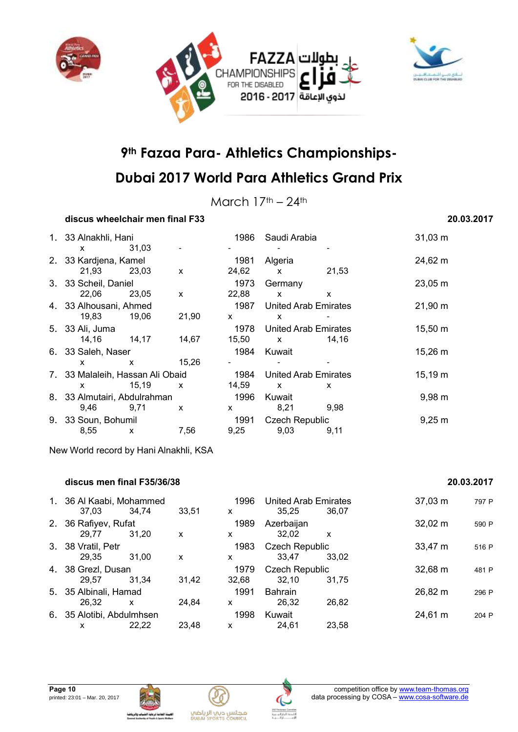# 9th Fazaa Para- Athletics Championships-

# Dubai 2017 World Para Athletics Grand Prix

March 17th – 24th

### discus wheelchair men final F33 — 20.03.2017

| Rank | Class | Name | Year | Country | Result |
|---|---|---|---|---|---|
| 1. | 33 | Alnakhli, Hani | 1986 | Saudi Arabia | 31,03 m |
| | | x 31,03 - | - | - - | |
| 2. | 33 | Kardjena, Kamel | 1981 | Algeria | 24,62 m |
| | | 21,93 23,03 x | 24,62 | x 21,53 | |
| 3. | 33 | Scheil, Daniel | 1973 | Germany | 23,05 m |
| | | 22,06 23,05 x | 22,88 | x x | |
| 4. | 33 | Alhousani, Ahmed | 1987 | United Arab Emirates | 21,90 m |
| | | 19,83 19,06 21,90 | x | x - | |
| 5. | 33 | Ali, Juma | 1978 | United Arab Emirates | 15,50 m |
| | | 14,16 14,17 14,67 | 15,50 | x 14,16 | |
| 6. | 33 | Saleh, Naser | 1984 | Kuwait | 15,26 m |
| | | x x 15,26 | - | - - | |
| 7. | 33 | Malaleih, Hassan Ali Obaid | 1984 | United Arab Emirates | 15,19 m |
| | | x 15,19 x | 14,59 | x x | |
| 8. | 33 | Almutairi, Abdulrahman | 1996 | Kuwait | 9,98 m |
| | | 9,46 9,71 x | x | 8,21 9,98 | |
| 9. | 33 | Soun, Bohumil | 1991 | Czech Republic | 9,25 m |
| | | 8,55 x 7,56 | 9,25 | 9,03 9,11 | |

New World record by Hani Alnakhli, KSA

### discus men final F35/36/38 — 20.03.2017

| Rank | Class | Name | Year | Country | Result | Points |
|---|---|---|---|---|---|---|
| 1. | 36 | Al Kaabi, Mohammed | 1996 | United Arab Emirates | 37,03 m | 797 P |
| | | 37,03 34,74 33,51 | x | 35,25 36,07 | | |
| 2. | 36 | Rafiyev, Rufat | 1989 | Azerbaijan | 32,02 m | 590 P |
| | | 29,77 31,20 x | x | 32,02 x | | |
| 3. | 38 | Vratil, Petr | 1983 | Czech Republic | 33,47 m | 516 P |
| | | 29,35 31,00 x | x | 33,47 33,02 | | |
| 4. | 38 | Grezl, Dusan | 1979 | Czech Republic | 32,68 m | 481 P |
| | | 29,57 31,34 31,42 | 32,68 | 32,10 31,75 | | |
| 5. | 35 | Albinali, Hamad | 1991 | Bahrain | 26,82 m | 296 P |
| | | 26,32 x 24,84 | x | 26,32 26,82 | | |
| 6. | 35 | Alotibi, Abdulmhsen | 1998 | Kuwait | 24,61 m | 204 P |
| | | x 22,22 23,48 | x | 24,61 23,58 | | |

printed: 23:01 – Mar. 20, 2017

competition office by www.team-thomas.org
data processing by COSA – www.cosa-software.de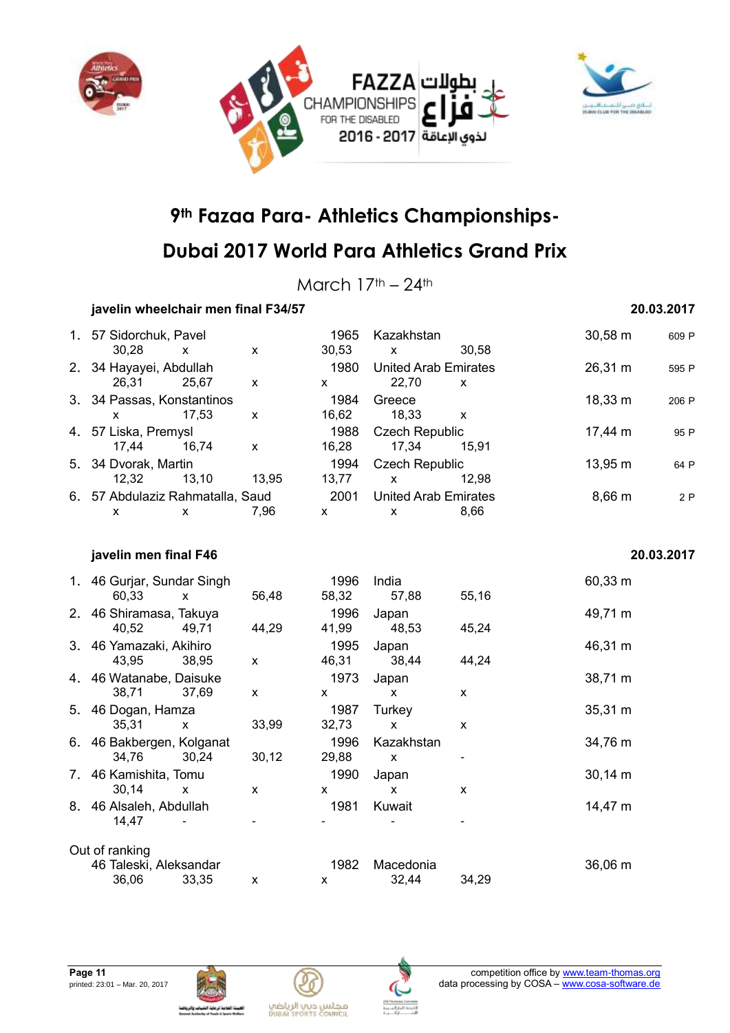# 9th Fazaa Para- Athletics Championships-

# Dubai 2017 World Para Athletics Grand Prix

March 17th – 24th

### javelin wheelchair men final F34/57 — 20.03.2017

| Rank | Class | Name | Year | Country | Result | Points |
|---|---|---|---|---|---|---|
| 1. | 57 | Sidorchuk, Pavel | 1965 | Kazakhstan | 30,58 m | 609 P |
| | | 30,28 / x / x / 30,53 / x / 30,58 | | | | |
| 2. | 34 | Hayayei, Abdullah | 1980 | United Arab Emirates | 26,31 m | 595 P |
| | | 26,31 / 25,67 / x / x / 22,70 / x | | | | |
| 3. | 34 | Passas, Konstantinos | 1984 | Greece | 18,33 m | 206 P |
| | | x / 17,53 / x / 16,62 / 18,33 / x | | | | |
| 4. | 57 | Liska, Premysl | 1988 | Czech Republic | 17,44 m | 95 P |
| | | 17,44 / 16,74 / x / 16,28 / 17,34 / 15,91 | | | | |
| 5. | 34 | Dvorak, Martin | 1994 | Czech Republic | 13,95 m | 64 P |
| | | 12,32 / 13,10 / 13,95 / 13,77 / x / 12,98 | | | | |
| 6. | 57 | Abdulaziz Rahmatalla, Saud | 2001 | United Arab Emirates | 8,66 m | 2 P |
| | | x / x / 7,96 / x / x / 8,66 | | | | |

### javelin men final F46 — 20.03.2017

| Rank | Class | Name | Year | Country | Result |
|---|---|---|---|---|---|
| 1. | 46 | Gurjar, Sundar Singh | 1996 | India | 60,33 m |
| | | 60,33 / x / 56,48 / 58,32 / 57,88 / 55,16 | | | |
| 2. | 46 | Shiramasa, Takuya | 1996 | Japan | 49,71 m |
| | | 40,52 / 49,71 / 44,29 / 41,99 / 48,53 / 45,24 | | | |
| 3. | 46 | Yamazaki, Akihiro | 1995 | Japan | 46,31 m |
| | | 43,95 / 38,95 / x / 46,31 / 38,44 / 44,24 | | | |
| 4. | 46 | Watanabe, Daisuke | 1973 | Japan | 38,71 m |
| | | 38,71 / 37,69 / x / x / x / x | | | |
| 5. | 46 | Dogan, Hamza | 1987 | Turkey | 35,31 m |
| | | 35,31 / x / 33,99 / 32,73 / x / x | | | |
| 6. | 46 | Bakbergen, Kolganat | 1996 | Kazakhstan | 34,76 m |
| | | 34,76 / 30,24 / 30,12 / 29,88 / x / - | | | |
| 7. | 46 | Kamishita, Tomu | 1990 | Japan | 30,14 m |
| | | 30,14 / x / x / x / x / x | | | |
| 8. | 46 | Alsaleh, Abdullah | 1981 | Kuwait | 14,47 m |
| | | 14,47 / - / - / - / - / - | | | |
| Out of ranking | | | | | |
| | 46 | Taleski, Aleksandar | 1982 | Macedonia | 36,06 m |
| | | 36,06 / 33,35 / x / x / 32,44 / 34,29 | | | |

printed: 23:01 – Mar. 20, 2017

competition office by www.team-thomas.org
data processing by COSA – www.cosa-software.de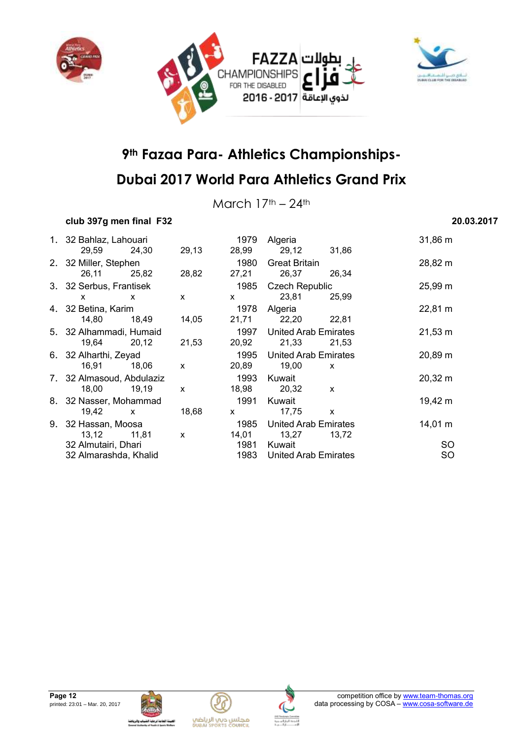# 9th Fazaa Para- Athletics Championships-

# Dubai 2017 World Para Athletics Grand Prix

March 17th – 24th

**club 397g men final F32** **20.03.2017**

| Rank | Class | Name | Year | Country | Result |
|---|---|---|---|---|---|
| 1. | 32 | Bahlaz, Lahouari | 1979 | Algeria | 31,86 m |
| | | 29,59 / 24,30 / 29,13 / 28,99 / 29,12 / 31,86 | | | |
| 2. | 32 | Miller, Stephen | 1980 | Great Britain | 28,82 m |
| | | 26,11 / 25,82 / 28,82 / 27,21 / 26,37 / 26,34 | | | |
| 3. | 32 | Serbus, Frantisek | 1985 | Czech Republic | 25,99 m |
| | | x / x / x / x / 23,81 / 25,99 | | | |
| 4. | 32 | Betina, Karim | 1978 | Algeria | 22,81 m |
| | | 14,80 / 18,49 / 14,05 / 21,71 / 22,20 / 22,81 | | | |
| 5. | 32 | Alhammadi, Humaid | 1997 | United Arab Emirates | 21,53 m |
| | | 19,64 / 20,12 / 21,53 / 20,92 / 21,33 / 21,53 | | | |
| 6. | 32 | Alharthi, Zeyad | 1995 | United Arab Emirates | 20,89 m |
| | | 16,91 / 18,06 / x / 20,89 / 19,00 / x | | | |
| 7. | 32 | Almasoud, Abdulaziz | 1993 | Kuwait | 20,32 m |
| | | 18,00 / 19,19 / x / 18,98 / 20,32 / x | | | |
| 8. | 32 | Nasser, Mohammad | 1991 | Kuwait | 19,42 m |
| | | 19,42 / x / 18,68 / x / 17,75 / x | | | |
| 9. | 32 | Hassan, Moosa | 1985 | United Arab Emirates | 14,01 m |
| | | 13,12 / 11,81 / x / 14,01 / 13,27 / 13,72 | | | |
| | 32 | Almutairi, Dhari | 1981 | Kuwait | SO |
| | 32 | Almarashda, Khalid | 1983 | United Arab Emirates | SO |

printed: 23:01 – Mar. 20, 2017

competition office by www.team-thomas.org
data processing by COSA – www.cosa-software.de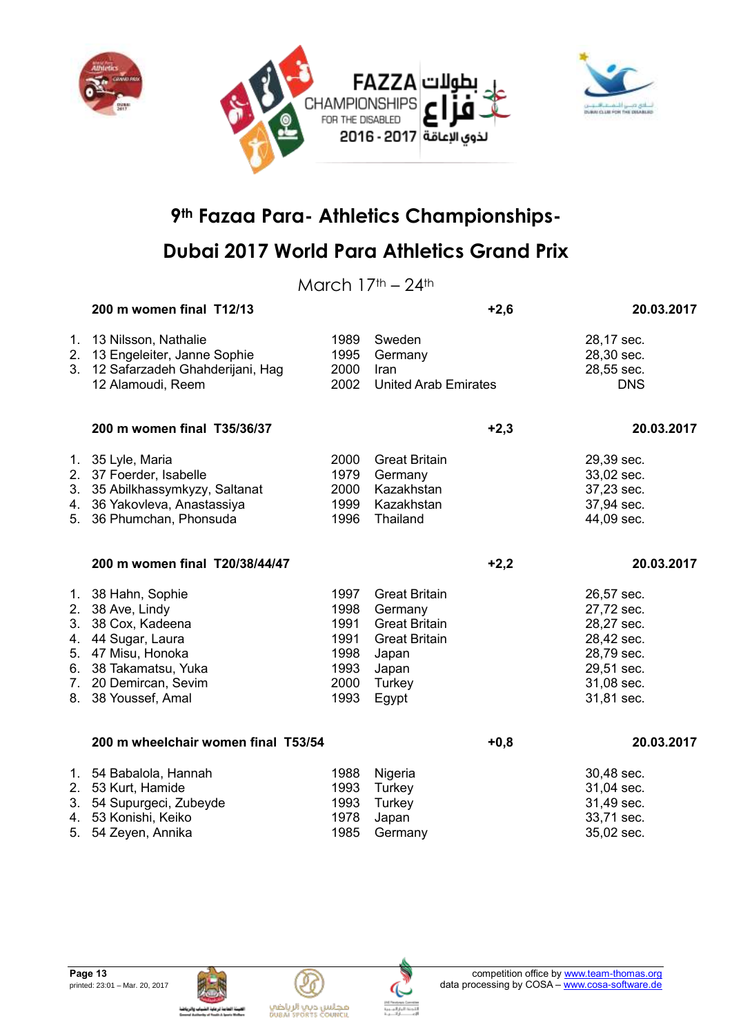FAZZA CHAMPIONSHIPS FOR THE DISABLED 2016 - 2017 بطولات فزاع لذوي الإعاقة

# 9th Fazaa Para- Athletics Championships-

# Dubai 2017 World Para Athletics Grand Prix

March 17th – 24th

**200 m women final T12/13** | **+2,6** | **20.03.2017**

| | | | | |
|---|---|---|---|---|
| 1. | 13 Nilsson, Nathalie | 1989 | Sweden | 28,17 sec. |
| 2. | 13 Engeleiter, Janne Sophie | 1995 | Germany | 28,30 sec. |
| 3. | 12 Safarzadeh Ghahderijani, Hag | 2000 | Iran | 28,55 sec. |
| | 12 Alamoudi, Reem | 2002 | United Arab Emirates | DNS |

**200 m women final T35/36/37** | **+2,3** | **20.03.2017**

| | | | | |
|---|---|---|---|---|
| 1. | 35 Lyle, Maria | 2000 | Great Britain | 29,39 sec. |
| 2. | 37 Foerder, Isabelle | 1979 | Germany | 33,02 sec. |
| 3. | 35 Abilkhassymkyzy, Saltanat | 2000 | Kazakhstan | 37,23 sec. |
| 4. | 36 Yakovleva, Anastassiya | 1999 | Kazakhstan | 37,94 sec. |
| 5. | 36 Phumchan, Phonsuda | 1996 | Thailand | 44,09 sec. |

**200 m women final T20/38/44/47** | **+2,2** | **20.03.2017**

| | | | | |
|---|---|---|---|---|
| 1. | 38 Hahn, Sophie | 1997 | Great Britain | 26,57 sec. |
| 2. | 38 Ave, Lindy | 1998 | Germany | 27,72 sec. |
| 3. | 38 Cox, Kadeena | 1991 | Great Britain | 28,27 sec. |
| 4. | 44 Sugar, Laura | 1991 | Great Britain | 28,42 sec. |
| 5. | 47 Misu, Honoka | 1998 | Japan | 28,79 sec. |
| 6. | 38 Takamatsu, Yuka | 1993 | Japan | 29,51 sec. |
| 7. | 20 Demircan, Sevim | 2000 | Turkey | 31,08 sec. |
| 8. | 38 Youssef, Amal | 1993 | Egypt | 31,81 sec. |

**200 m wheelchair women final T53/54** | **+0,8** | **20.03.2017**

| | | | | |
|---|---|---|---|---|
| 1. | 54 Babalola, Hannah | 1988 | Nigeria | 30,48 sec. |
| 2. | 53 Kurt, Hamide | 1993 | Turkey | 31,04 sec. |
| 3. | 54 Supurgeci, Zubeyde | 1993 | Turkey | 31,49 sec. |
| 4. | 53 Konishi, Keiko | 1978 | Japan | 33,71 sec. |
| 5. | 54 Zeyen, Annika | 1985 | Germany | 35,02 sec. |

printed: 23:01 – Mar. 20, 2017

competition office by www.team-thomas.org
data processing by COSA – www.cosa-software.de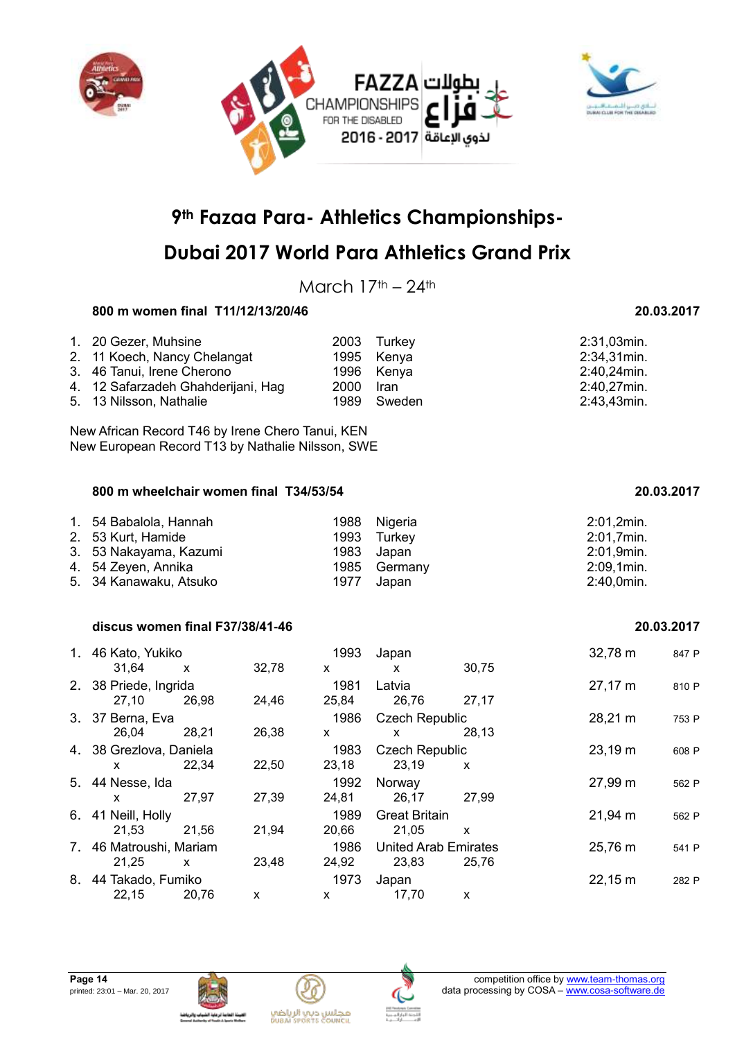# 9th Fazaa Para- Athletics Championships-

# Dubai 2017 World Para Athletics Grand Prix

March 17th – 24th

### 800 m women final T11/12/13/20/46 — 20.03.2017

| Rank | Class / Name | Year | Country | Result |
|---|---|---|---|---|
| 1. | 20 Gezer, Muhsine | 2003 | Turkey | 2:31,03min. |
| 2. | 11 Koech, Nancy Chelangat | 1995 | Kenya | 2:34,31min. |
| 3. | 46 Tanui, Irene Cherono | 1996 | Kenya | 2:40,24min. |
| 4. | 12 Safarzadeh Ghahderijani, Hag | 2000 | Iran | 2:40,27min. |
| 5. | 13 Nilsson, Nathalie | 1989 | Sweden | 2:43,43min. |

New African Record T46 by Irene Chero Tanui, KEN
New European Record T13 by Nathalie Nilsson, SWE

### 800 m wheelchair women final T34/53/54 — 20.03.2017

| Rank | Class / Name | Year | Country | Result |
|---|---|---|---|---|
| 1. | 54 Babalola, Hannah | 1988 | Nigeria | 2:01,2min. |
| 2. | 53 Kurt, Hamide | 1993 | Turkey | 2:01,7min. |
| 3. | 53 Nakayama, Kazumi | 1983 | Japan | 2:01,9min. |
| 4. | 54 Zeyen, Annika | 1985 | Germany | 2:09,1min. |
| 5. | 34 Kanawaku, Atsuko | 1977 | Japan | 2:40,0min. |

### discus women final F37/38/41-46 — 20.03.2017

| Rank | Class / Name | Year | Country | Result | Points |
|---|---|---|---|---|---|
| 1. | 46 Kato, Yukiko | 1993 | Japan | 32,78 m | 847 P |
| | 31,64 / x / 32,78 / x / x / 30,75 | | | | |
| 2. | 38 Priede, Ingrida | 1981 | Latvia | 27,17 m | 810 P |
| | 27,10 / 26,98 / 24,46 / 25,84 / 26,76 / 27,17 | | | | |
| 3. | 37 Berna, Eva | 1986 | Czech Republic | 28,21 m | 753 P |
| | 26,04 / 28,21 / 26,38 / x / x / 28,13 | | | | |
| 4. | 38 Grezlova, Daniela | 1983 | Czech Republic | 23,19 m | 608 P |
| | x / 22,34 / 22,50 / 23,18 / 23,19 / x | | | | |
| 5. | 44 Nesse, Ida | 1992 | Norway | 27,99 m | 562 P |
| | x / 27,97 / 27,39 / 24,81 / 26,17 / 27,99 | | | | |
| 6. | 41 Neill, Holly | 1989 | Great Britain | 21,94 m | 562 P |
| | 21,53 / 21,56 / 21,94 / 20,66 / 21,05 / x | | | | |
| 7. | 46 Matroushi, Mariam | 1986 | United Arab Emirates | 25,76 m | 541 P |
| | 21,25 / x / 23,48 / 24,92 / 23,83 / 25,76 | | | | |
| 8. | 44 Takado, Fumiko | 1973 | Japan | 22,15 m | 282 P |
| | 22,15 / 20,76 / x / x / 17,70 / x | | | | |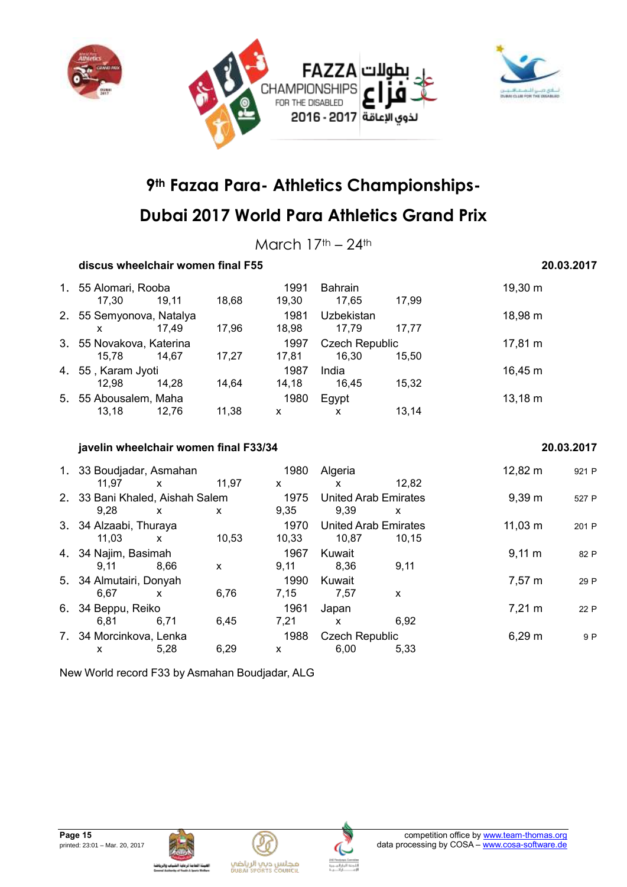# 9th Fazaa Para- Athletics Championships-

# Dubai 2017 World Para Athletics Grand Prix

March 17th – 24th

### discus wheelchair women final F55 — 20.03.2017

| Rank | Class | Name | Year | Country | Result |
|---|---|---|---|---|---|
| 1. | 55 | Alomari, Rooba | 1991 | Bahrain | 19,30 m |
| | | 17,30 / 19,11 / 18,68 / 19,30 / 17,65 / 17,99 | | | |
| 2. | 55 | Semyonova, Natalya | 1981 | Uzbekistan | 18,98 m |
| | | x / 17,49 / 17,96 / 18,98 / 17,79 / 17,77 | | | |
| 3. | 55 | Novakova, Katerina | 1997 | Czech Republic | 17,81 m |
| | | 15,78 / 14,67 / 17,27 / 17,81 / 16,30 / 15,50 | | | |
| 4. | 55 | , Karam Jyoti | 1987 | India | 16,45 m |
| | | 12,98 / 14,28 / 14,64 / 14,18 / 16,45 / 15,32 | | | |
| 5. | 55 | Abousalem, Maha | 1980 | Egypt | 13,18 m |
| | | 13,18 / 12,76 / 11,38 / x / x / 13,14 | | | |

### javelin wheelchair women final F33/34 — 20.03.2017

| Rank | Class | Name | Year | Country | Result | Points |
|---|---|---|---|---|---|---|
| 1. | 33 | Boudjadar, Asmahan | 1980 | Algeria | 12,82 m | 921 P |
| | | 11,97 / x / 11,97 / x / x / 12,82 | | | | |
| 2. | 33 | Bani Khaled, Aishah Salem | 1975 | United Arab Emirates | 9,39 m | 527 P |
| | | 9,28 / x / x / 9,35 / 9,39 / x | | | | |
| 3. | 34 | Alzaabi, Thuraya | 1970 | United Arab Emirates | 11,03 m | 201 P |
| | | 11,03 / x / 10,53 / 10,33 / 10,87 / 10,15 | | | | |
| 4. | 34 | Najim, Basimah | 1967 | Kuwait | 9,11 m | 82 P |
| | | 9,11 / 8,66 / x / 9,11 / 8,36 / 9,11 | | | | |
| 5. | 34 | Almutairi, Donyah | 1990 | Kuwait | 7,57 m | 29 P |
| | | 6,67 / x / 6,76 / 7,15 / 7,57 / x | | | | |
| 6. | 34 | Beppu, Reiko | 1961 | Japan | 7,21 m | 22 P |
| | | 6,81 / 6,71 / 6,45 / 7,21 / x / 6,92 | | | | |
| 7. | 34 | Morcinkova, Lenka | 1988 | Czech Republic | 6,29 m | 9 P |
| | | x / 5,28 / 6,29 / x / 6,00 / 5,33 | | | | |

New World record F33 by Asmahan Boudjadar, ALG

printed: 23:01 – Mar. 20, 2017

competition office by www.team-thomas.org
data processing by COSA – www.cosa-software.de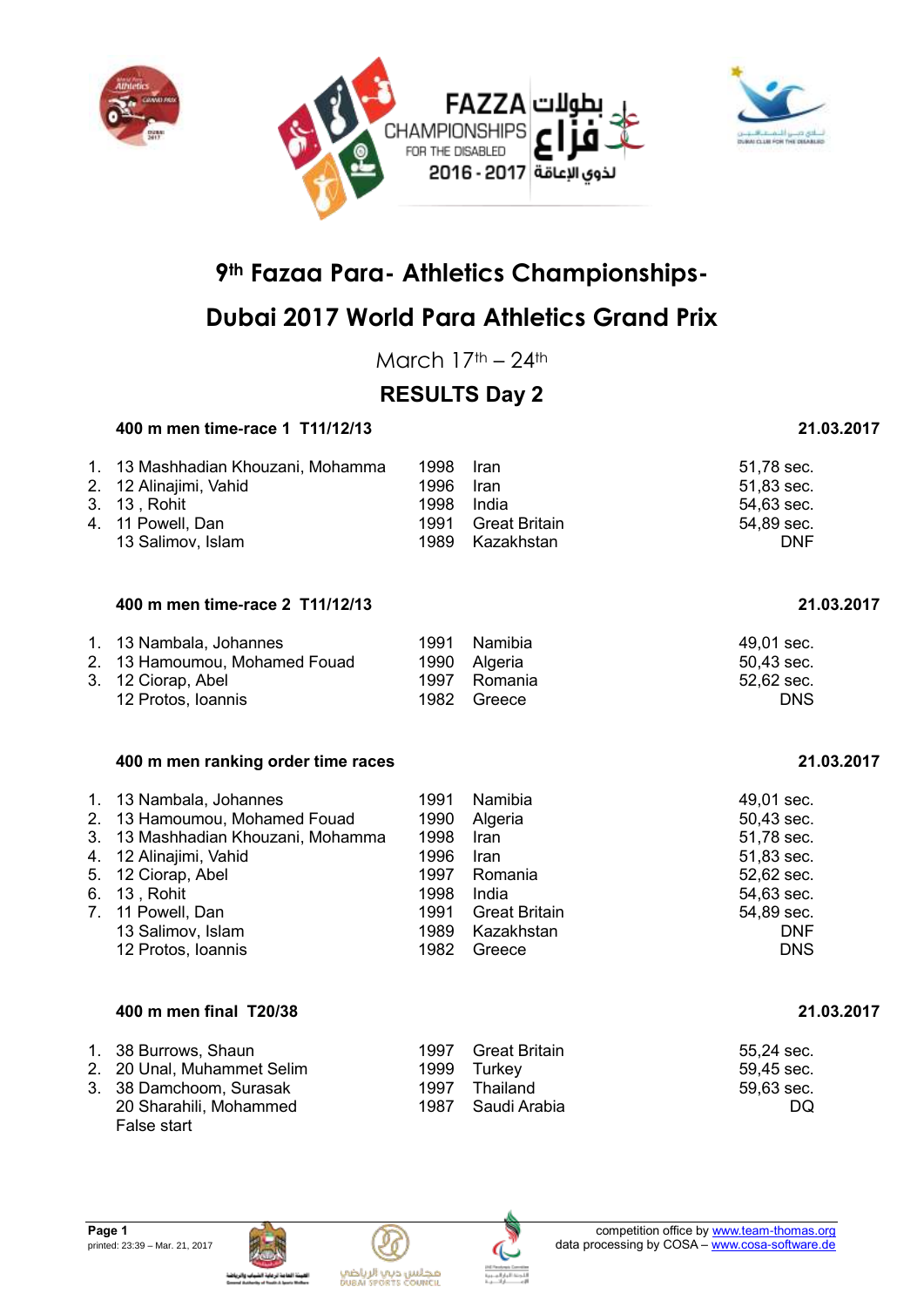FAZZA CHAMPIONSHIPS FOR THE DISABLED 2016 - 2017 بطولات فزاع لذوي الإعاقة

# 9th Fazaa Para- Athletics Championships-

# Dubai 2017 World Para Athletics Grand Prix

March 17th – 24th

## RESULTS Day 2

### 400 m men time-race 1 T11/12/13 — 21.03.2017

| Rank | Class / Name | Year | Country | Result |
|---|---|---|---|---|
| 1. | 13 Mashhadian Khouzani, Mohamma | 1998 | Iran | 51,78 sec. |
| 2. | 12 Alinajimi, Vahid | 1996 | Iran | 51,83 sec. |
| 3. | 13 , Rohit | 1998 | India | 54,63 sec. |
| 4. | 11 Powell, Dan | 1991 | Great Britain | 54,89 sec. |
| | 13 Salimov, Islam | 1989 | Kazakhstan | DNF |

### 400 m men time-race 2 T11/12/13 — 21.03.2017

| Rank | Class / Name | Year | Country | Result |
|---|---|---|---|---|
| 1. | 13 Nambala, Johannes | 1991 | Namibia | 49,01 sec. |
| 2. | 13 Hamoumou, Mohamed Fouad | 1990 | Algeria | 50,43 sec. |
| 3. | 12 Ciorap, Abel | 1997 | Romania | 52,62 sec. |
| | 12 Protos, Ioannis | 1982 | Greece | DNS |

### 400 m men ranking order time races — 21.03.2017

| Rank | Class / Name | Year | Country | Result |
|---|---|---|---|---|
| 1. | 13 Nambala, Johannes | 1991 | Namibia | 49,01 sec. |
| 2. | 13 Hamoumou, Mohamed Fouad | 1990 | Algeria | 50,43 sec. |
| 3. | 13 Mashhadian Khouzani, Mohamma | 1998 | Iran | 51,78 sec. |
| 4. | 12 Alinajimi, Vahid | 1996 | Iran | 51,83 sec. |
| 5. | 12 Ciorap, Abel | 1997 | Romania | 52,62 sec. |
| 6. | 13 , Rohit | 1998 | India | 54,63 sec. |
| 7. | 11 Powell, Dan | 1991 | Great Britain | 54,89 sec. |
| | 13 Salimov, Islam | 1989 | Kazakhstan | DNF |
| | 12 Protos, Ioannis | 1982 | Greece | DNS |

### 400 m men final T20/38 — 21.03.2017

| Rank | Class / Name | Year | Country | Result |
|---|---|---|---|---|
| 1. | 38 Burrows, Shaun | 1997 | Great Britain | 55,24 sec. |
| 2. | 20 Unal, Muhammet Selim | 1999 | Turkey | 59,45 sec. |
| 3. | 38 Damchoom, Surasak | 1997 | Thailand | 59,63 sec. |
| | 20 Sharahili, Mohammed<br>False start | 1987 | Saudi Arabia | DQ |

printed: 23:39 – Mar. 21, 2017

competition office by www.team-thomas.org
data processing by COSA – www.cosa-software.de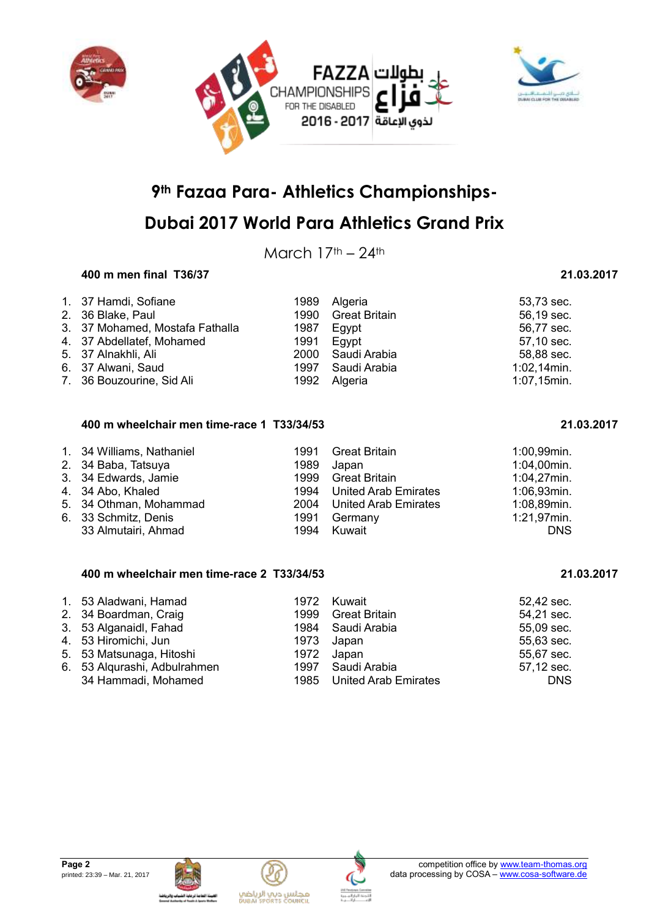# 9th Fazaa Para- Athletics Championships-

# Dubai 2017 World Para Athletics Grand Prix

March 17th – 24th

### 400 m men final T36/37 — 21.03.2017

| Rank | Class | Name | Year | Country | Result |
|---|---|---|---|---|---|
| 1. | 37 | Hamdi, Sofiane | 1989 | Algeria | 53,73 sec. |
| 2. | 36 | Blake, Paul | 1990 | Great Britain | 56,19 sec. |
| 3. | 37 | Mohamed, Mostafa Fathalla | 1987 | Egypt | 56,77 sec. |
| 4. | 37 | Abdellatef, Mohamed | 1991 | Egypt | 57,10 sec. |
| 5. | 37 | Alnakhli, Ali | 2000 | Saudi Arabia | 58,88 sec. |
| 6. | 37 | Alwani, Saud | 1997 | Saudi Arabia | 1:02,14min. |
| 7. | 36 | Bouzourine, Sid Ali | 1992 | Algeria | 1:07,15min. |

### 400 m wheelchair men time-race 1 T33/34/53 — 21.03.2017

| Rank | Class | Name | Year | Country | Result |
|---|---|---|---|---|---|
| 1. | 34 | Williams, Nathaniel | 1991 | Great Britain | 1:00,99min. |
| 2. | 34 | Baba, Tatsuya | 1989 | Japan | 1:04,00min. |
| 3. | 34 | Edwards, Jamie | 1999 | Great Britain | 1:04,27min. |
| 4. | 34 | Abo, Khaled | 1994 | United Arab Emirates | 1:06,93min. |
| 5. | 34 | Othman, Mohammad | 2004 | United Arab Emirates | 1:08,89min. |
| 6. | 33 | Schmitz, Denis | 1991 | Germany | 1:21,97min. |
| | 33 | Almutairi, Ahmad | 1994 | Kuwait | DNS |

### 400 m wheelchair men time-race 2 T33/34/53 — 21.03.2017

| Rank | Class | Name | Year | Country | Result |
|---|---|---|---|---|---|
| 1. | 53 | Aladwani, Hamad | 1972 | Kuwait | 52,42 sec. |
| 2. | 34 | Boardman, Craig | 1999 | Great Britain | 54,21 sec. |
| 3. | 53 | Alganaidl, Fahad | 1984 | Saudi Arabia | 55,09 sec. |
| 4. | 53 | Hiromichi, Jun | 1973 | Japan | 55,63 sec. |
| 5. | 53 | Matsunaga, Hitoshi | 1972 | Japan | 55,67 sec. |
| 6. | 53 | Alqurashi, Adbulrahmen | 1997 | Saudi Arabia | 57,12 sec. |
| | 34 | Hammadi, Mohamed | 1985 | United Arab Emirates | DNS |

printed: 23:39 – Mar. 21, 2017

competition office by www.team-thomas.org
data processing by COSA – www.cosa-software.de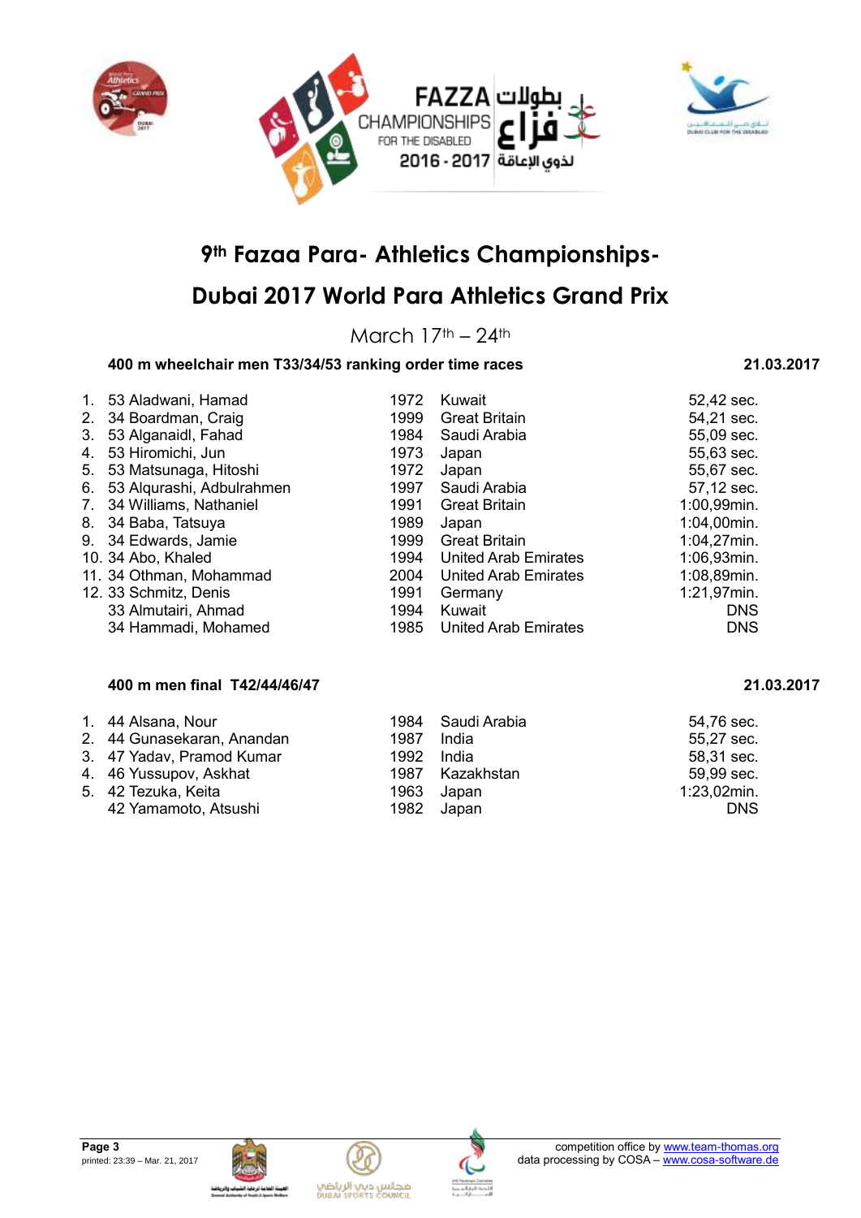# 9th Fazaa Para- Athletics Championships-

# Dubai 2017 World Para Athletics Grand Prix

March 17th – 24th

**400 m wheelchair men T33/34/53 ranking order time races** **21.03.2017**

| Rank | Class | Name | Year | Country | Result |
|---|---|---|---|---|---|
| 1. | 53 | Aladwani, Hamad | 1972 | Kuwait | 52,42 sec. |
| 2. | 34 | Boardman, Craig | 1999 | Great Britain | 54,21 sec. |
| 3. | 53 | Alganaidl, Fahad | 1984 | Saudi Arabia | 55,09 sec. |
| 4. | 53 | Hiromichi, Jun | 1973 | Japan | 55,63 sec. |
| 5. | 53 | Matsunaga, Hitoshi | 1972 | Japan | 55,67 sec. |
| 6. | 53 | Alqurashi, Adbulrahmen | 1997 | Saudi Arabia | 57,12 sec. |
| 7. | 34 | Williams, Nathaniel | 1991 | Great Britain | 1:00,99min. |
| 8. | 34 | Baba, Tatsuya | 1989 | Japan | 1:04,00min. |
| 9. | 34 | Edwards, Jamie | 1999 | Great Britain | 1:04,27min. |
| 10. | 34 | Abo, Khaled | 1994 | United Arab Emirates | 1:06,93min. |
| 11. | 34 | Othman, Mohammad | 2004 | United Arab Emirates | 1:08,89min. |
| 12. | 33 | Schmitz, Denis | 1991 | Germany | 1:21,97min. |
| | 33 | Almutairi, Ahmad | 1994 | Kuwait | DNS |
| | 34 | Hammadi, Mohamed | 1985 | United Arab Emirates | DNS |

**400 m men final T42/44/46/47** **21.03.2017**

| Rank | Class | Name | Year | Country | Result |
|---|---|---|---|---|---|
| 1. | 44 | Alsana, Nour | 1984 | Saudi Arabia | 54,76 sec. |
| 2. | 44 | Gunasekaran, Anandan | 1987 | India | 55,27 sec. |
| 3. | 47 | Yadav, Pramod Kumar | 1992 | India | 58,31 sec. |
| 4. | 46 | Yussupov, Askhat | 1987 | Kazakhstan | 59,99 sec. |
| 5. | 42 | Tezuka, Keita | 1963 | Japan | 1:23,02min. |
| | 42 | Yamamoto, Atsushi | 1982 | Japan | DNS |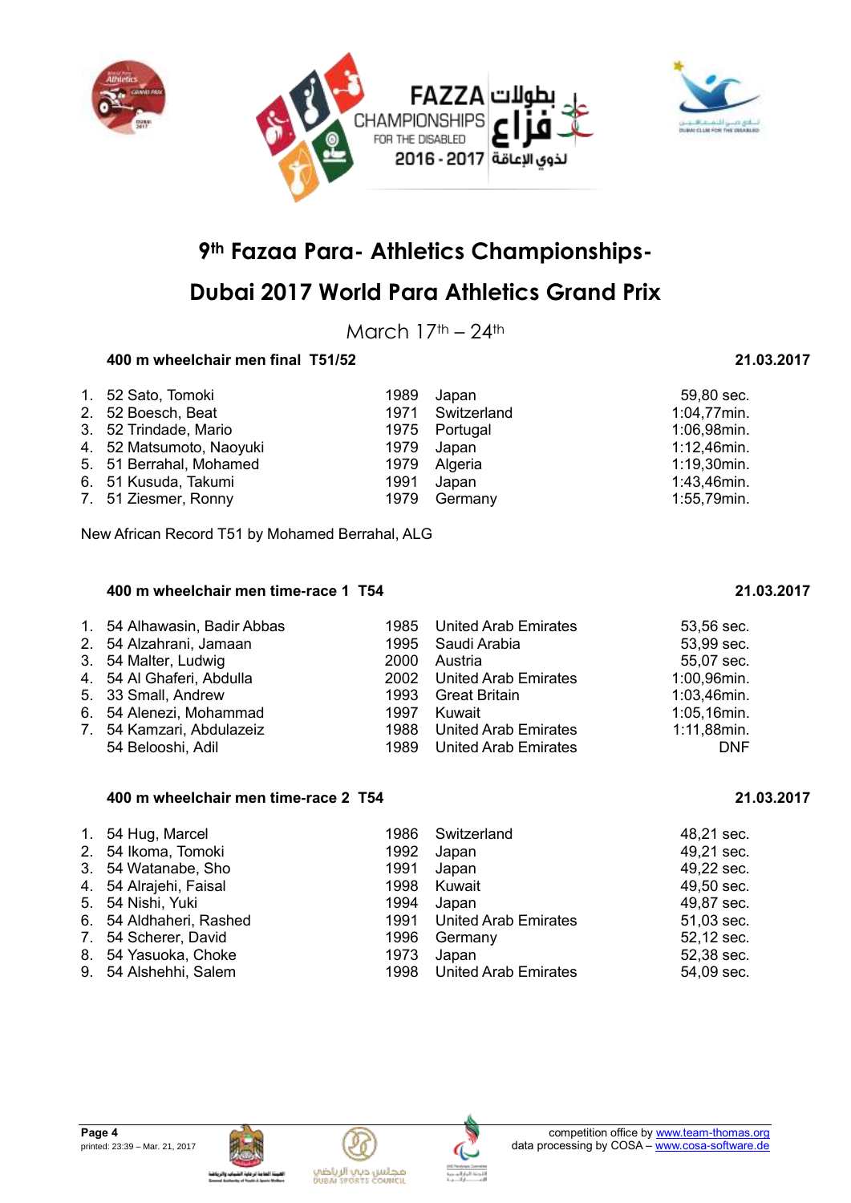# 9th Fazaa Para- Athletics Championships-

# Dubai 2017 World Para Athletics Grand Prix

March 17th – 24th

### 400 m wheelchair men final T51/52 — 21.03.2017

| Rank | Class | Name | Year | Country | Result |
|---|---|---|---|---|---|
| 1. | 52 | Sato, Tomoki | 1989 | Japan | 59,80 sec. |
| 2. | 52 | Boesch, Beat | 1971 | Switzerland | 1:04,77min. |
| 3. | 52 | Trindade, Mario | 1975 | Portugal | 1:06,98min. |
| 4. | 52 | Matsumoto, Naoyuki | 1979 | Japan | 1:12,46min. |
| 5. | 51 | Berrahal, Mohamed | 1979 | Algeria | 1:19,30min. |
| 6. | 51 | Kusuda, Takumi | 1991 | Japan | 1:43,46min. |
| 7. | 51 | Ziesmer, Ronny | 1979 | Germany | 1:55,79min. |

New African Record T51 by Mohamed Berrahal, ALG

### 400 m wheelchair men time-race 1 T54 — 21.03.2017

| Rank | Class | Name | Year | Country | Result |
|---|---|---|---|---|---|
| 1. | 54 | Alhawasin, Badir Abbas | 1985 | United Arab Emirates | 53,56 sec. |
| 2. | 54 | Alzahrani, Jamaan | 1995 | Saudi Arabia | 53,99 sec. |
| 3. | 54 | Malter, Ludwig | 2000 | Austria | 55,07 sec. |
| 4. | 54 | Al Ghaferi, Abdulla | 2002 | United Arab Emirates | 1:00,96min. |
| 5. | 33 | Small, Andrew | 1993 | Great Britain | 1:03,46min. |
| 6. | 54 | Alenezi, Mohammad | 1997 | Kuwait | 1:05,16min. |
| 7. | 54 | Kamzari, Abdulazeiz | 1988 | United Arab Emirates | 1:11,88min. |
| | 54 | Belooshi, Adil | 1989 | United Arab Emirates | DNF |

### 400 m wheelchair men time-race 2 T54 — 21.03.2017

| Rank | Class | Name | Year | Country | Result |
|---|---|---|---|---|---|
| 1. | 54 | Hug, Marcel | 1986 | Switzerland | 48,21 sec. |
| 2. | 54 | Ikoma, Tomoki | 1992 | Japan | 49,21 sec. |
| 3. | 54 | Watanabe, Sho | 1991 | Japan | 49,22 sec. |
| 4. | 54 | Alrajehi, Faisal | 1998 | Kuwait | 49,50 sec. |
| 5. | 54 | Nishi, Yuki | 1994 | Japan | 49,87 sec. |
| 6. | 54 | Aldhaheri, Rashed | 1991 | United Arab Emirates | 51,03 sec. |
| 7. | 54 | Scherer, David | 1996 | Germany | 52,12 sec. |
| 8. | 54 | Yasuoka, Choke | 1973 | Japan | 52,38 sec. |
| 9. | 54 | Alshehhi, Salem | 1998 | United Arab Emirates | 54,09 sec. |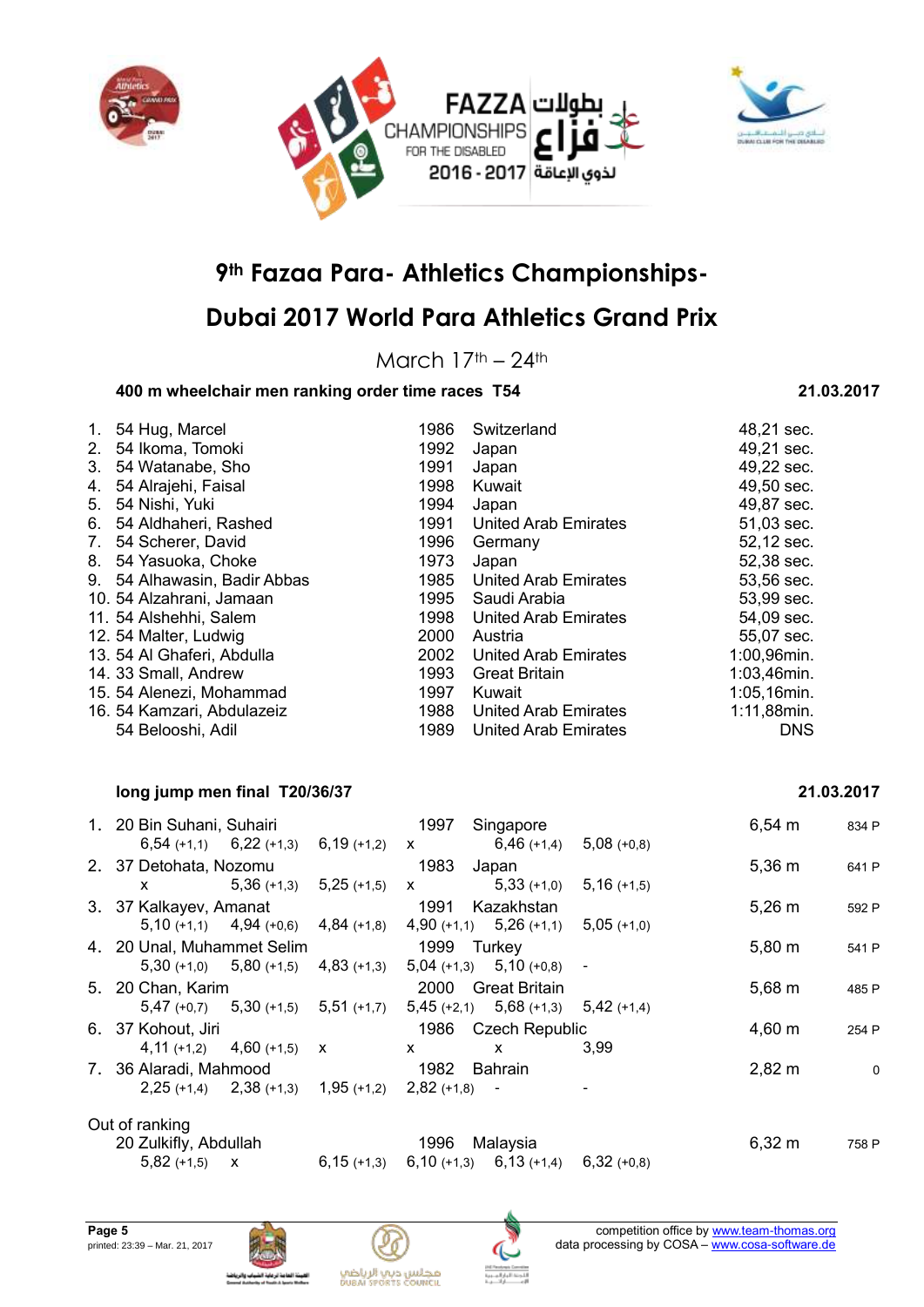# 9th Fazaa Para- Athletics Championships-

# Dubai 2017 World Para Athletics Grand Prix

March 17th – 24th

**400 m wheelchair men ranking order time races T54** — **21.03.2017**

| Rank | Class | Name | Year | Country | Result |
|---|---|---|---|---|---|
| 1. | 54 | Hug, Marcel | 1986 | Switzerland | 48,21 sec. |
| 2. | 54 | Ikoma, Tomoki | 1992 | Japan | 49,21 sec. |
| 3. | 54 | Watanabe, Sho | 1991 | Japan | 49,22 sec. |
| 4. | 54 | Alrajehi, Faisal | 1998 | Kuwait | 49,50 sec. |
| 5. | 54 | Nishi, Yuki | 1994 | Japan | 49,87 sec. |
| 6. | 54 | Aldhaheri, Rashed | 1991 | United Arab Emirates | 51,03 sec. |
| 7. | 54 | Scherer, David | 1996 | Germany | 52,12 sec. |
| 8. | 54 | Yasuoka, Choke | 1973 | Japan | 52,38 sec. |
| 9. | 54 | Alhawasin, Badir Abbas | 1985 | United Arab Emirates | 53,56 sec. |
| 10. | 54 | Alzahrani, Jamaan | 1995 | Saudi Arabia | 53,99 sec. |
| 11. | 54 | Alshehhi, Salem | 1998 | United Arab Emirates | 54,09 sec. |
| 12. | 54 | Malter, Ludwig | 2000 | Austria | 55,07 sec. |
| 13. | 54 | Al Ghaferi, Abdulla | 2002 | United Arab Emirates | 1:00,96min. |
| 14. | 33 | Small, Andrew | 1993 | Great Britain | 1:03,46min. |
| 15. | 54 | Alenezi, Mohammad | 1997 | Kuwait | 1:05,16min. |
| 16. | 54 | Kamzari, Abdulazeiz | 1988 | United Arab Emirates | 1:11,88min. |
| | 54 | Belooshi, Adil | 1989 | United Arab Emirates | DNS |

**long jump men final T20/36/37** — **21.03.2017**

| Rank | Class | Name | Year | Country | Result | Points |
|---|---|---|---|---|---|---|
| 1. | 20 | Bin Suhani, Suhairi | 1997 | Singapore | 6,54 m | 834 P |
| | | 6,54 (+1,1) · 6,22 (+1,3) · 6,19 (+1,2) · x · 6,46 (+1,4) · 5,08 (+0,8) | | | | |
| 2. | 37 | Detohata, Nozomu | 1983 | Japan | 5,36 m | 641 P |
| | | x · 5,36 (+1,3) · 5,25 (+1,5) · x · 5,33 (+1,0) · 5,16 (+1,5) | | | | |
| 3. | 37 | Kalkayev, Amanat | 1991 | Kazakhstan | 5,26 m | 592 P |
| | | 5,10 (+1,1) · 4,94 (+0,6) · 4,84 (+1,8) · 4,90 (+1,1) · 5,26 (+1,1) · 5,05 (+1,0) | | | | |
| 4. | 20 | Unal, Muhammet Selim | 1999 | Turkey | 5,80 m | 541 P |
| | | 5,30 (+1,0) · 5,80 (+1,5) · 4,83 (+1,3) · 5,04 (+1,3) · 5,10 (+0,8) · - | | | | |
| 5. | 20 | Chan, Karim | 2000 | Great Britain | 5,68 m | 485 P |
| | | 5,47 (+0,7) · 5,30 (+1,5) · 5,51 (+1,7) · 5,45 (+2,1) · 5,68 (+1,3) · 5,42 (+1,4) | | | | |
| 6. | 37 | Kohout, Jiri | 1986 | Czech Republic | 4,60 m | 254 P |
| | | 4,11 (+1,2) · 4,60 (+1,5) · x · x · x · 3,99 | | | | |
| 7. | 36 | Alaradi, Mahmood | 1982 | Bahrain | 2,82 m | 0 |
| | | 2,25 (+1,4) · 2,38 (+1,3) · 1,95 (+1,2) · 2,82 (+1,8) · - · - | | | | |

Out of ranking

| Class | Name | Year | Country | Result | Points |
|---|---|---|---|---|---|
| 20 | Zulkifly, Abdullah | 1996 | Malaysia | 6,32 m | 758 P |
| | 5,82 (+1,5) · x · 6,15 (+1,3) · 6,10 (+1,3) · 6,13 (+1,4) · 6,32 (+0,8) | | | | |

printed: 23:39 – Mar. 21, 2017

competition office by www.team-thomas.org
data processing by COSA – www.cosa-software.de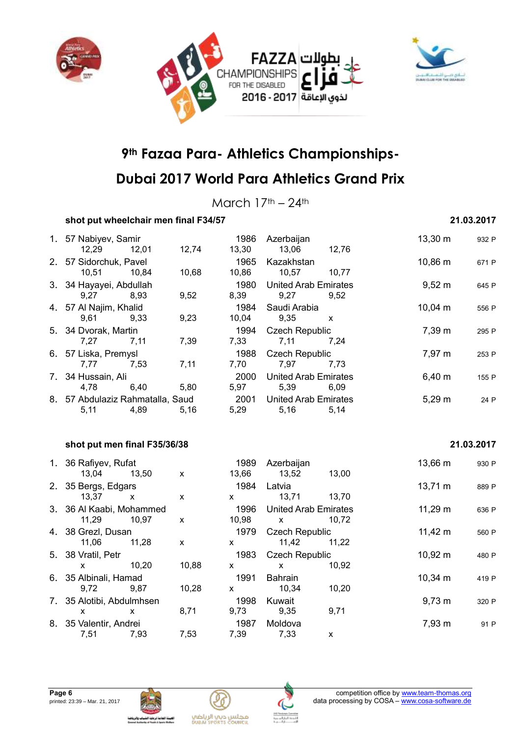# 9th Fazaa Para- Athletics Championships-

# Dubai 2017 World Para Athletics Grand Prix

March 17th – 24th

**shot put wheelchair men final F34/57** **21.03.2017**

| Rank | Class | Name | Attempt 1 | Attempt 2 | Attempt 3 | Year / Attempt 4 | Country / Attempt 5 | Attempt 6 | Result | Points |
|---|---|---|---|---|---|---|---|---|---|---|
| 1. | 57 | Nabiyev, Samir | | | | 1986 | Azerbaijan | | 13,30 m | 932 P |
| | | | 12,29 | 12,01 | 12,74 | 13,30 | 13,06 | 12,76 | | |
| 2. | 57 | Sidorchuk, Pavel | | | | 1965 | Kazakhstan | | 10,86 m | 671 P |
| | | | 10,51 | 10,84 | 10,68 | 10,86 | 10,57 | 10,77 | | |
| 3. | 34 | Hayayei, Abdullah | | | | 1980 | United Arab Emirates | | 9,52 m | 645 P |
| | | | 9,27 | 8,93 | 9,52 | 8,39 | 9,27 | 9,52 | | |
| 4. | 57 | Al Najim, Khalid | | | | 1984 | Saudi Arabia | | 10,04 m | 556 P |
| | | | 9,61 | 9,33 | 9,23 | 10,04 | 9,35 | x | | |
| 5. | 34 | Dvorak, Martin | | | | 1994 | Czech Republic | | 7,39 m | 295 P |
| | | | 7,27 | 7,11 | 7,39 | 7,33 | 7,11 | 7,24 | | |
| 6. | 57 | Liska, Premysl | | | | 1988 | Czech Republic | | 7,97 m | 253 P |
| | | | 7,77 | 7,53 | 7,11 | 7,70 | 7,97 | 7,73 | | |
| 7. | 34 | Hussain, Ali | | | | 2000 | United Arab Emirates | | 6,40 m | 155 P |
| | | | 4,78 | 6,40 | 5,80 | 5,97 | 5,39 | 6,09 | | |
| 8. | 57 | Abdulaziz Rahmatalla, Saud | | | | 2001 | United Arab Emirates | | 5,29 m | 24 P |
| | | | 5,11 | 4,89 | 5,16 | 5,29 | 5,16 | 5,14 | | |

**shot put men final F35/36/38** **21.03.2017**

| Rank | Class | Name | Attempt 1 | Attempt 2 | Attempt 3 | Year / Attempt 4 | Country / Attempt 5 | Attempt 6 | Result | Points |
|---|---|---|---|---|---|---|---|---|---|---|
| 1. | 36 | Rafiyev, Rufat | | | | 1989 | Azerbaijan | | 13,66 m | 930 P |
| | | | 13,04 | 13,50 | x | 13,66 | 13,52 | 13,00 | | |
| 2. | 35 | Bergs, Edgars | | | | 1984 | Latvia | | 13,71 m | 889 P |
| | | | 13,37 | x | x | x | 13,71 | 13,70 | | |
| 3. | 36 | Al Kaabi, Mohammed | | | | 1996 | United Arab Emirates | | 11,29 m | 636 P |
| | | | 11,29 | 10,97 | x | 10,98 | x | 10,72 | | |
| 4. | 38 | Grezl, Dusan | | | | 1979 | Czech Republic | | 11,42 m | 560 P |
| | | | 11,06 | 11,28 | x | x | 11,42 | 11,22 | | |
| 5. | 38 | Vratil, Petr | | | | 1983 | Czech Republic | | 10,92 m | 480 P |
| | | | x | 10,20 | 10,88 | x | x | 10,92 | | |
| 6. | 35 | Albinali, Hamad | | | | 1991 | Bahrain | | 10,34 m | 419 P |
| | | | 9,72 | 9,87 | 10,28 | x | 10,34 | 10,20 | | |
| 7. | 35 | Alotibi, Abdulmhsen | | | | 1998 | Kuwait | | 9,73 m | 320 P |
| | | | x | x | 8,71 | 9,73 | 9,35 | 9,71 | | |
| 8. | 35 | Valentir, Andrei | | | | 1987 | Moldova | | 7,93 m | 91 P |
| | | | 7,51 | 7,93 | 7,53 | 7,39 | 7,33 | x | | |

Page 6
printed: 23:39 – Mar. 21, 2017

competition office by www.team-thomas.org
data processing by COSA – www.cosa-software.de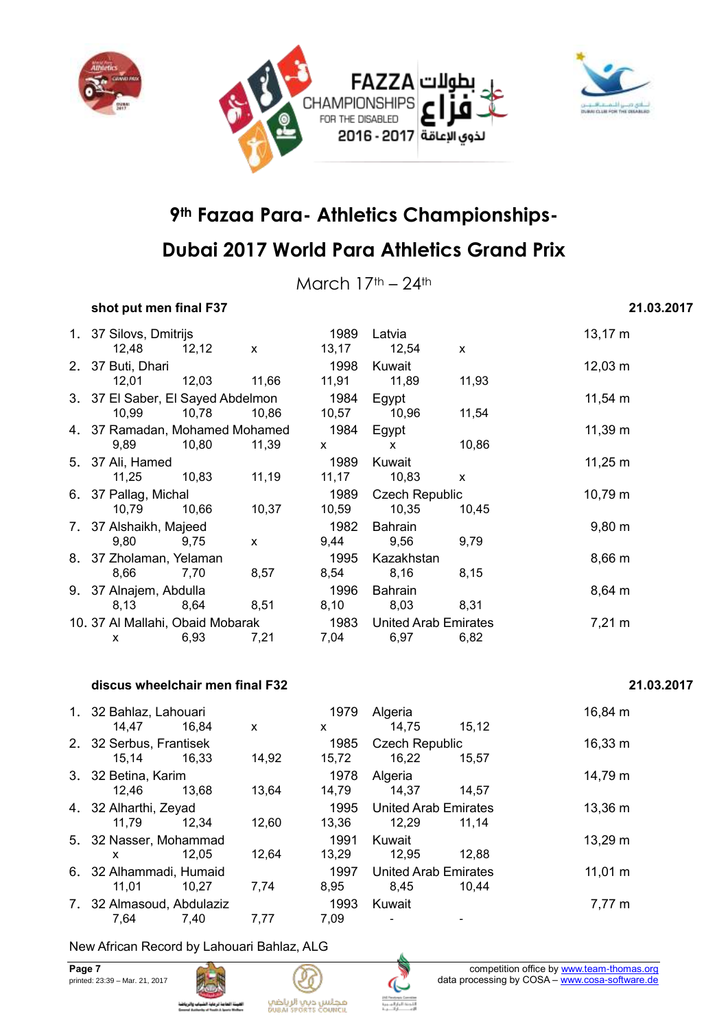# 9th Fazaa Para- Athletics Championships-

# Dubai 2017 World Para Athletics Grand Prix

March 17th – 24th

### shot put men final F37 — 21.03.2017

| Rank | Class | Name | Year | Country | Result |
|---|---|---|---|---|---|
| 1. | 37 | Silovs, Dmitrijs | 1989 | Latvia | 13,17 m |
| | | 12,48 · 12,12 · x · 13,17 · 12,54 · x | | | |
| 2. | 37 | Buti, Dhari | 1998 | Kuwait | 12,03 m |
| | | 12,01 · 12,03 · 11,66 · 11,91 · 11,89 · 11,93 | | | |
| 3. | 37 | El Saber, El Sayed Abdelmon | 1984 | Egypt | 11,54 m |
| | | 10,99 · 10,78 · 10,86 · 10,57 · 10,96 · 11,54 | | | |
| 4. | 37 | Ramadan, Mohamed Mohamed | 1984 | Egypt | 11,39 m |
| | | 9,89 · 10,80 · 11,39 · x · x · 10,86 | | | |
| 5. | 37 | Ali, Hamed | 1989 | Kuwait | 11,25 m |
| | | 11,25 · 10,83 · 11,19 · 11,17 · 10,83 · x | | | |
| 6. | 37 | Pallag, Michal | 1989 | Czech Republic | 10,79 m |
| | | 10,79 · 10,66 · 10,37 · 10,59 · 10,35 · 10,45 | | | |
| 7. | 37 | Alshaikh, Majeed | 1982 | Bahrain | 9,80 m |
| | | 9,80 · 9,75 · x · 9,44 · 9,56 · 9,79 | | | |
| 8. | 37 | Zholaman, Yelaman | 1995 | Kazakhstan | 8,66 m |
| | | 8,66 · 7,70 · 8,57 · 8,54 · 8,16 · 8,15 | | | |
| 9. | 37 | Alnajem, Abdulla | 1996 | Bahrain | 8,64 m |
| | | 8,13 · 8,64 · 8,51 · 8,10 · 8,03 · 8,31 | | | |
| 10. | 37 | Al Mallahi, Obaid Mobarak | 1983 | United Arab Emirates | 7,21 m |
| | | x · 6,93 · 7,21 · 7,04 · 6,97 · 6,82 | | | |

### discus wheelchair men final F32 — 21.03.2017

| Rank | Class | Name | Year | Country | Result |
|---|---|---|---|---|---|
| 1. | 32 | Bahlaz, Lahouari | 1979 | Algeria | 16,84 m |
| | | 14,47 · 16,84 · x · x · 14,75 · 15,12 | | | |
| 2. | 32 | Serbus, Frantisek | 1985 | Czech Republic | 16,33 m |
| | | 15,14 · 16,33 · 14,92 · 15,72 · 16,22 · 15,57 | | | |
| 3. | 32 | Betina, Karim | 1978 | Algeria | 14,79 m |
| | | 12,46 · 13,68 · 13,64 · 14,79 · 14,37 · 14,57 | | | |
| 4. | 32 | Alharthi, Zeyad | 1995 | United Arab Emirates | 13,36 m |
| | | 11,79 · 12,34 · 12,60 · 13,36 · 12,29 · 11,14 | | | |
| 5. | 32 | Nasser, Mohammad | 1991 | Kuwait | 13,29 m |
| | | x · 12,05 · 12,64 · 13,29 · 12,95 · 12,88 | | | |
| 6. | 32 | Alhammadi, Humaid | 1997 | United Arab Emirates | 11,01 m |
| | | 11,01 · 10,27 · 7,74 · 8,95 · 8,45 · 10,44 | | | |
| 7. | 32 | Almasoud, Abdulaziz | 1993 | Kuwait | 7,77 m |
| | | 7,64 · 7,40 · 7,77 · 7,09 · - · - | | | |

New African Record by Lahouari Bahlaz, ALG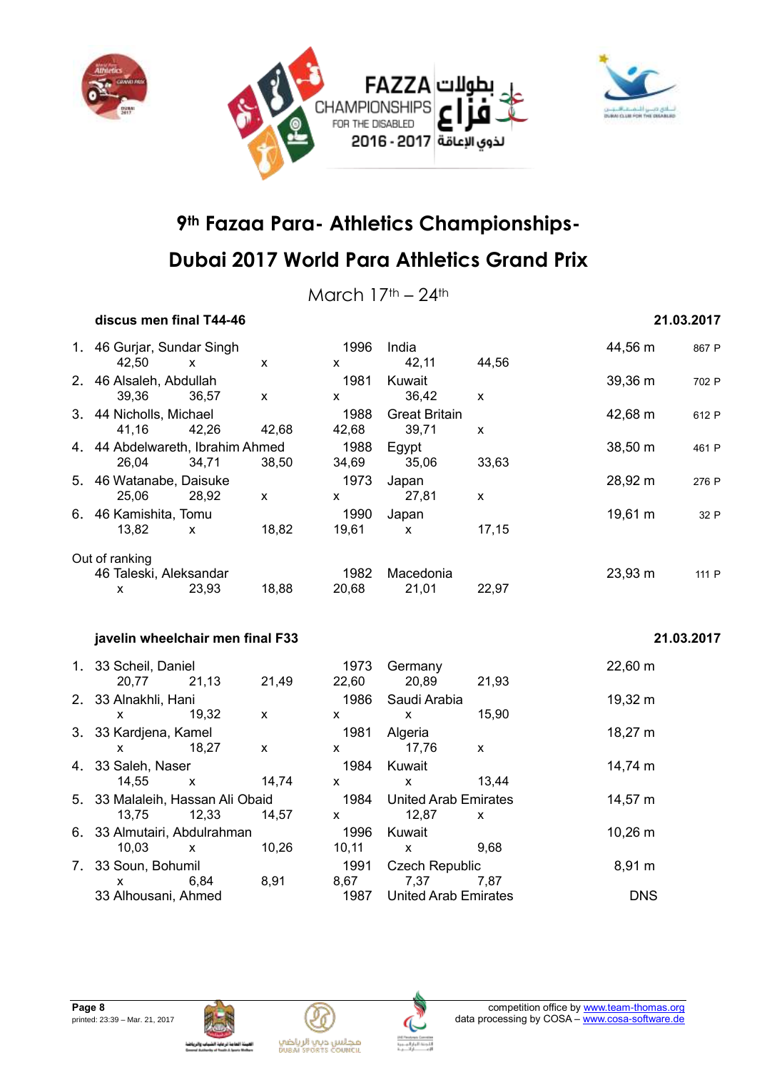# 9th Fazaa Para- Athletics Championships-

# Dubai 2017 World Para Athletics Grand Prix

March 17th – 24th

### discus men final T44-46 — 21.03.2017

| Rank | Class | Name | Year | Country | Result | Points |
|---|---|---|---|---|---|---|
| 1. | 46 | Gurjar, Sundar Singh | 1996 | India | 44,56 m | 867 P |
| | | 42,50 / x / x / x / 42,11 / 44,56 | | | | |
| 2. | 46 | Alsaleh, Abdullah | 1981 | Kuwait | 39,36 m | 702 P |
| | | 39,36 / 36,57 / x / x / 36,42 / x | | | | |
| 3. | 44 | Nicholls, Michael | 1988 | Great Britain | 42,68 m | 612 P |
| | | 41,16 / 42,26 / 42,68 / 42,68 / 39,71 / x | | | | |
| 4. | 44 | Abdelwareth, Ibrahim Ahmed | 1988 | Egypt | 38,50 m | 461 P |
| | | 26,04 / 34,71 / 38,50 / 34,69 / 35,06 / 33,63 | | | | |
| 5. | 46 | Watanabe, Daisuke | 1973 | Japan | 28,92 m | 276 P |
| | | 25,06 / 28,92 / x / x / 27,81 / x | | | | |
| 6. | 46 | Kamishita, Tomu | 1990 | Japan | 19,61 m | 32 P |
| | | 13,82 / x / 18,82 / 19,61 / x / 17,15 | | | | |

Out of ranking

| Class | Name | Year | Country | Result | Points |
|---|---|---|---|---|---|
| 46 | Taleski, Aleksandar | 1982 | Macedonia | 23,93 m | 111 P |
| | x / 23,93 / 18,88 / 20,68 / 21,01 / 22,97 | | | | |

### javelin wheelchair men final F33 — 21.03.2017

| Rank | Class | Name | Year | Country | Result |
|---|---|---|---|---|---|
| 1. | 33 | Scheil, Daniel | 1973 | Germany | 22,60 m |
| | | 20,77 / 21,13 / 21,49 / 22,60 / 20,89 / 21,93 | | | |
| 2. | 33 | Alnakhli, Hani | 1986 | Saudi Arabia | 19,32 m |
| | | x / 19,32 / x / x / x / 15,90 | | | |
| 3. | 33 | Kardjena, Kamel | 1981 | Algeria | 18,27 m |
| | | x / 18,27 / x / x / 17,76 / x | | | |
| 4. | 33 | Saleh, Naser | 1984 | Kuwait | 14,74 m |
| | | 14,55 / x / 14,74 / x / x / 13,44 | | | |
| 5. | 33 | Malaleih, Hassan Ali Obaid | 1984 | United Arab Emirates | 14,57 m |
| | | 13,75 / 12,33 / 14,57 / x / 12,87 / x | | | |
| 6. | 33 | Almutairi, Abdulrahman | 1996 | Kuwait | 10,26 m |
| | | 10,03 / x / 10,26 / 10,11 / x / 9,68 | | | |
| 7. | 33 | Soun, Bohumil | 1991 | Czech Republic | 8,91 m |
| | | x / 6,84 / 8,91 / 8,67 / 7,37 / 7,87 | | | |
| | 33 | Alhousani, Ahmed | 1987 | United Arab Emirates | DNS |

printed: 23:39 – Mar. 21, 2017

competition office by www.team-thomas.org
data processing by COSA – www.cosa-software.de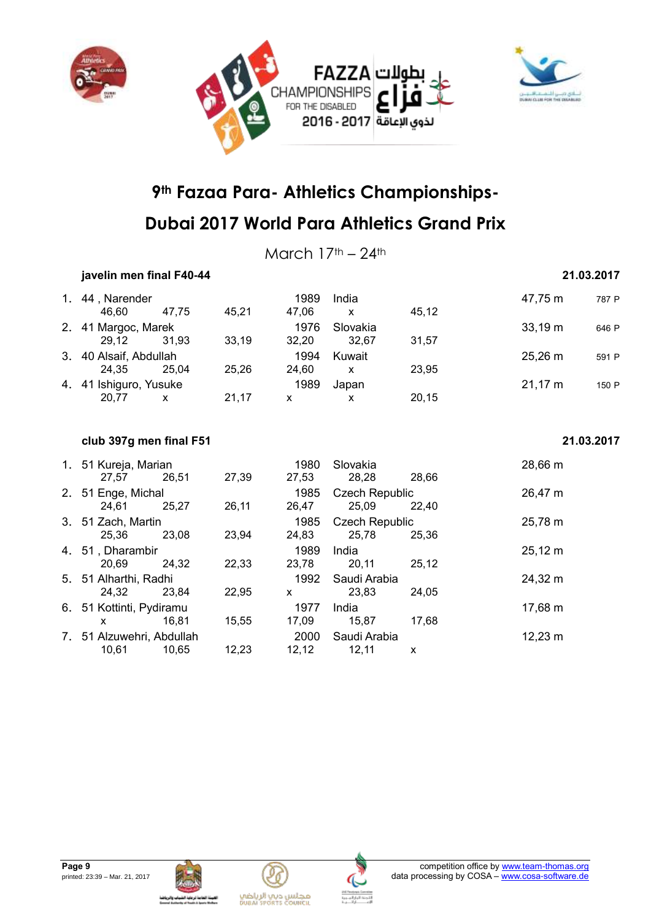# 9th Fazaa Para- Athletics Championships-

# Dubai 2017 World Para Athletics Grand Prix

March 17th – 24th

### javelin men final F40-44 — 21.03.2017

| Rank | Class / Name | Year | Country | Result | Points |
|---|---|---|---|---|---|
| 1. | 44 , Narender | 1989 | India | 47,75 m | 787 P |
| | 46,60 / 47,75 / 45,21 / 47,06 / x / 45,12 | | | | |
| 2. | 41 Margoc, Marek | 1976 | Slovakia | 33,19 m | 646 P |
| | 29,12 / 31,93 / 33,19 / 32,20 / 32,67 / 31,57 | | | | |
| 3. | 40 Alsaif, Abdullah | 1994 | Kuwait | 25,26 m | 591 P |
| | 24,35 / 25,04 / 25,26 / 24,60 / x / 23,95 | | | | |
| 4. | 41 Ishiguro, Yusuke | 1989 | Japan | 21,17 m | 150 P |
| | 20,77 / x / 21,17 / x / x / 20,15 | | | | |

### club 397g men final F51 — 21.03.2017

| Rank | Class / Name | Year | Country | Result |
|---|---|---|---|---|
| 1. | 51 Kureja, Marian | 1980 | Slovakia | 28,66 m |
| | 27,57 / 26,51 / 27,39 / 27,53 / 28,28 / 28,66 | | | |
| 2. | 51 Enge, Michal | 1985 | Czech Republic | 26,47 m |
| | 24,61 / 25,27 / 26,11 / 26,47 / 25,09 / 22,40 | | | |
| 3. | 51 Zach, Martin | 1985 | Czech Republic | 25,78 m |
| | 25,36 / 23,08 / 23,94 / 24,83 / 25,78 / 25,36 | | | |
| 4. | 51 , Dharambir | 1989 | India | 25,12 m |
| | 20,69 / 24,32 / 22,33 / 23,78 / 20,11 / 25,12 | | | |
| 5. | 51 Alharthi, Radhi | 1992 | Saudi Arabia | 24,32 m |
| | 24,32 / 23,84 / 22,95 / x / 23,83 / 24,05 | | | |
| 6. | 51 Kottinti, Pydiramu | 1977 | India | 17,68 m |
| | x / 16,81 / 15,55 / 17,09 / 15,87 / 17,68 | | | |
| 7. | 51 Alzuwehri, Abdullah | 2000 | Saudi Arabia | 12,23 m |
| | 10,61 / 10,65 / 12,23 / 12,12 / 12,11 / x | | | |

printed: 23:39 – Mar. 21, 2017

competition office by www.team-thomas.org
data processing by COSA – www.cosa-software.de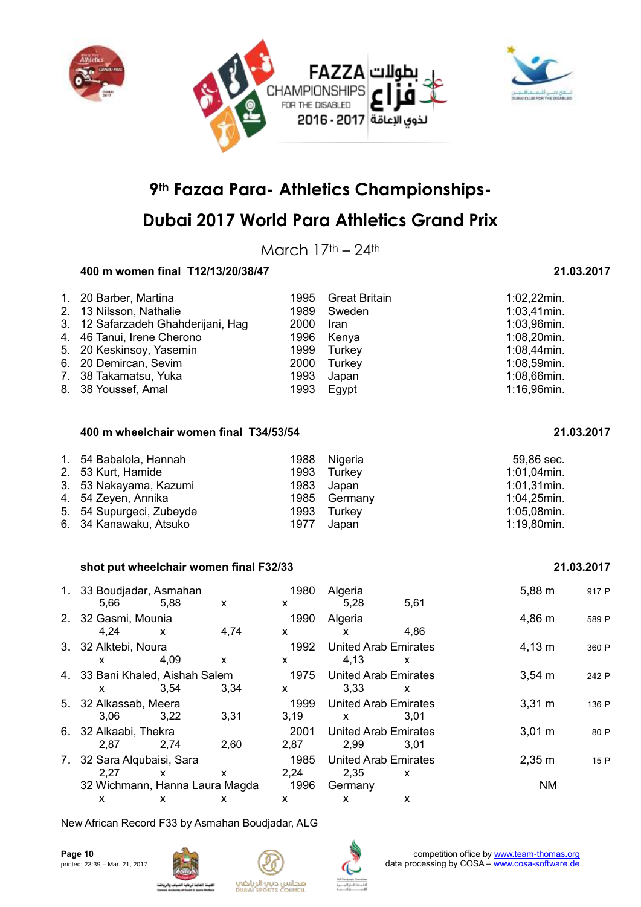# 9th Fazaa Para- Athletics Championships-

# Dubai 2017 World Para Athletics Grand Prix

March 17th – 24th

### 400 m women final T12/13/20/38/47 — 21.03.2017

| Rank | Class / Name | Year | Country | Result |
|---|---|---|---|---|
| 1. | 20 Barber, Martina | 1995 | Great Britain | 1:02,22min. |
| 2. | 13 Nilsson, Nathalie | 1989 | Sweden | 1:03,41min. |
| 3. | 12 Safarzadeh Ghahderijani, Hag | 2000 | Iran | 1:03,96min. |
| 4. | 46 Tanui, Irene Cherono | 1996 | Kenya | 1:08,20min. |
| 5. | 20 Keskinsoy, Yasemin | 1999 | Turkey | 1:08,44min. |
| 6. | 20 Demircan, Sevim | 2000 | Turkey | 1:08,59min. |
| 7. | 38 Takamatsu, Yuka | 1993 | Japan | 1:08,66min. |
| 8. | 38 Youssef, Amal | 1993 | Egypt | 1:16,96min. |

### 400 m wheelchair women final T34/53/54 — 21.03.2017

| Rank | Class / Name | Year | Country | Result |
|---|---|---|---|---|
| 1. | 54 Babalola, Hannah | 1988 | Nigeria | 59,86 sec. |
| 2. | 53 Kurt, Hamide | 1993 | Turkey | 1:01,04min. |
| 3. | 53 Nakayama, Kazumi | 1983 | Japan | 1:01,31min. |
| 4. | 54 Zeyen, Annika | 1985 | Germany | 1:04,25min. |
| 5. | 54 Supurgeci, Zubeyde | 1993 | Turkey | 1:05,08min. |
| 6. | 34 Kanawaku, Atsuko | 1977 | Japan | 1:19,80min. |

### shot put wheelchair women final F32/33 — 21.03.2017

| Rank | Class / Name | Year | Country | Result | Points |
|---|---|---|---|---|---|
| 1. | 33 Boudjadar, Asmahan | 1980 | Algeria | 5,88 m | 917 P |
| | 5,66 – 5,88 – x – x – 5,28 – 5,61 | | | | |
| 2. | 32 Gasmi, Mounia | 1990 | Algeria | 4,86 m | 589 P |
| | 4,24 – x – 4,74 – x – x – 4,86 | | | | |
| 3. | 32 Alktebi, Noura | 1992 | United Arab Emirates | 4,13 m | 360 P |
| | x – 4,09 – x – x – 4,13 – x | | | | |
| 4. | 33 Bani Khaled, Aishah Salem | 1975 | United Arab Emirates | 3,54 m | 242 P |
| | x – 3,54 – 3,34 – x – 3,33 – x | | | | |
| 5. | 32 Alkassab, Meera | 1999 | United Arab Emirates | 3,31 m | 136 P |
| | 3,06 – 3,22 – 3,31 – 3,19 – x – 3,01 | | | | |
| 6. | 32 Alkaabi, Thekra | 2001 | United Arab Emirates | 3,01 m | 80 P |
| | 2,87 – 2,74 – 2,60 – 2,87 – 2,99 – 3,01 | | | | |
| 7. | 32 Sara Alqubaisi, Sara | 1985 | United Arab Emirates | 2,35 m | 15 P |
| | 2,27 – x – x – 2,24 – 2,35 – x | | | | |
| | 32 Wichmann, Hanna Laura Magda | 1996 | Germany | NM | |
| | x – x – x – x – x – x | | | | |

New African Record F33 by Asmahan Boudjadar, ALG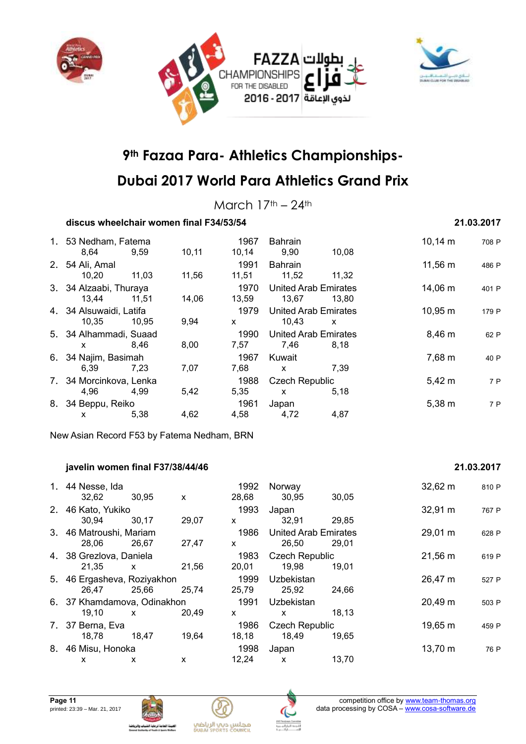# 9th Fazaa Para- Athletics Championships-

# Dubai 2017 World Para Athletics Grand Prix

March 17th – 24th

### discus wheelchair women final F34/53/54 — 21.03.2017

| Rank | Class | Name | Year | Country | Result | Points |
|---|---|---|---|---|---|---|
| 1. | 53 | Nedham, Fatema | 1967 | Bahrain | 10,14 m | 708 P |
| | | 8,64 · 9,59 · 10,11 · 10,14 · 9,90 · 10,08 | | | | |
| 2. | 54 | Ali, Amal | 1991 | Bahrain | 11,56 m | 486 P |
| | | 10,20 · 11,03 · 11,56 · 11,51 · 11,52 · 11,32 | | | | |
| 3. | 34 | Alzaabi, Thuraya | 1970 | United Arab Emirates | 14,06 m | 401 P |
| | | 13,44 · 11,51 · 14,06 · 13,59 · 13,67 · 13,80 | | | | |
| 4. | 34 | Alsuwaidi, Latifa | 1979 | United Arab Emirates | 10,95 m | 179 P |
| | | 10,35 · 10,95 · 9,94 · x · 10,43 · x | | | | |
| 5. | 34 | Alhammadi, Suaad | 1990 | United Arab Emirates | 8,46 m | 62 P |
| | | x · 8,46 · 8,00 · 7,57 · 7,46 · 8,18 | | | | |
| 6. | 34 | Najim, Basimah | 1967 | Kuwait | 7,68 m | 40 P |
| | | 6,39 · 7,23 · 7,07 · 7,68 · x · 7,39 | | | | |
| 7. | 34 | Morcinkova, Lenka | 1988 | Czech Republic | 5,42 m | 7 P |
| | | 4,96 · 4,99 · 5,42 · 5,35 · x · 5,18 | | | | |
| 8. | 34 | Beppu, Reiko | 1961 | Japan | 5,38 m | 7 P |
| | | x · 5,38 · 4,62 · 4,58 · 4,72 · 4,87 | | | | |

New Asian Record F53 by Fatema Nedham, BRN

### javelin women final F37/38/44/46 — 21.03.2017

| Rank | Class | Name | Year | Country | Result | Points |
|---|---|---|---|---|---|---|
| 1. | 44 | Nesse, Ida | 1992 | Norway | 32,62 m | 810 P |
| | | 32,62 · 30,95 · x · 28,68 · 30,95 · 30,05 | | | | |
| 2. | 46 | Kato, Yukiko | 1993 | Japan | 32,91 m | 767 P |
| | | 30,94 · 30,17 · 29,07 · x · 32,91 · 29,85 | | | | |
| 3. | 46 | Matroushi, Mariam | 1986 | United Arab Emirates | 29,01 m | 628 P |
| | | 28,06 · 26,67 · 27,47 · x · 26,50 · 29,01 | | | | |
| 4. | 38 | Grezlova, Daniela | 1983 | Czech Republic | 21,56 m | 619 P |
| | | 21,35 · x · 21,56 · 20,01 · 19,98 · 19,01 | | | | |
| 5. | 46 | Ergasheva, Roziyakhon | 1999 | Uzbekistan | 26,47 m | 527 P |
| | | 26,47 · 25,66 · 25,74 · 25,79 · 25,92 · 24,66 | | | | |
| 6. | 37 | Khamdamova, Odinakhon | 1991 | Uzbekistan | 20,49 m | 503 P |
| | | 19,10 · x · 20,49 · x · x · 18,13 | | | | |
| 7. | 37 | Berna, Eva | 1986 | Czech Republic | 19,65 m | 459 P |
| | | 18,78 · 18,47 · 19,64 · 18,18 · 18,49 · 19,65 | | | | |
| 8. | 46 | Misu, Honoka | 1998 | Japan | 13,70 m | 76 P |
| | | x · x · x · 12,24 · x · 13,70 | | | | |

printed: 23:39 – Mar. 21, 2017

competition office by www.team-thomas.org
data processing by COSA – www.cosa-software.de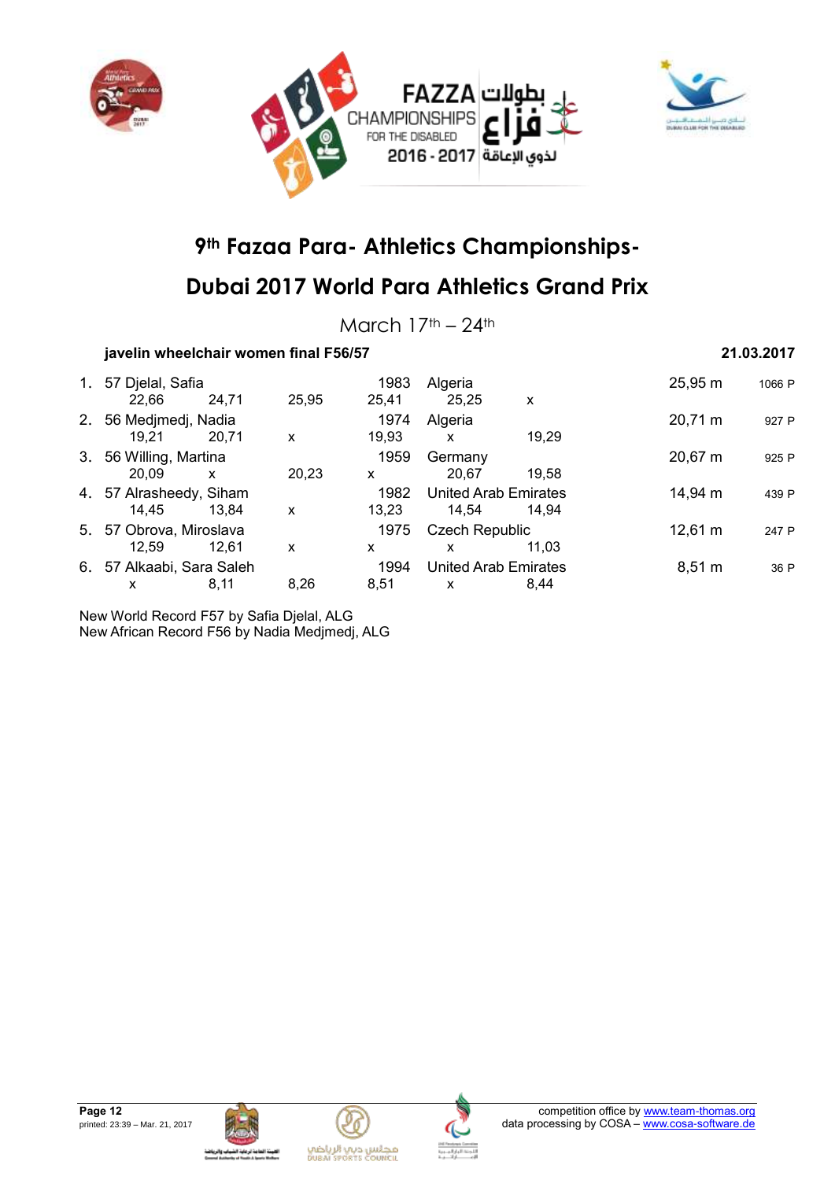# 9th Fazaa Para- Athletics Championships-

# Dubai 2017 World Para Athletics Grand Prix

March 17th – 24th

**javelin wheelchair women final F56/57** **21.03.2017**

| Rank | Class | Name | Born | Country | Result | Points |
|---|---|---|---|---|---|---|
| 1. | 57 | Djelal, Safia | 1983 | Algeria | 25,95 m | 1066 P |
| | | 22,66 · 24,71 · 25,95 · 25,41 · 25,25 · x | | | | |
| 2. | 56 | Medjmedj, Nadia | 1974 | Algeria | 20,71 m | 927 P |
| | | 19,21 · 20,71 · x · 19,93 · x · 19,29 | | | | |
| 3. | 56 | Willing, Martina | 1959 | Germany | 20,67 m | 925 P |
| | | 20,09 · x · 20,23 · x · 20,67 · 19,58 | | | | |
| 4. | 57 | Alrasheedy, Siham | 1982 | United Arab Emirates | 14,94 m | 439 P |
| | | 14,45 · 13,84 · x · 13,23 · 14,54 · 14,94 | | | | |
| 5. | 57 | Obrova, Miroslava | 1975 | Czech Republic | 12,61 m | 247 P |
| | | 12,59 · 12,61 · x · x · x · 11,03 | | | | |
| 6. | 57 | Alkaabi, Sara Saleh | 1994 | United Arab Emirates | 8,51 m | 36 P |
| | | x · 8,11 · 8,26 · 8,51 · x · 8,44 | | | | |

New World Record F57 by Safia Djelal, ALG
New African Record F56 by Nadia Medjmedj, ALG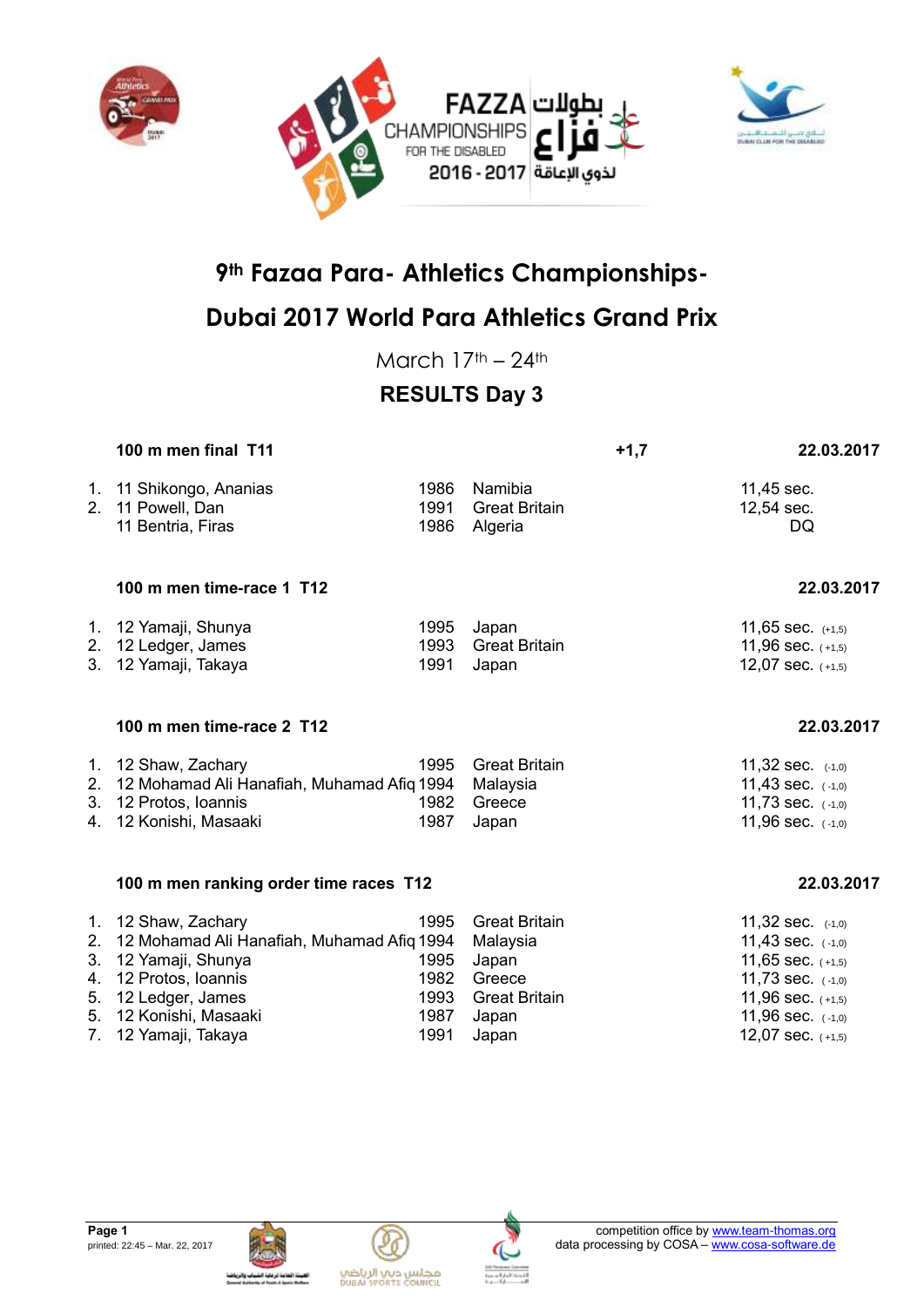# 9th Fazaa Para- Athletics Championships-

# Dubai 2017 World Para Athletics Grand Prix

March 17th – 24th

## RESULTS Day 3

### 100 m men final T11 — +1,7 — 22.03.2017

| | | | | |
|---|---|---|---|---|
| 1. | 11 Shikongo, Ananias | 1986 | Namibia | 11,45 sec. |
| 2. | 11 Powell, Dan | 1991 | Great Britain | 12,54 sec. |
| | 11 Bentria, Firas | 1986 | Algeria | DQ |

### 100 m men time-race 1 T12 — 22.03.2017

| | | | | |
|---|---|---|---|---|
| 1. | 12 Yamaji, Shunya | 1995 | Japan | 11,65 sec. (+1,5) |
| 2. | 12 Ledger, James | 1993 | Great Britain | 11,96 sec. ( +1,5) |
| 3. | 12 Yamaji, Takaya | 1991 | Japan | 12,07 sec. ( +1,5) |

### 100 m men time-race 2 T12 — 22.03.2017

| | | | | |
|---|---|---|---|---|
| 1. | 12 Shaw, Zachary | 1995 | Great Britain | 11,32 sec. (-1,0) |
| 2. | 12 Mohamad Ali Hanafiah, Muhamad Afiq | 1994 | Malaysia | 11,43 sec. ( -1,0) |
| 3. | 12 Protos, Ioannis | 1982 | Greece | 11,73 sec. ( -1,0) |
| 4. | 12 Konishi, Masaaki | 1987 | Japan | 11,96 sec. ( -1,0) |

### 100 m men ranking order time races T12 — 22.03.2017

| | | | | |
|---|---|---|---|---|
| 1. | 12 Shaw, Zachary | 1995 | Great Britain | 11,32 sec. (-1,0) |
| 2. | 12 Mohamad Ali Hanafiah, Muhamad Afiq | 1994 | Malaysia | 11,43 sec. ( -1,0) |
| 3. | 12 Yamaji, Shunya | 1995 | Japan | 11,65 sec. ( +1,5) |
| 4. | 12 Protos, Ioannis | 1982 | Greece | 11,73 sec. ( -1,0) |
| 5. | 12 Ledger, James | 1993 | Great Britain | 11,96 sec. ( +1,5) |
| 5. | 12 Konishi, Masaaki | 1987 | Japan | 11,96 sec. ( -1,0) |
| 7. | 12 Yamaji, Takaya | 1991 | Japan | 12,07 sec. ( +1,5) |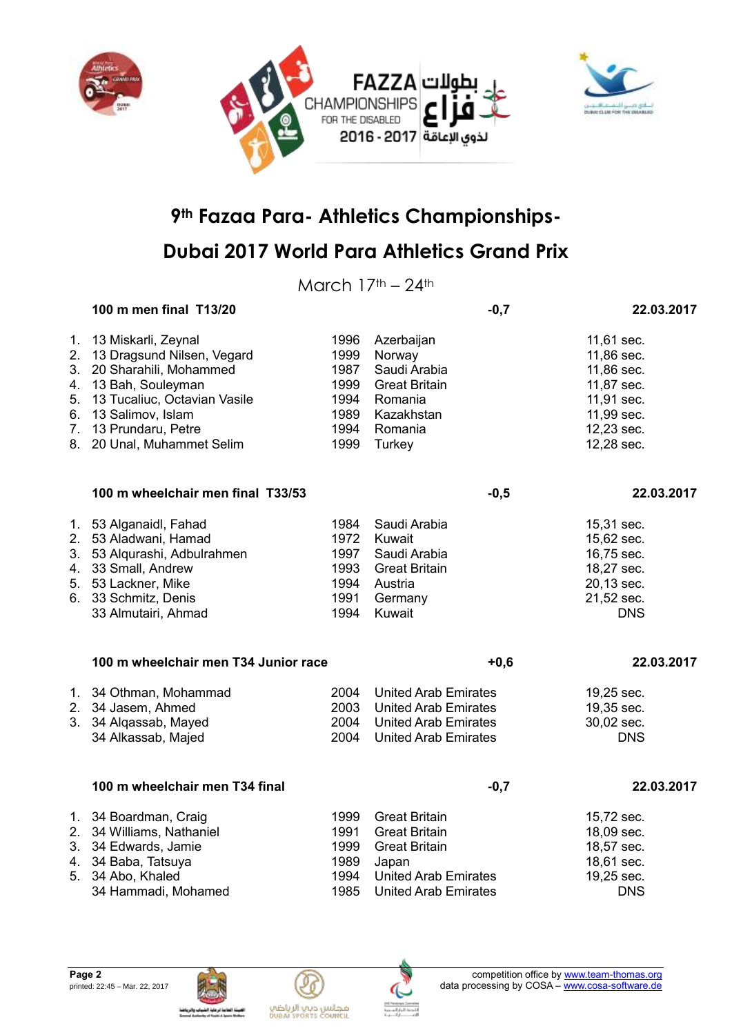# 9th Fazaa Para- Athletics Championships-

# Dubai 2017 World Para Athletics Grand Prix

March 17th – 24th

**100 m men final T13/20** — **-0,7** — **22.03.2017**

| | Name | Year | Country | Result |
|---|---|---|---|---|
| 1. | 13 Miskarli, Zeynal | 1996 | Azerbaijan | 11,61 sec. |
| 2. | 13 Dragsund Nilsen, Vegard | 1999 | Norway | 11,86 sec. |
| 3. | 20 Sharahili, Mohammed | 1987 | Saudi Arabia | 11,86 sec. |
| 4. | 13 Bah, Souleyman | 1999 | Great Britain | 11,87 sec. |
| 5. | 13 Tucaliuc, Octavian Vasile | 1994 | Romania | 11,91 sec. |
| 6. | 13 Salimov, Islam | 1989 | Kazakhstan | 11,99 sec. |
| 7. | 13 Prundaru, Petre | 1994 | Romania | 12,23 sec. |
| 8. | 20 Unal, Muhammet Selim | 1999 | Turkey | 12,28 sec. |

**100 m wheelchair men final T33/53** — **-0,5** — **22.03.2017**

| | Name | Year | Country | Result |
|---|---|---|---|---|
| 1. | 53 Alganaidl, Fahad | 1984 | Saudi Arabia | 15,31 sec. |
| 2. | 53 Aladwani, Hamad | 1972 | Kuwait | 15,62 sec. |
| 3. | 53 Alqurashi, Adbulrahmen | 1997 | Saudi Arabia | 16,75 sec. |
| 4. | 33 Small, Andrew | 1993 | Great Britain | 18,27 sec. |
| 5. | 53 Lackner, Mike | 1994 | Austria | 20,13 sec. |
| 6. | 33 Schmitz, Denis | 1991 | Germany | 21,52 sec. |
| | 33 Almutairi, Ahmad | 1994 | Kuwait | DNS |

**100 m wheelchair men T34 Junior race** — **+0,6** — **22.03.2017**

| | Name | Year | Country | Result |
|---|---|---|---|---|
| 1. | 34 Othman, Mohammad | 2004 | United Arab Emirates | 19,25 sec. |
| 2. | 34 Jasem, Ahmed | 2003 | United Arab Emirates | 19,35 sec. |
| 3. | 34 Alqassab, Mayed | 2004 | United Arab Emirates | 30,02 sec. |
| | 34 Alkassab, Majed | 2004 | United Arab Emirates | DNS |

**100 m wheelchair men T34 final** — **-0,7** — **22.03.2017**

| | Name | Year | Country | Result |
|---|---|---|---|---|
| 1. | 34 Boardman, Craig | 1999 | Great Britain | 15,72 sec. |
| 2. | 34 Williams, Nathaniel | 1991 | Great Britain | 18,09 sec. |
| 3. | 34 Edwards, Jamie | 1999 | Great Britain | 18,57 sec. |
| 4. | 34 Baba, Tatsuya | 1989 | Japan | 18,61 sec. |
| 5. | 34 Abo, Khaled | 1994 | United Arab Emirates | 19,25 sec. |
| | 34 Hammadi, Mohamed | 1985 | United Arab Emirates | DNS |

printed: 22:45 – Mar. 22, 2017

competition office by www.team-thomas.org
data processing by COSA – www.cosa-software.de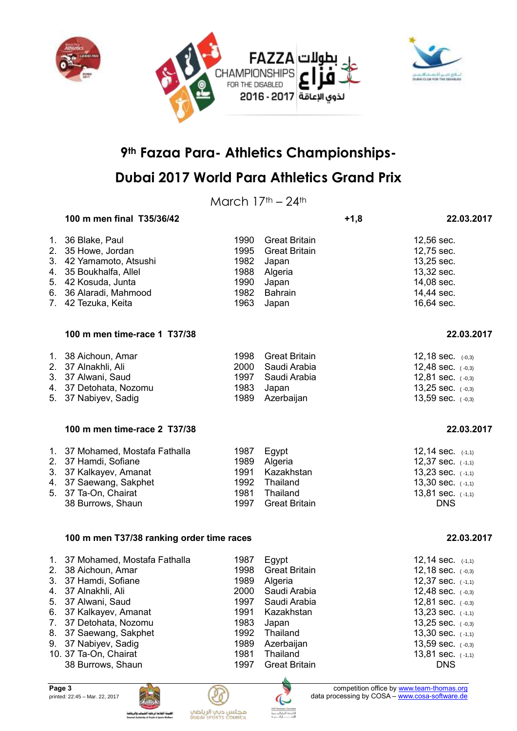# 9th Fazaa Para- Athletics Championships-

# Dubai 2017 World Para Athletics Grand Prix

March 17th – 24th

### 100 m men final T35/36/42 — +1,8 — 22.03.2017

| | | | | |
|---|---|---|---|---|
| 1. | 36 Blake, Paul | 1990 | Great Britain | 12,56 sec. |
| 2. | 35 Howe, Jordan | 1995 | Great Britain | 12,75 sec. |
| 3. | 42 Yamamoto, Atsushi | 1982 | Japan | 13,25 sec. |
| 4. | 35 Boukhalfa, Allel | 1988 | Algeria | 13,32 sec. |
| 5. | 42 Kosuda, Junta | 1990 | Japan | 14,08 sec. |
| 6. | 36 Alaradi, Mahmood | 1982 | Bahrain | 14,44 sec. |
| 7. | 42 Tezuka, Keita | 1963 | Japan | 16,64 sec. |

### 100 m men time-race 1 T37/38 — 22.03.2017

| | | | | |
|---|---|---|---|---|
| 1. | 38 Aichoun, Amar | 1998 | Great Britain | 12,18 sec. (-0,3) |
| 2. | 37 Alnakhli, Ali | 2000 | Saudi Arabia | 12,48 sec. ( -0,3) |
| 3. | 37 Alwani, Saud | 1997 | Saudi Arabia | 12,81 sec. ( -0,3) |
| 4. | 37 Detohata, Nozomu | 1983 | Japan | 13,25 sec. ( -0,3) |
| 5. | 37 Nabiyev, Sadig | 1989 | Azerbaijan | 13,59 sec. ( -0,3) |

### 100 m men time-race 2 T37/38 — 22.03.2017

| | | | | |
|---|---|---|---|---|
| 1. | 37 Mohamed, Mostafa Fathalla | 1987 | Egypt | 12,14 sec. (-1,1) |
| 2. | 37 Hamdi, Sofiane | 1989 | Algeria | 12,37 sec. ( -1,1) |
| 3. | 37 Kalkayev, Amanat | 1991 | Kazakhstan | 13,23 sec. ( -1,1) |
| 4. | 37 Saewang, Sakphet | 1992 | Thailand | 13,30 sec. ( -1,1) |
| 5. | 37 Ta-On, Chairat | 1981 | Thailand | 13,81 sec. ( -1,1) |
| | 38 Burrows, Shaun | 1997 | Great Britain | DNS |

### 100 m men T37/38 ranking order time races — 22.03.2017

| | | | | |
|---|---|---|---|---|
| 1. | 37 Mohamed, Mostafa Fathalla | 1987 | Egypt | 12,14 sec. (-1,1) |
| 2. | 38 Aichoun, Amar | 1998 | Great Britain | 12,18 sec. ( -0,3) |
| 3. | 37 Hamdi, Sofiane | 1989 | Algeria | 12,37 sec. ( -1,1) |
| 4. | 37 Alnakhli, Ali | 2000 | Saudi Arabia | 12,48 sec. ( -0,3) |
| 5. | 37 Alwani, Saud | 1997 | Saudi Arabia | 12,81 sec. ( -0,3) |
| 6. | 37 Kalkayev, Amanat | 1991 | Kazakhstan | 13,23 sec. ( -1,1) |
| 7. | 37 Detohata, Nozomu | 1983 | Japan | 13,25 sec. ( -0,3) |
| 8. | 37 Saewang, Sakphet | 1992 | Thailand | 13,30 sec. ( -1,1) |
| 9. | 37 Nabiyev, Sadig | 1989 | Azerbaijan | 13,59 sec. ( -0,3) |
| 10. | 37 Ta-On, Chairat | 1981 | Thailand | 13,81 sec. ( -1,1) |
| | 38 Burrows, Shaun | 1997 | Great Britain | DNS |

printed: 22:45 – Mar. 22, 2017

competition office by www.team-thomas.org
data processing by COSA – www.cosa-software.de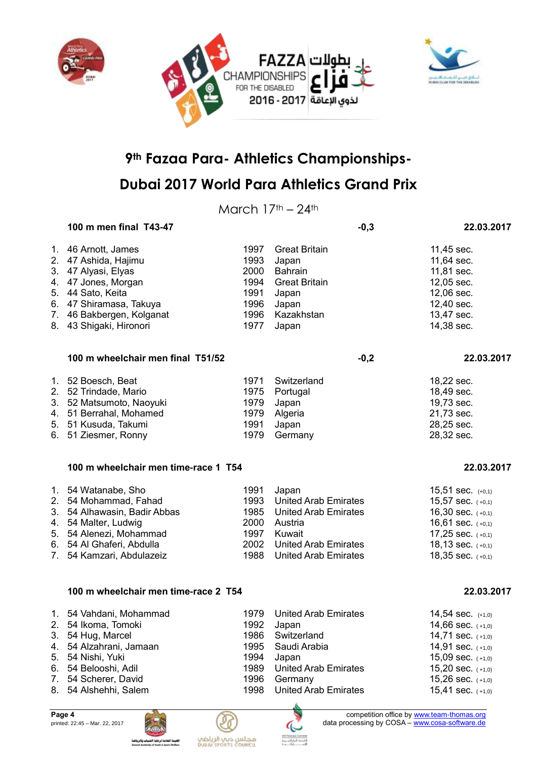# 9th Fazaa Para- Athletics Championships-

# Dubai 2017 World Para Athletics Grand Prix

March 17th – 24th

### 100 m men final T43-47

-0,3 — 22.03.2017

| | Name | Year | Country | Result |
|---|---|---|---|---|
| 1. | 46 Arnott, James | 1997 | Great Britain | 11,45 sec. |
| 2. | 47 Ashida, Hajimu | 1993 | Japan | 11,64 sec. |
| 3. | 47 Alyasi, Elyas | 2000 | Bahrain | 11,81 sec. |
| 4. | 47 Jones, Morgan | 1994 | Great Britain | 12,05 sec. |
| 5. | 44 Sato, Keita | 1991 | Japan | 12,06 sec. |
| 6. | 47 Shiramasa, Takuya | 1996 | Japan | 12,40 sec. |
| 7. | 46 Bakbergen, Kolganat | 1996 | Kazakhstan | 13,47 sec. |
| 8. | 43 Shigaki, Hironori | 1977 | Japan | 14,38 sec. |

### 100 m wheelchair men final T51/52

-0,2 — 22.03.2017

| | Name | Year | Country | Result |
|---|---|---|---|---|
| 1. | 52 Boesch, Beat | 1971 | Switzerland | 18,22 sec. |
| 2. | 52 Trindade, Mario | 1975 | Portugal | 18,49 sec. |
| 3. | 52 Matsumoto, Naoyuki | 1979 | Japan | 19,73 sec. |
| 4. | 51 Berrahal, Mohamed | 1979 | Algeria | 21,73 sec. |
| 5. | 51 Kusuda, Takumi | 1991 | Japan | 28,25 sec. |
| 6. | 51 Ziesmer, Ronny | 1979 | Germany | 28,32 sec. |

### 100 m wheelchair men time-race 1 T54

22.03.2017

| | Name | Year | Country | Result |
|---|---|---|---|---|
| 1. | 54 Watanabe, Sho | 1991 | Japan | 15,51 sec. (+0,1) |
| 2. | 54 Mohammad, Fahad | 1993 | United Arab Emirates | 15,57 sec. (+0,1) |
| 3. | 54 Alhawasin, Badir Abbas | 1985 | United Arab Emirates | 16,30 sec. (+0,1) |
| 4. | 54 Malter, Ludwig | 2000 | Austria | 16,61 sec. (+0,1) |
| 5. | 54 Alenezi, Mohammad | 1997 | Kuwait | 17,25 sec. (+0,1) |
| 6. | 54 Al Ghaferi, Abdulla | 2002 | United Arab Emirates | 18,13 sec. (+0,1) |
| 7. | 54 Kamzari, Abdulazeiz | 1988 | United Arab Emirates | 18,35 sec. (+0,1) |

### 100 m wheelchair men time-race 2 T54

22.03.2017

| | Name | Year | Country | Result |
|---|---|---|---|---|
| 1. | 54 Vahdani, Mohammad | 1979 | United Arab Emirates | 14,54 sec. (+1,0) |
| 2. | 54 Ikoma, Tomoki | 1992 | Japan | 14,66 sec. (+1,0) |
| 3. | 54 Hug, Marcel | 1986 | Switzerland | 14,71 sec. (+1,0) |
| 4. | 54 Alzahrani, Jamaan | 1995 | Saudi Arabia | 14,91 sec. (+1,0) |
| 5. | 54 Nishi, Yuki | 1994 | Japan | 15,09 sec. (+1,0) |
| 6. | 54 Belooshi, Adil | 1989 | United Arab Emirates | 15,20 sec. (+1,0) |
| 7. | 54 Scherer, David | 1996 | Germany | 15,26 sec. (+1,0) |
| 8. | 54 Alshehhi, Salem | 1998 | United Arab Emirates | 15,41 sec. (+1,0) |

printed: 22:45 – Mar. 22, 2017

competition office by www.team-thomas.org
data processing by COSA – www.cosa-software.de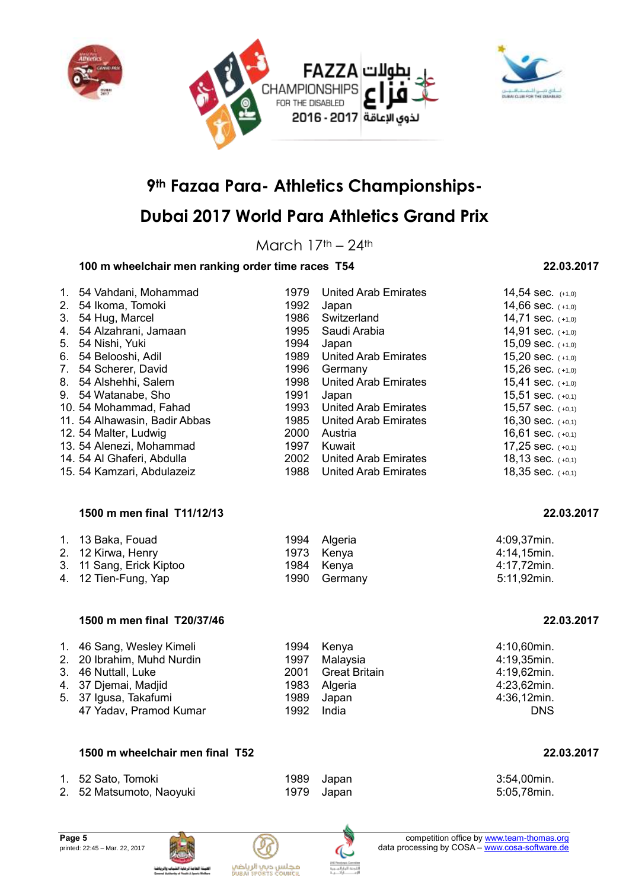# 9th Fazaa Para- Athletics Championships-

# Dubai 2017 World Para Athletics Grand Prix

March 17th – 24th

### 100 m wheelchair men ranking order time races T54 — 22.03.2017

| Rank | Class | Name | Year | Country | Result |
|---|---|---|---|---|---|
| 1. | 54 | Vahdani, Mohammad | 1979 | United Arab Emirates | 14,54 sec. (+1,0) |
| 2. | 54 | Ikoma, Tomoki | 1992 | Japan | 14,66 sec. (+1,0) |
| 3. | 54 | Hug, Marcel | 1986 | Switzerland | 14,71 sec. (+1,0) |
| 4. | 54 | Alzahrani, Jamaan | 1995 | Saudi Arabia | 14,91 sec. (+1,0) |
| 5. | 54 | Nishi, Yuki | 1994 | Japan | 15,09 sec. (+1,0) |
| 6. | 54 | Belooshi, Adil | 1989 | United Arab Emirates | 15,20 sec. (+1,0) |
| 7. | 54 | Scherer, David | 1996 | Germany | 15,26 sec. (+1,0) |
| 8. | 54 | Alshehhi, Salem | 1998 | United Arab Emirates | 15,41 sec. (+1,0) |
| 9. | 54 | Watanabe, Sho | 1991 | Japan | 15,51 sec. (+0,1) |
| 10. | 54 | Mohammad, Fahad | 1993 | United Arab Emirates | 15,57 sec. (+0,1) |
| 11. | 54 | Alhawasin, Badir Abbas | 1985 | United Arab Emirates | 16,30 sec. (+0,1) |
| 12. | 54 | Malter, Ludwig | 2000 | Austria | 16,61 sec. (+0,1) |
| 13. | 54 | Alenezi, Mohammad | 1997 | Kuwait | 17,25 sec. (+0,1) |
| 14. | 54 | Al Ghaferi, Abdulla | 2002 | United Arab Emirates | 18,13 sec. (+0,1) |
| 15. | 54 | Kamzari, Abdulazeiz | 1988 | United Arab Emirates | 18,35 sec. (+0,1) |

### 1500 m men final T11/12/13 — 22.03.2017

| Rank | Class | Name | Year | Country | Result |
|---|---|---|---|---|---|
| 1. | 13 | Baka, Fouad | 1994 | Algeria | 4:09,37min. |
| 2. | 12 | Kirwa, Henry | 1973 | Kenya | 4:14,15min. |
| 3. | 11 | Sang, Erick Kiptoo | 1984 | Kenya | 4:17,72min. |
| 4. | 12 | Tien-Fung, Yap | 1990 | Germany | 5:11,92min. |

### 1500 m men final T20/37/46 — 22.03.2017

| Rank | Class | Name | Year | Country | Result |
|---|---|---|---|---|---|
| 1. | 46 | Sang, Wesley Kimeli | 1994 | Kenya | 4:10,60min. |
| 2. | 20 | Ibrahim, Muhd Nurdin | 1997 | Malaysia | 4:19,35min. |
| 3. | 46 | Nuttall, Luke | 2001 | Great Britain | 4:19,62min. |
| 4. | 37 | Djemai, Madjid | 1983 | Algeria | 4:23,62min. |
| 5. | 37 | Igusa, Takafumi | 1989 | Japan | 4:36,12min. |
| | 47 | Yadav, Pramod Kumar | 1992 | India | DNS |

### 1500 m wheelchair men final T52 — 22.03.2017

| Rank | Class | Name | Year | Country | Result |
|---|---|---|---|---|---|
| 1. | 52 | Sato, Tomoki | 1989 | Japan | 3:54,00min. |
| 2. | 52 | Matsumoto, Naoyuki | 1979 | Japan | 5:05,78min. |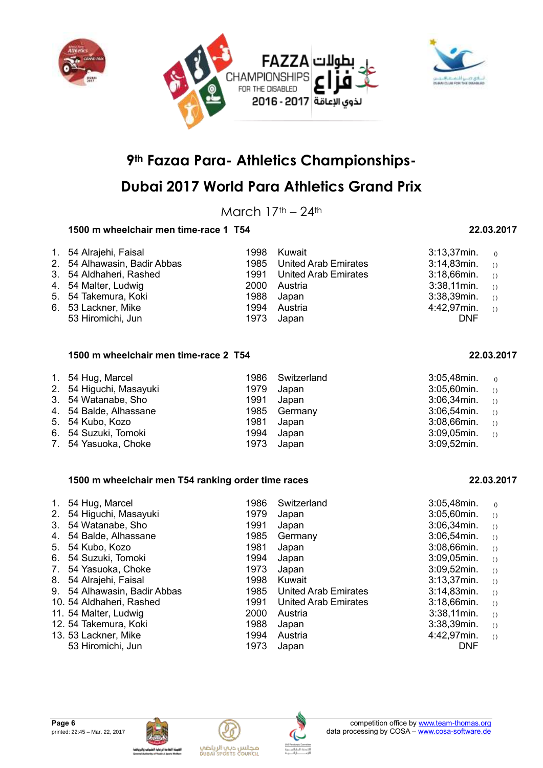# 9th Fazaa Para- Athletics Championships-

# Dubai 2017 World Para Athletics Grand Prix

March 17th – 24th

**1500 m wheelchair men time-race 1 T54** **22.03.2017**

| | Class | Name | Year | Country | Result | |
|---|---|---|---|---|---|---|
| 1. | 54 | Alrajehi, Faisal | 1998 | Kuwait | 3:13,37min. | () |
| 2. | 54 | Alhawasin, Badir Abbas | 1985 | United Arab Emirates | 3:14,83min. | () |
| 3. | 54 | Aldhaheri, Rashed | 1991 | United Arab Emirates | 3:18,66min. | () |
| 4. | 54 | Malter, Ludwig | 2000 | Austria | 3:38,11min. | () |
| 5. | 54 | Takemura, Koki | 1988 | Japan | 3:38,39min. | () |
| 6. | 53 | Lackner, Mike | 1994 | Austria | 4:42,97min. | () |
| | 53 | Hiromichi, Jun | 1973 | Japan | DNF | |

**1500 m wheelchair men time-race 2 T54** **22.03.2017**

| | Class | Name | Year | Country | Result | |
|---|---|---|---|---|---|---|
| 1. | 54 | Hug, Marcel | 1986 | Switzerland | 3:05,48min. | () |
| 2. | 54 | Higuchi, Masayuki | 1979 | Japan | 3:05,60min. | () |
| 3. | 54 | Watanabe, Sho | 1991 | Japan | 3:06,34min. | () |
| 4. | 54 | Balde, Alhassane | 1985 | Germany | 3:06,54min. | () |
| 5. | 54 | Kubo, Kozo | 1981 | Japan | 3:08,66min. | () |
| 6. | 54 | Suzuki, Tomoki | 1994 | Japan | 3:09,05min. | () |
| 7. | 54 | Yasuoka, Choke | 1973 | Japan | 3:09,52min. | |

**1500 m wheelchair men T54 ranking order time races** **22.03.2017**

| | Class | Name | Year | Country | Result | |
|---|---|---|---|---|---|---|
| 1. | 54 | Hug, Marcel | 1986 | Switzerland | 3:05,48min. | () |
| 2. | 54 | Higuchi, Masayuki | 1979 | Japan | 3:05,60min. | () |
| 3. | 54 | Watanabe, Sho | 1991 | Japan | 3:06,34min. | () |
| 4. | 54 | Balde, Alhassane | 1985 | Germany | 3:06,54min. | () |
| 5. | 54 | Kubo, Kozo | 1981 | Japan | 3:08,66min. | () |
| 6. | 54 | Suzuki, Tomoki | 1994 | Japan | 3:09,05min. | () |
| 7. | 54 | Yasuoka, Choke | 1973 | Japan | 3:09,52min. | () |
| 8. | 54 | Alrajehi, Faisal | 1998 | Kuwait | 3:13,37min. | () |
| 9. | 54 | Alhawasin, Badir Abbas | 1985 | United Arab Emirates | 3:14,83min. | () |
| 10. | 54 | Aldhaheri, Rashed | 1991 | United Arab Emirates | 3:18,66min. | () |
| 11. | 54 | Malter, Ludwig | 2000 | Austria | 3:38,11min. | () |
| 12. | 54 | Takemura, Koki | 1988 | Japan | 3:38,39min. | () |
| 13. | 53 | Lackner, Mike | 1994 | Austria | 4:42,97min. | () |
| | 53 | Hiromichi, Jun | 1973 | Japan | DNF | |

printed: 22:45 – Mar. 22, 2017

competition office by www.team-thomas.org
data processing by COSA – www.cosa-software.de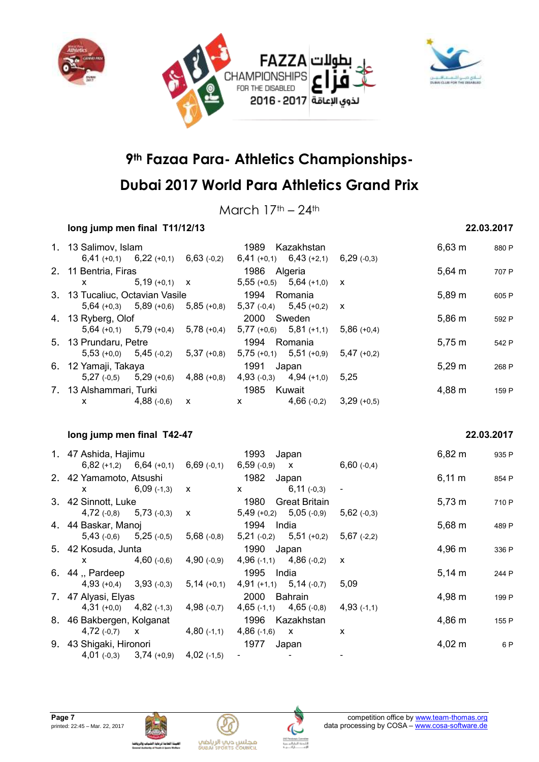# 9th Fazaa Para- Athletics Championships-

# Dubai 2017 World Para Athletics Grand Prix

March 17th – 24th

### long jump men final T11/12/13 — 22.03.2017

| Rank | Class | Name | Year | Country | Result | Points |
|---|---|---|---|---|---|---|
| 1. | 13 | Salimov, Islam | 1989 | Kazakhstan | 6,63 m | 880 P |
| | | 6,41 (+0,1) 6,22 (+0,1) 6,63 (-0,2) 6,41 (+0,1) 6,43 (+2,1) 6,29 (-0,3) | | | | |
| 2. | 11 | Bentria, Firas | 1986 | Algeria | 5,64 m | 707 P |
| | | x 5,19 (+0,1) x 5,55 (+0,5) 5,64 (+1,0) x | | | | |
| 3. | 13 | Tucaliuc, Octavian Vasile | 1994 | Romania | 5,89 m | 605 P |
| | | 5,64 (+0,3) 5,89 (+0,6) 5,85 (+0,8) 5,37 (-0,4) 5,45 (+0,2) x | | | | |
| 4. | 13 | Ryberg, Olof | 2000 | Sweden | 5,86 m | 592 P |
| | | 5,64 (+0,1) 5,79 (+0,4) 5,78 (+0,4) 5,77 (+0,6) 5,81 (+1,1) 5,86 (+0,4) | | | | |
| 5. | 13 | Prundaru, Petre | 1994 | Romania | 5,75 m | 542 P |
| | | 5,53 (+0,0) 5,45 (-0,2) 5,37 (+0,8) 5,75 (+0,1) 5,51 (+0,9) 5,47 (+0,2) | | | | |
| 6. | 12 | Yamaji, Takaya | 1991 | Japan | 5,29 m | 268 P |
| | | 5,27 (-0,5) 5,29 (+0,6) 4,88 (+0,8) 4,93 (-0,3) 4,94 (+1,0) 5,25 | | | | |
| 7. | 13 | Alshammari, Turki | 1985 | Kuwait | 4,88 m | 159 P |
| | | x 4,88 (-0,6) x x 4,66 (-0,2) 3,29 (+0,5) | | | | |

### long jump men final T42-47 — 22.03.2017

| Rank | Class | Name | Year | Country | Result | Points |
|---|---|---|---|---|---|---|
| 1. | 47 | Ashida, Hajimu | 1993 | Japan | 6,82 m | 935 P |
| | | 6,82 (+1,2) 6,64 (+0,1) 6,69 (-0,1) 6,59 (-0,9) x 6,60 (-0,4) | | | | |
| 2. | 42 | Yamamoto, Atsushi | 1982 | Japan | 6,11 m | 854 P |
| | | x 6,09 (-1,3) x x 6,11 (-0,3) - | | | | |
| 3. | 42 | Sinnott, Luke | 1980 | Great Britain | 5,73 m | 710 P |
| | | 4,72 (-0,8) 5,73 (-0,3) x 5,49 (+0,2) 5,05 (-0,9) 5,62 (-0,3) | | | | |
| 4. | 44 | Baskar, Manoj | 1994 | India | 5,68 m | 489 P |
| | | 5,43 (-0,6) 5,25 (-0,5) 5,68 (-0,8) 5,21 (-0,2) 5,51 (+0,2) 5,67 (-2,2) | | | | |
| 5. | 42 | Kosuda, Junta | 1990 | Japan | 4,96 m | 336 P |
| | | x 4,60 (-0,6) 4,90 (-0,9) 4,96 (-1,1) 4,86 (-0,2) x | | | | |
| 6. | 44 | ,, Pardeep | 1995 | India | 5,14 m | 244 P |
| | | 4,93 (+0,4) 3,93 (-0,3) 5,14 (+0,1) 4,91 (+1,1) 5,14 (-0,7) 5,09 | | | | |
| 7. | 47 | Alyasi, Elyas | 2000 | Bahrain | 4,98 m | 199 P |
| | | 4,31 (+0,0) 4,82 (-1,3) 4,98 (-0,7) 4,65 (-1,1) 4,65 (-0,8) 4,93 (-1,1) | | | | |
| 8. | 46 | Bakbergen, Kolganat | 1996 | Kazakhstan | 4,86 m | 155 P |
| | | 4,72 (-0,7) x 4,80 (-1,1) 4,86 (-1,6) x x | | | | |
| 9. | 43 | Shigaki, Hironori | 1977 | Japan | 4,02 m | 6 P |
| | | 4,01 (-0,3) 3,74 (+0,9) 4,02 (-1,5) - - - | | | | |

printed: 22:45 – Mar. 22, 2017

competition office by www.team-thomas.org
data processing by COSA – www.cosa-software.de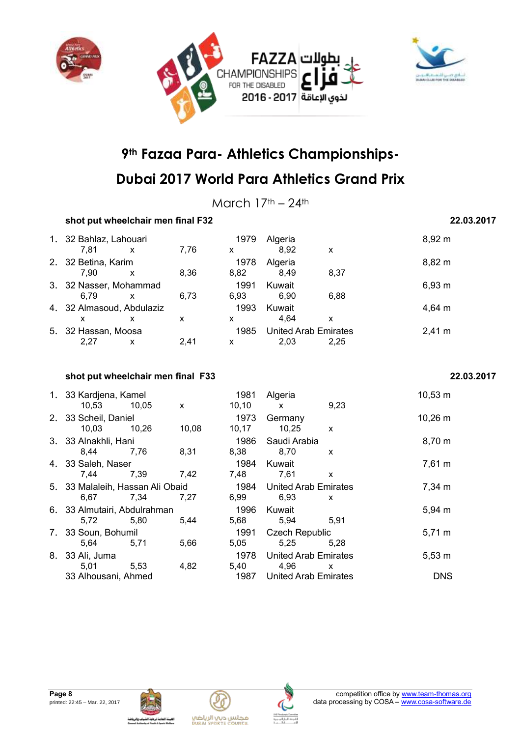# 9th Fazaa Para- Athletics Championships-

# Dubai 2017 World Para Athletics Grand Prix

March 17th – 24th

### shot put wheelchair men final F32 — 22.03.2017

| Rank | Class | Name | Year | Country | Result |
|---|---|---|---|---|---|
| 1. | 32 | Bahlaz, Lahouari | 1979 | Algeria | 8,92 m |
| | | 7,81 x 7,76 x 8,92 x | | | |
| 2. | 32 | Betina, Karim | 1978 | Algeria | 8,82 m |
| | | 7,90 x 8,36 8,82 8,49 8,37 | | | |
| 3. | 32 | Nasser, Mohammad | 1991 | Kuwait | 6,93 m |
| | | 6,79 x 6,73 6,93 6,90 6,88 | | | |
| 4. | 32 | Almasoud, Abdulaziz | 1993 | Kuwait | 4,64 m |
| | | x x x x 4,64 x | | | |
| 5. | 32 | Hassan, Moosa | 1985 | United Arab Emirates | 2,41 m |
| | | 2,27 x 2,41 x 2,03 2,25 | | | |

### shot put wheelchair men final F33 — 22.03.2017

| Rank | Class | Name | Year | Country | Result |
|---|---|---|---|---|---|
| 1. | 33 | Kardjena, Kamel | 1981 | Algeria | 10,53 m |
| | | 10,53 10,05 x 10,10 x 9,23 | | | |
| 2. | 33 | Scheil, Daniel | 1973 | Germany | 10,26 m |
| | | 10,03 10,26 10,08 10,17 10,25 x | | | |
| 3. | 33 | Alnakhli, Hani | 1986 | Saudi Arabia | 8,70 m |
| | | 8,44 7,76 8,31 8,38 8,70 x | | | |
| 4. | 33 | Saleh, Naser | 1984 | Kuwait | 7,61 m |
| | | 7,44 7,39 7,42 7,48 7,61 x | | | |
| 5. | 33 | Malaleih, Hassan Ali Obaid | 1984 | United Arab Emirates | 7,34 m |
| | | 6,67 7,34 7,27 6,99 6,93 x | | | |
| 6. | 33 | Almutairi, Abdulrahman | 1996 | Kuwait | 5,94 m |
| | | 5,72 5,80 5,44 5,68 5,94 5,91 | | | |
| 7. | 33 | Soun, Bohumil | 1991 | Czech Republic | 5,71 m |
| | | 5,64 5,71 5,66 5,05 5,25 5,28 | | | |
| 8. | 33 | Ali, Juma | 1978 | United Arab Emirates | 5,53 m |
| | | 5,01 5,53 4,82 5,40 4,96 x | | | |
| | 33 | Alhousani, Ahmed | 1987 | United Arab Emirates | DNS |

competition office by www.team-thomas.org
data processing by COSA – www.cosa-software.de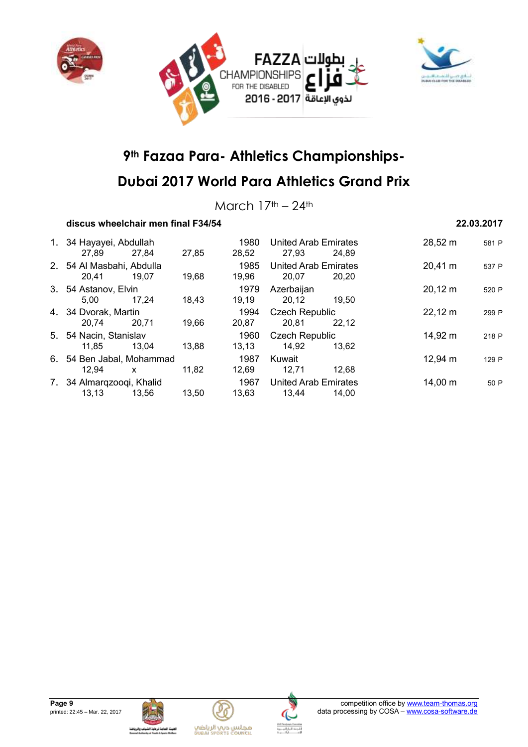# 9th Fazaa Para- Athletics Championships-

# Dubai 2017 World Para Athletics Grand Prix

March 17th – 24th

**discus wheelchair men final F34/54** **22.03.2017**

| Rank | Class | Name | Year | Country | Result | Points |
|---|---|---|---|---|---|---|
| 1. | 34 | Hayayei, Abdullah | 1980 | United Arab Emirates | 28,52 m | 581 P |
| | | 27,89 · 27,84 · 27,85 · 28,52 · 27,93 · 24,89 | | | | |
| 2. | 54 | Al Masbahi, Abdulla | 1985 | United Arab Emirates | 20,41 m | 537 P |
| | | 20,41 · 19,07 · 19,68 · 19,96 · 20,07 · 20,20 | | | | |
| 3. | 54 | Astanov, Elvin | 1979 | Azerbaijan | 20,12 m | 520 P |
| | | 5,00 · 17,24 · 18,43 · 19,19 · 20,12 · 19,50 | | | | |
| 4. | 34 | Dvorak, Martin | 1994 | Czech Republic | 22,12 m | 299 P |
| | | 20,74 · 20,71 · 19,66 · 20,87 · 20,81 · 22,12 | | | | |
| 5. | 54 | Nacin, Stanislav | 1960 | Czech Republic | 14,92 m | 218 P |
| | | 11,85 · 13,04 · 13,88 · 13,13 · 14,92 · 13,62 | | | | |
| 6. | 54 | Ben Jabal, Mohammad | 1987 | Kuwait | 12,94 m | 129 P |
| | | 12,94 · x · 11,82 · 12,69 · 12,71 · 12,68 | | | | |
| 7. | 34 | Almarqzooqi, Khalid | 1967 | United Arab Emirates | 14,00 m | 50 P |
| | | 13,13 · 13,56 · 13,50 · 13,63 · 13,44 · 14,00 | | | | |

printed: 22:45 – Mar. 22, 2017

competition office by www.team-thomas.org
data processing by COSA – www.cosa-software.de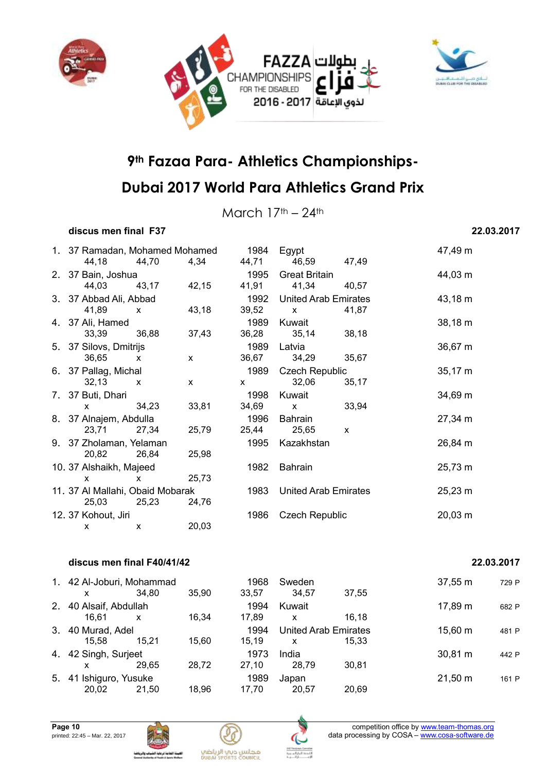# 9th Fazaa Para- Athletics Championships-

# Dubai 2017 World Para Athletics Grand Prix

March 17th – 24th

### discus men final F37 — 22.03.2017

| Rank | Class | Name | Year | Country | Result |
|---|---|---|---|---|---|
| 1. | 37 | Ramadan, Mohamed Mohamed | 1984 | Egypt | 47,49 m |
| | | 44,18 / 44,70 / 4,34 / 44,71 / 46,59 / 47,49 | | | |
| 2. | 37 | Bain, Joshua | 1995 | Great Britain | 44,03 m |
| | | 44,03 / 43,17 / 42,15 / 41,91 / 41,34 / 40,57 | | | |
| 3. | 37 | Abbad Ali, Abbad | 1992 | United Arab Emirates | 43,18 m |
| | | 41,89 / x / 43,18 / 39,52 / x / 41,87 | | | |
| 4. | 37 | Ali, Hamed | 1989 | Kuwait | 38,18 m |
| | | 33,39 / 36,88 / 37,43 / 36,28 / 35,14 / 38,18 | | | |
| 5. | 37 | Silovs, Dmitrijs | 1989 | Latvia | 36,67 m |
| | | 36,65 / x / x / 36,67 / 34,29 / 35,67 | | | |
| 6. | 37 | Pallag, Michal | 1989 | Czech Republic | 35,17 m |
| | | 32,13 / x / x / x / 32,06 / 35,17 | | | |
| 7. | 37 | Buti, Dhari | 1998 | Kuwait | 34,69 m |
| | | x / 34,23 / 33,81 / 34,69 / x / 33,94 | | | |
| 8. | 37 | Alnajem, Abdulla | 1996 | Bahrain | 27,34 m |
| | | 23,71 / 27,34 / 25,79 / 25,44 / 25,65 / x | | | |
| 9. | 37 | Zholaman, Yelaman | 1995 | Kazakhstan | 26,84 m |
| | | 20,82 / 26,84 / 25,98 | | | |
| 10. | 37 | Alshaikh, Majeed | 1982 | Bahrain | 25,73 m |
| | | x / x / 25,73 | | | |
| 11. | 37 | Al Mallahi, Obaid Mobarak | 1983 | United Arab Emirates | 25,23 m |
| | | 25,03 / 25,23 / 24,76 | | | |
| 12. | 37 | Kohout, Jiri | 1986 | Czech Republic | 20,03 m |
| | | x / x / 20,03 | | | |

### discus men final F40/41/42 — 22.03.2017

| Rank | Class | Name | Year | Country | Result | Points |
|---|---|---|---|---|---|---|
| 1. | 42 | Al-Joburi, Mohammad | 1968 | Sweden | 37,55 m | 729 P |
| | | x / 34,80 / 35,90 / 33,57 / 34,57 / 37,55 | | | | |
| 2. | 40 | Alsaif, Abdullah | 1994 | Kuwait | 17,89 m | 682 P |
| | | 16,61 / x / 16,34 / 17,89 / x / 16,18 | | | | |
| 3. | 40 | Murad, Adel | 1994 | United Arab Emirates | 15,60 m | 481 P |
| | | 15,58 / 15,21 / 15,60 / 15,19 / x / 15,33 | | | | |
| 4. | 42 | Singh, Surjeet | 1973 | India | 30,81 m | 442 P |
| | | x / 29,65 / 28,72 / 27,10 / 28,79 / 30,81 | | | | |
| 5. | 41 | Ishiguro, Yusuke | 1989 | Japan | 21,50 m | 161 P |
| | | 20,02 / 21,50 / 18,96 / 17,70 / 20,57 / 20,69 | | | | |

printed: 22:45 – Mar. 22, 2017

competition office by www.team-thomas.org
data processing by COSA – www.cosa-software.de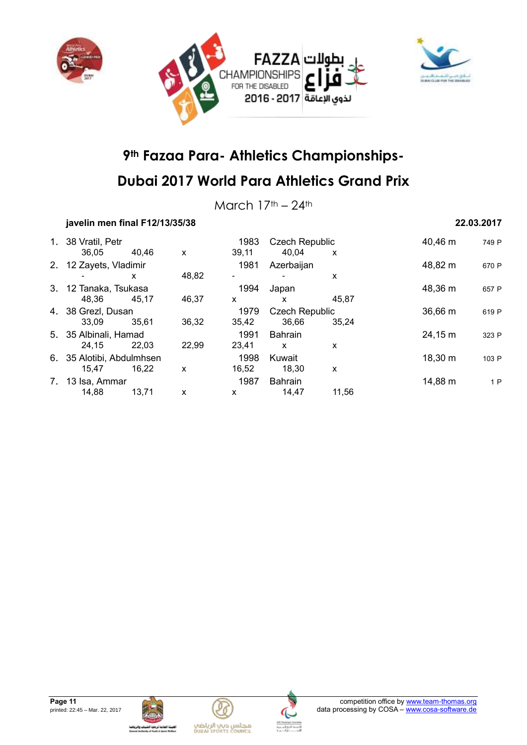# 9th Fazaa Para- Athletics Championships-

# Dubai 2017 World Para Athletics Grand Prix

March 17th – 24th

**javelin men final F12/13/35/38** **22.03.2017**

| Rank | Class / Name | | | Year | Country | | Result | Points |
|---|---|---|---|---|---|---|---|---|
| 1. | 38 Vratil, Petr | | | 1983 | Czech Republic | | 40,46 m | 749 P |
| | 36,05 | 40,46 | x | 39,11 | 40,04 | x | | |
| 2. | 12 Zayets, Vladimir | | | 1981 | Azerbaijan | | 48,82 m | 670 P |
| | - | x | 48,82 | - | - | x | | |
| 3. | 12 Tanaka, Tsukasa | | | 1994 | Japan | | 48,36 m | 657 P |
| | 48,36 | 45,17 | 46,37 | x | x | 45,87 | | |
| 4. | 38 Grezl, Dusan | | | 1979 | Czech Republic | | 36,66 m | 619 P |
| | 33,09 | 35,61 | 36,32 | 35,42 | 36,66 | 35,24 | | |
| 5. | 35 Albinali, Hamad | | | 1991 | Bahrain | | 24,15 m | 323 P |
| | 24,15 | 22,03 | 22,99 | 23,41 | x | x | | |
| 6. | 35 Alotibi, Abdulmhsen | | | 1998 | Kuwait | | 18,30 m | 103 P |
| | 15,47 | 16,22 | x | 16,52 | 18,30 | x | | |
| 7. | 13 Isa, Ammar | | | 1987 | Bahrain | | 14,88 m | 1 P |
| | 14,88 | 13,71 | x | x | 14,47 | 11,56 | | |

printed: 22:45 – Mar. 22, 2017

competition office by www.team-thomas.org
data processing by COSA – www.cosa-software.de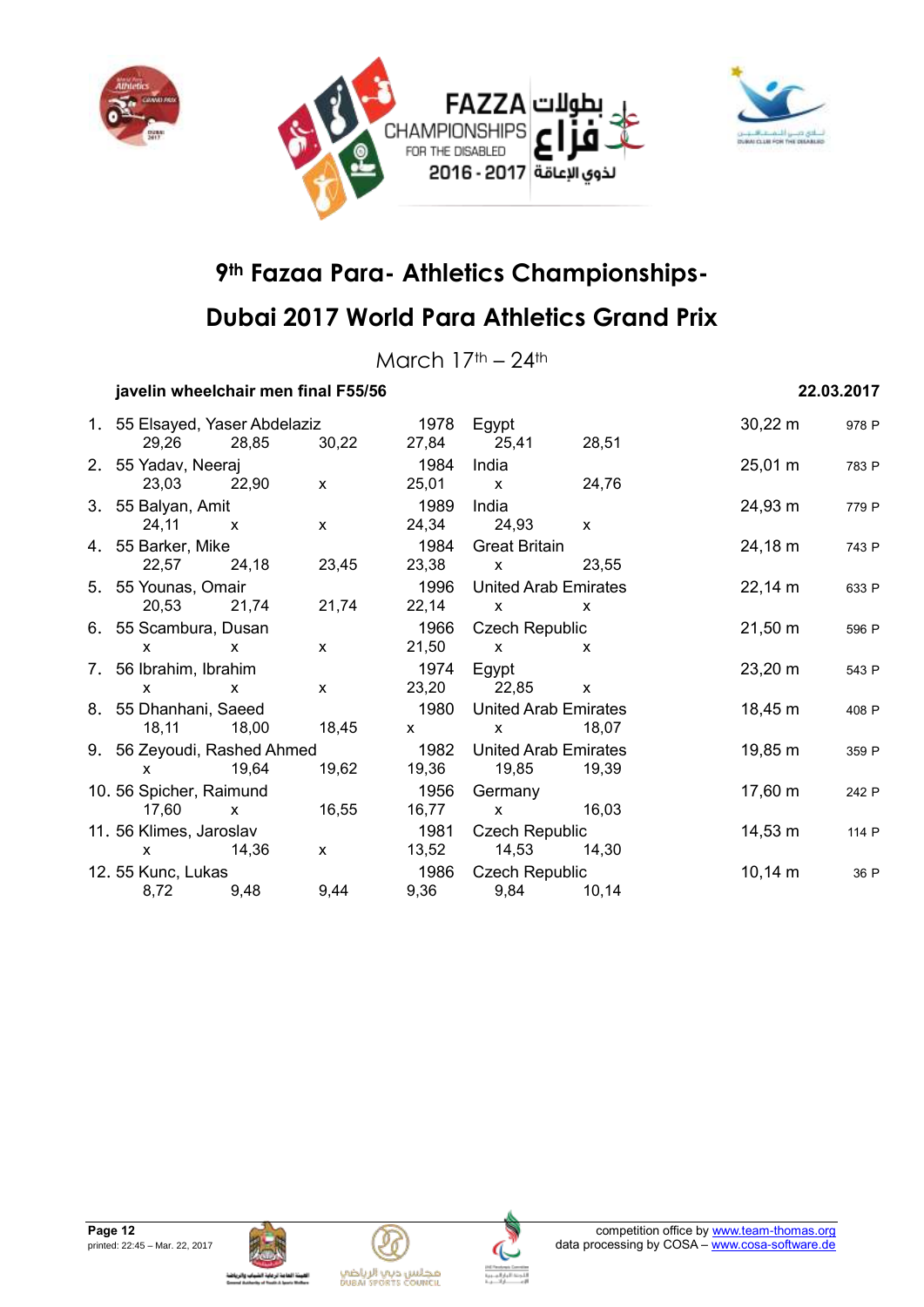# 9th Fazaa Para- Athletics Championships-

# Dubai 2017 World Para Athletics Grand Prix

March 17th – 24th

**javelin wheelchair men final F55/56** **22.03.2017**

| Rank | Class | Name | Year | Country | Result | Points |
|---|---|---|---|---|---|---|
| 1. | 55 | Elsayed, Yaser Abdelaziz | 1978 | Egypt | 30,22 m | 978 P |
| | | 29,26 / 28,85 / 30,22 / 27,84 / 25,41 / 28,51 | | | | |
| 2. | 55 | Yadav, Neeraj | 1984 | India | 25,01 m | 783 P |
| | | 23,03 / 22,90 / x / 25,01 / x / 24,76 | | | | |
| 3. | 55 | Balyan, Amit | 1989 | India | 24,93 m | 779 P |
| | | 24,11 / x / x / 24,34 / 24,93 / x | | | | |
| 4. | 55 | Barker, Mike | 1984 | Great Britain | 24,18 m | 743 P |
| | | 22,57 / 24,18 / 23,45 / 23,38 / x / 23,55 | | | | |
| 5. | 55 | Younas, Omair | 1996 | United Arab Emirates | 22,14 m | 633 P |
| | | 20,53 / 21,74 / 21,74 / 22,14 / x / x | | | | |
| 6. | 55 | Scambura, Dusan | 1966 | Czech Republic | 21,50 m | 596 P |
| | | x / x / x / 21,50 / x / x | | | | |
| 7. | 56 | Ibrahim, Ibrahim | 1974 | Egypt | 23,20 m | 543 P |
| | | x / x / x / 23,20 / 22,85 / x | | | | |
| 8. | 55 | Dhanhani, Saeed | 1980 | United Arab Emirates | 18,45 m | 408 P |
| | | 18,11 / 18,00 / 18,45 / x / x / 18,07 | | | | |
| 9. | 56 | Zeyoudi, Rashed Ahmed | 1982 | United Arab Emirates | 19,85 m | 359 P |
| | | x / 19,64 / 19,62 / 19,36 / 19,85 / 19,39 | | | | |
| 10. | 56 | Spicher, Raimund | 1956 | Germany | 17,60 m | 242 P |
| | | 17,60 / x / 16,55 / 16,77 / x / 16,03 | | | | |
| 11. | 56 | Klimes, Jaroslav | 1981 | Czech Republic | 14,53 m | 114 P |
| | | x / 14,36 / x / 13,52 / 14,53 / 14,30 | | | | |
| 12. | 55 | Kunc, Lukas | 1986 | Czech Republic | 10,14 m | 36 P |
| | | 8,72 / 9,48 / 9,44 / 9,36 / 9,84 / 10,14 | | | | |

printed: 22:45 – Mar. 22, 2017

competition office by www.team-thomas.org
data processing by COSA – www.cosa-software.de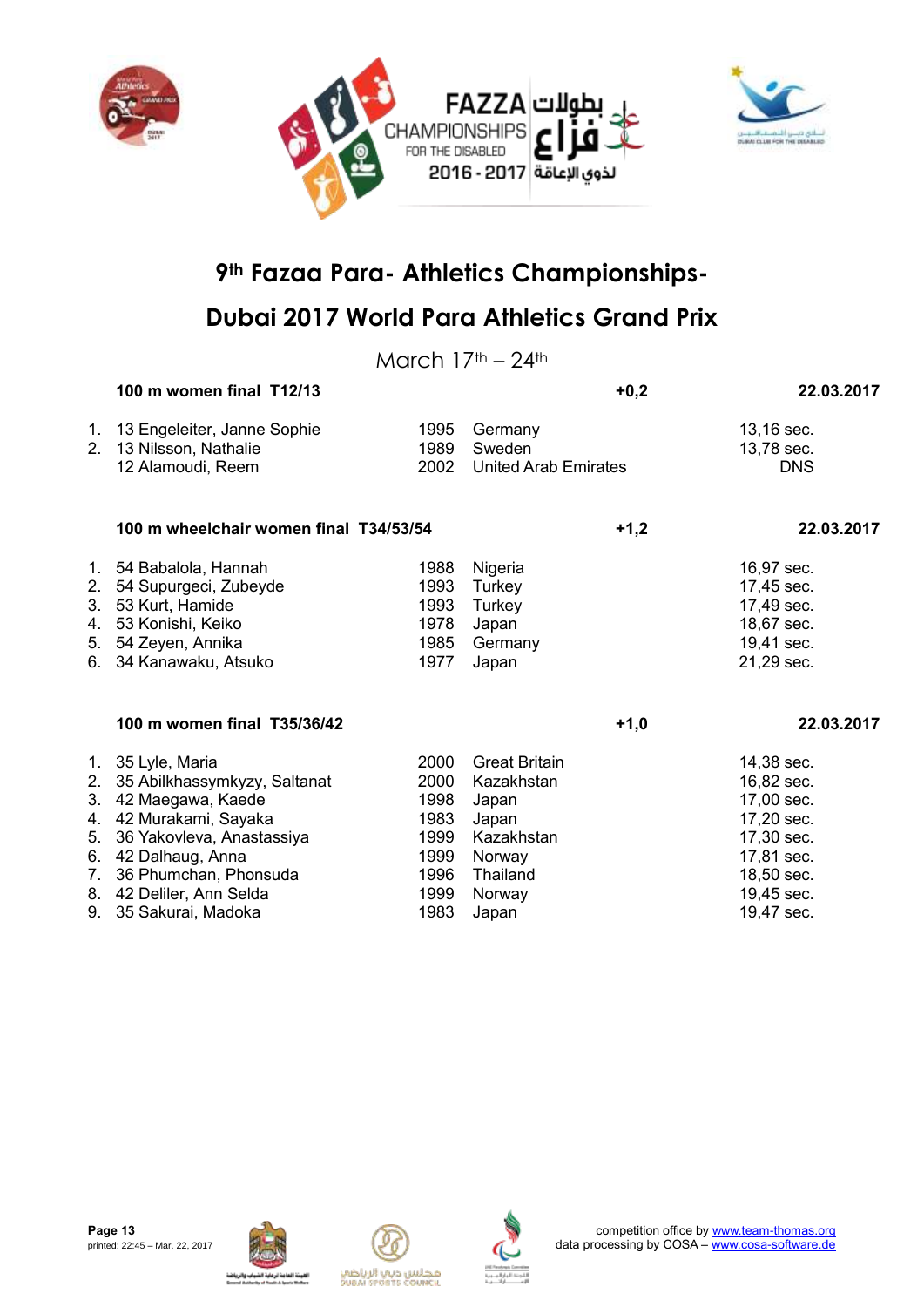# 9th Fazaa Para- Athletics Championships-

# Dubai 2017 World Para Athletics Grand Prix

March 17th – 24th

**100 m women final T12/13** **+0,2** **22.03.2017**

| | | | | |
|---|---|---|---|---|
| 1. | 13 Engeleiter, Janne Sophie | 1995 | Germany | 13,16 sec. |
| 2. | 13 Nilsson, Nathalie | 1989 | Sweden | 13,78 sec. |
| | 12 Alamoudi, Reem | 2002 | United Arab Emirates | DNS |

**100 m wheelchair women final T34/53/54** **+1,2** **22.03.2017**

| | | | | |
|---|---|---|---|---|
| 1. | 54 Babalola, Hannah | 1988 | Nigeria | 16,97 sec. |
| 2. | 54 Supurgeci, Zubeyde | 1993 | Turkey | 17,45 sec. |
| 3. | 53 Kurt, Hamide | 1993 | Turkey | 17,49 sec. |
| 4. | 53 Konishi, Keiko | 1978 | Japan | 18,67 sec. |
| 5. | 54 Zeyen, Annika | 1985 | Germany | 19,41 sec. |
| 6. | 34 Kanawaku, Atsuko | 1977 | Japan | 21,29 sec. |

**100 m women final T35/36/42** **+1,0** **22.03.2017**

| | | | | |
|---|---|---|---|---|
| 1. | 35 Lyle, Maria | 2000 | Great Britain | 14,38 sec. |
| 2. | 35 Abilkhassymkyzy, Saltanat | 2000 | Kazakhstan | 16,82 sec. |
| 3. | 42 Maegawa, Kaede | 1998 | Japan | 17,00 sec. |
| 4. | 42 Murakami, Sayaka | 1983 | Japan | 17,20 sec. |
| 5. | 36 Yakovleva, Anastassiya | 1999 | Kazakhstan | 17,30 sec. |
| 6. | 42 Dalhaug, Anna | 1999 | Norway | 17,81 sec. |
| 7. | 36 Phumchan, Phonsuda | 1996 | Thailand | 18,50 sec. |
| 8. | 42 Deliler, Ann Selda | 1999 | Norway | 19,45 sec. |
| 9. | 35 Sakurai, Madoka | 1983 | Japan | 19,47 sec. |

printed: 22:45 – Mar. 22, 2017

competition office by www.team-thomas.org
data processing by COSA – www.cosa-software.de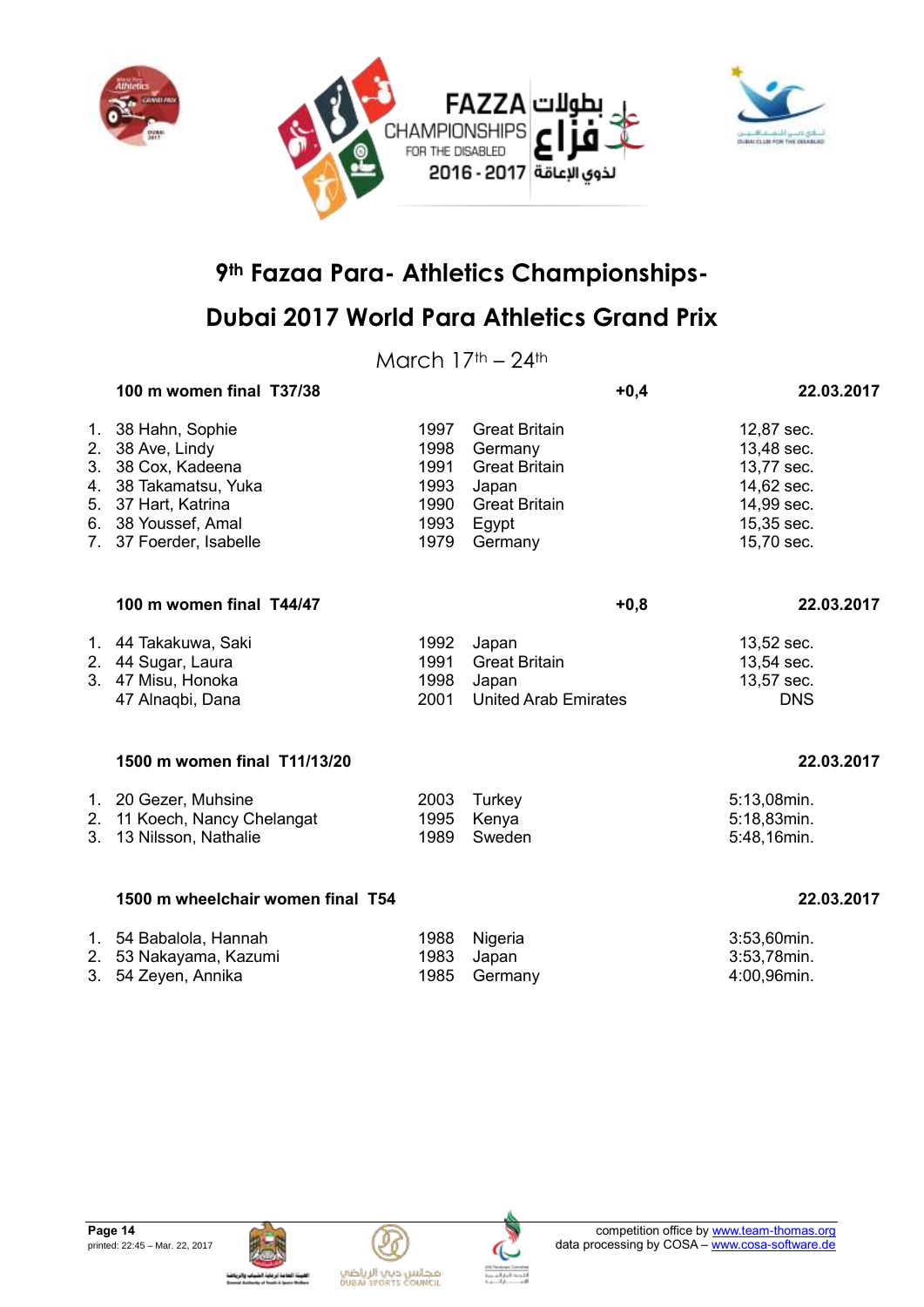# 9th Fazaa Para- Athletics Championships-

# Dubai 2017 World Para Athletics Grand Prix

March 17th – 24th

### 100 m women final T37/38 — +0,4 — 22.03.2017

| Rank | Class | Name | Year | Country | Result |
|---|---|---|---|---|---|
| 1. | 38 | Hahn, Sophie | 1997 | Great Britain | 12,87 sec. |
| 2. | 38 | Ave, Lindy | 1998 | Germany | 13,48 sec. |
| 3. | 38 | Cox, Kadeena | 1991 | Great Britain | 13,77 sec. |
| 4. | 38 | Takamatsu, Yuka | 1993 | Japan | 14,62 sec. |
| 5. | 37 | Hart, Katrina | 1990 | Great Britain | 14,99 sec. |
| 6. | 38 | Youssef, Amal | 1993 | Egypt | 15,35 sec. |
| 7. | 37 | Foerder, Isabelle | 1979 | Germany | 15,70 sec. |

### 100 m women final T44/47 — +0,8 — 22.03.2017

| Rank | Class | Name | Year | Country | Result |
|---|---|---|---|---|---|
| 1. | 44 | Takakuwa, Saki | 1992 | Japan | 13,52 sec. |
| 2. | 44 | Sugar, Laura | 1991 | Great Britain | 13,54 sec. |
| 3. | 47 | Misu, Honoka | 1998 | Japan | 13,57 sec. |
| | 47 | Alnaqbi, Dana | 2001 | United Arab Emirates | DNS |

### 1500 m women final T11/13/20 — 22.03.2017

| Rank | Class | Name | Year | Country | Result |
|---|---|---|---|---|---|
| 1. | 20 | Gezer, Muhsine | 2003 | Turkey | 5:13,08min. |
| 2. | 11 | Koech, Nancy Chelangat | 1995 | Kenya | 5:18,83min. |
| 3. | 13 | Nilsson, Nathalie | 1989 | Sweden | 5:48,16min. |

### 1500 m wheelchair women final T54 — 22.03.2017

| Rank | Class | Name | Year | Country | Result |
|---|---|---|---|---|---|
| 1. | 54 | Babalola, Hannah | 1988 | Nigeria | 3:53,60min. |
| 2. | 53 | Nakayama, Kazumi | 1983 | Japan | 3:53,78min. |
| 3. | 54 | Zeyen, Annika | 1985 | Germany | 4:00,96min. |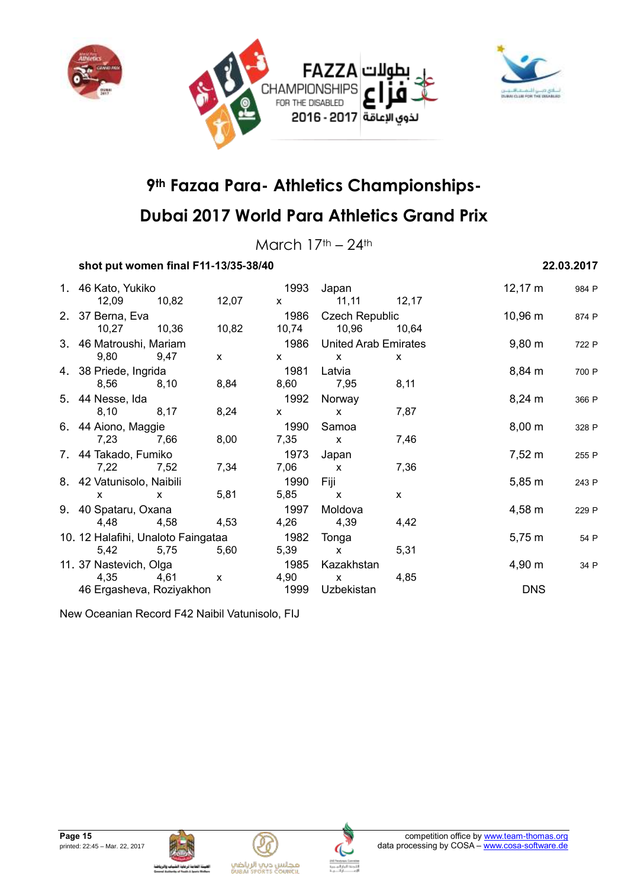# 9th Fazaa Para- Athletics Championships-

# Dubai 2017 World Para Athletics Grand Prix

March 17th – 24th

**shot put women final F11-13/35-38/40** **22.03.2017**

| Rank | Class | Name | Year | Country | Result | Points |
|---|---|---|---|---|---|---|
| 1. | 46 | Kato, Yukiko | 1993 | Japan | 12,17 m | 984 P |
| | | 12,09 / 10,82 / 12,07 / x / 11,11 / 12,17 | | | | |
| 2. | 37 | Berna, Eva | 1986 | Czech Republic | 10,96 m | 874 P |
| | | 10,27 / 10,36 / 10,82 / 10,74 / 10,96 / 10,64 | | | | |
| 3. | 46 | Matroushi, Mariam | 1986 | United Arab Emirates | 9,80 m | 722 P |
| | | 9,80 / 9,47 / x / x / x / x | | | | |
| 4. | 38 | Priede, Ingrida | 1981 | Latvia | 8,84 m | 700 P |
| | | 8,56 / 8,10 / 8,84 / 8,60 / 7,95 / 8,11 | | | | |
| 5. | 44 | Nesse, Ida | 1992 | Norway | 8,24 m | 366 P |
| | | 8,10 / 8,17 / 8,24 / x / x / 7,87 | | | | |
| 6. | 44 | Aiono, Maggie | 1990 | Samoa | 8,00 m | 328 P |
| | | 7,23 / 7,66 / 8,00 / 7,35 / x / 7,46 | | | | |
| 7. | 44 | Takado, Fumiko | 1973 | Japan | 7,52 m | 255 P |
| | | 7,22 / 7,52 / 7,34 / 7,06 / x / 7,36 | | | | |
| 8. | 42 | Vatunisolo, Naibili | 1990 | Fiji | 5,85 m | 243 P |
| | | x / x / 5,81 / 5,85 / x / x | | | | |
| 9. | 40 | Spataru, Oxana | 1997 | Moldova | 4,58 m | 229 P |
| | | 4,48 / 4,58 / 4,53 / 4,26 / 4,39 / 4,42 | | | | |
| 10. | 12 | Halafihi, Unaloto Faingataa | 1982 | Tonga | 5,75 m | 54 P |
| | | 5,42 / 5,75 / 5,60 / 5,39 / x / 5,31 | | | | |
| 11. | 37 | Nastevich, Olga | 1985 | Kazakhstan | 4,90 m | 34 P |
| | | 4,35 / 4,61 / x / 4,90 / x / 4,85 | | | | |
| | 46 | Ergasheva, Roziyakhon | 1999 | Uzbekistan | DNS | |

New Oceanian Record F42 Naibil Vatunisolo, FIJ

printed: 22:45 – Mar. 22, 2017

competition office by www.team-thomas.org
data processing by COSA – www.cosa-software.de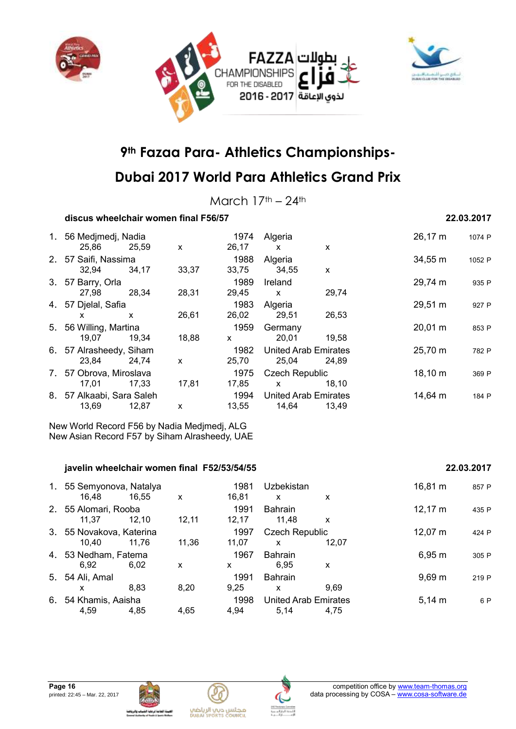# 9th Fazaa Para- Athletics Championships-

# Dubai 2017 World Para Athletics Grand Prix

March 17th – 24th

### discus wheelchair women final F56/57 — 22.03.2017

| Rank | Class, Name | Year | Country | Result | Points |
|---|---|---|---|---|---|
| 1. | 56 Medjmedj, Nadia | 1974 | Algeria | 26,17 m | 1074 P |
| | 25,86 / 25,59 / x / 26,17 / x / x | | | | |
| 2. | 57 Saifi, Nassima | 1988 | Algeria | 34,55 m | 1052 P |
| | 32,94 / 34,17 / 33,37 / 33,75 / 34,55 / x | | | | |
| 3. | 57 Barry, Orla | 1989 | Ireland | 29,74 m | 935 P |
| | 27,98 / 28,34 / 28,31 / 29,45 / x / 29,74 | | | | |
| 4. | 57 Djelal, Safia | 1983 | Algeria | 29,51 m | 927 P |
| | x / x / 26,61 / 26,02 / 29,51 / 26,53 | | | | |
| 5. | 56 Willing, Martina | 1959 | Germany | 20,01 m | 853 P |
| | 19,07 / 19,34 / 18,88 / x / 20,01 / 19,58 | | | | |
| 6. | 57 Alrasheedy, Siham | 1982 | United Arab Emirates | 25,70 m | 782 P |
| | 23,84 / 24,74 / x / 25,70 / 25,04 / 24,89 | | | | |
| 7. | 57 Obrova, Miroslava | 1975 | Czech Republic | 18,10 m | 369 P |
| | 17,01 / 17,33 / 17,81 / 17,85 / x / 18,10 | | | | |
| 8. | 57 Alkaabi, Sara Saleh | 1994 | United Arab Emirates | 14,64 m | 184 P |
| | 13,69 / 12,87 / x / 13,55 / 14,64 / 13,49 | | | | |

New World Record F56 by Nadia Medjmedj, ALG
New Asian Record F57 by Siham Alrasheedy, UAE

### javelin wheelchair women final F52/53/54/55 — 22.03.2017

| Rank | Class, Name | Year | Country | Result | Points |
|---|---|---|---|---|---|
| 1. | 55 Semyonova, Natalya | 1981 | Uzbekistan | 16,81 m | 857 P |
| | 16,48 / 16,55 / x / 16,81 / x / x | | | | |
| 2. | 55 Alomari, Rooba | 1991 | Bahrain | 12,17 m | 435 P |
| | 11,37 / 12,10 / 12,11 / 12,17 / 11,48 / x | | | | |
| 3. | 55 Novakova, Katerina | 1997 | Czech Republic | 12,07 m | 424 P |
| | 10,40 / 11,76 / 11,36 / 11,07 / x / 12,07 | | | | |
| 4. | 53 Nedham, Fatema | 1967 | Bahrain | 6,95 m | 305 P |
| | 6,92 / 6,02 / x / x / 6,95 / x | | | | |
| 5. | 54 Ali, Amal | 1991 | Bahrain | 9,69 m | 219 P |
| | x / 8,83 / 8,20 / 9,25 / x / 9,69 | | | | |
| 6. | 54 Khamis, Aaisha | 1998 | United Arab Emirates | 5,14 m | 6 P |
| | 4,59 / 4,85 / 4,65 / 4,94 / 5,14 / 4,75 | | | | |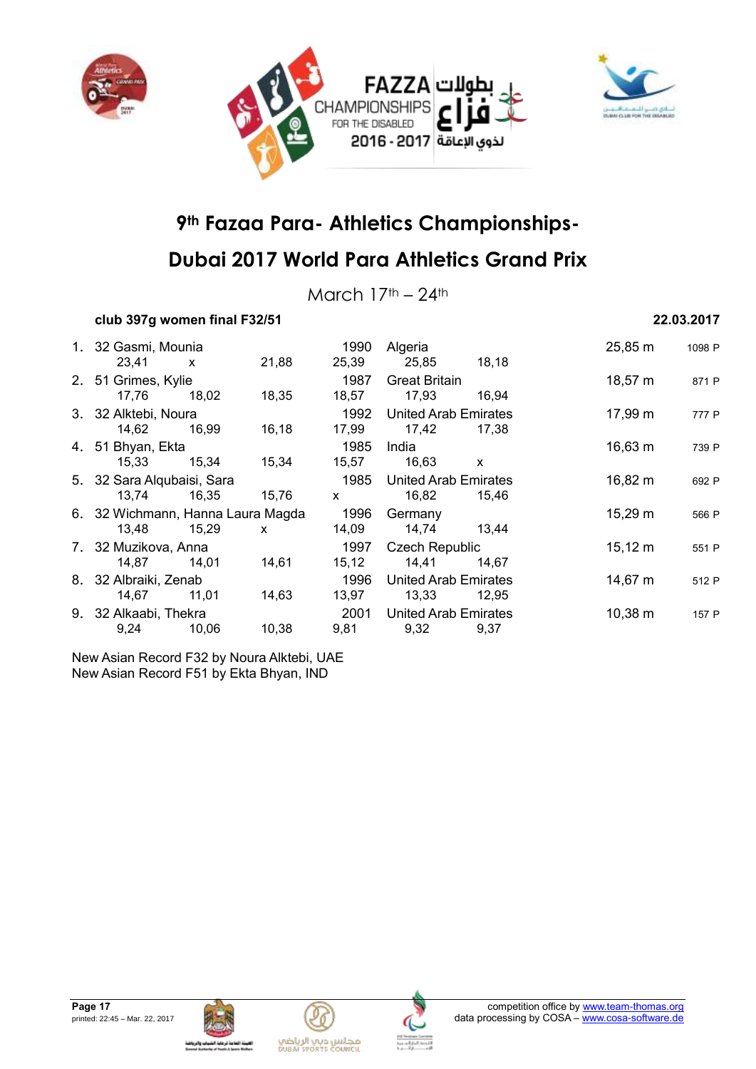# 9th Fazaa Para- Athletics Championships-

# Dubai 2017 World Para Athletics Grand Prix

March 17th – 24th

**club 397g women final F32/51** **22.03.2017**

| Rank | Class | Name | Year | Country | Result | Points |
|---|---|---|---|---|---|---|
| 1. | 32 | Gasmi, Mounia | 1990 | Algeria | 25,85 m | 1098 P |
| | | 23,41 x 21,88 | 25,39 | 25,85 18,18 | | |
| 2. | 51 | Grimes, Kylie | 1987 | Great Britain | 18,57 m | 871 P |
| | | 17,76 18,02 18,35 | 18,57 | 17,93 16,94 | | |
| 3. | 32 | Alktebi, Noura | 1992 | United Arab Emirates | 17,99 m | 777 P |
| | | 14,62 16,99 16,18 | 17,99 | 17,42 17,38 | | |
| 4. | 51 | Bhyan, Ekta | 1985 | India | 16,63 m | 739 P |
| | | 15,33 15,34 15,34 | 15,57 | 16,63 x | | |
| 5. | 32 | Sara Alqubaisi, Sara | 1985 | United Arab Emirates | 16,82 m | 692 P |
| | | 13,74 16,35 15,76 | x | 16,82 15,46 | | |
| 6. | 32 | Wichmann, Hanna Laura Magda | 1996 | Germany | 15,29 m | 566 P |
| | | 13,48 15,29 x | 14,09 | 14,74 13,44 | | |
| 7. | 32 | Muzikova, Anna | 1997 | Czech Republic | 15,12 m | 551 P |
| | | 14,87 14,01 14,61 | 15,12 | 14,41 14,67 | | |
| 8. | 32 | Albraiki, Zenab | 1996 | United Arab Emirates | 14,67 m | 512 P |
| | | 14,67 11,01 14,63 | 13,97 | 13,33 12,95 | | |
| 9. | 32 | Alkaabi, Thekra | 2001 | United Arab Emirates | 10,38 m | 157 P |
| | | 9,24 10,06 10,38 | 9,81 | 9,32 9,37 | | |

New Asian Record F32 by Noura Alktebi, UAE
New Asian Record F51 by Ekta Bhyan, IND

printed: 22:45 – Mar. 22, 2017

competition office by www.team-thomas.org
data processing by COSA – www.cosa-software.de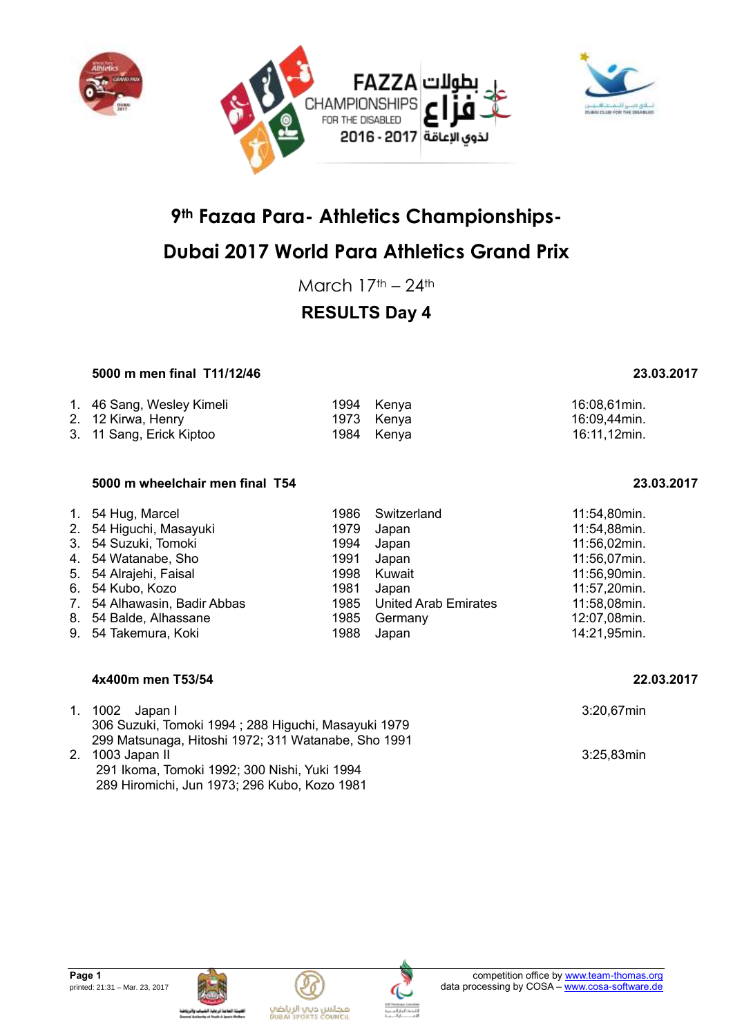# 9th Fazaa Para- Athletics Championships-

# Dubai 2017 World Para Athletics Grand Prix

March 17th – 24th

## RESULTS Day 4

### 5000 m men final T11/12/46 — 23.03.2017

| | | | | |
|---|---|---|---|---|
| 1. | 46 Sang, Wesley Kimeli | 1994 | Kenya | 16:08,61min. |
| 2. | 12 Kirwa, Henry | 1973 | Kenya | 16:09,44min. |
| 3. | 11 Sang, Erick Kiptoo | 1984 | Kenya | 16:11,12min. |

### 5000 m wheelchair men final T54 — 23.03.2017

| | | | | |
|---|---|---|---|---|
| 1. | 54 Hug, Marcel | 1986 | Switzerland | 11:54,80min. |
| 2. | 54 Higuchi, Masayuki | 1979 | Japan | 11:54,88min. |
| 3. | 54 Suzuki, Tomoki | 1994 | Japan | 11:56,02min. |
| 4. | 54 Watanabe, Sho | 1991 | Japan | 11:56,07min. |
| 5. | 54 Alrajehi, Faisal | 1998 | Kuwait | 11:56,90min. |
| 6. | 54 Kubo, Kozo | 1981 | Japan | 11:57,20min. |
| 7. | 54 Alhawasin, Badir Abbas | 1985 | United Arab Emirates | 11:58,08min. |
| 8. | 54 Balde, Alhassane | 1985 | Germany | 12:07,08min. |
| 9. | 54 Takemura, Koki | 1988 | Japan | 14:21,95min. |

### 4x400m men T53/54 — 22.03.2017

1. 1002 Japan I — 3:20,67min
   306 Suzuki, Tomoki 1994 ; 288 Higuchi, Masayuki 1979
   299 Matsunaga, Hitoshi 1972; 311 Watanabe, Sho 1991
2. 1003 Japan II — 3:25,83min
   291 Ikoma, Tomoki 1992; 300 Nishi, Yuki 1994
   289 Hiromichi, Jun 1973; 296 Kubo, Kozo 1981

printed: 21:31 – Mar. 23, 2017

competition office by www.team-thomas.org
data processing by COSA – www.cosa-software.de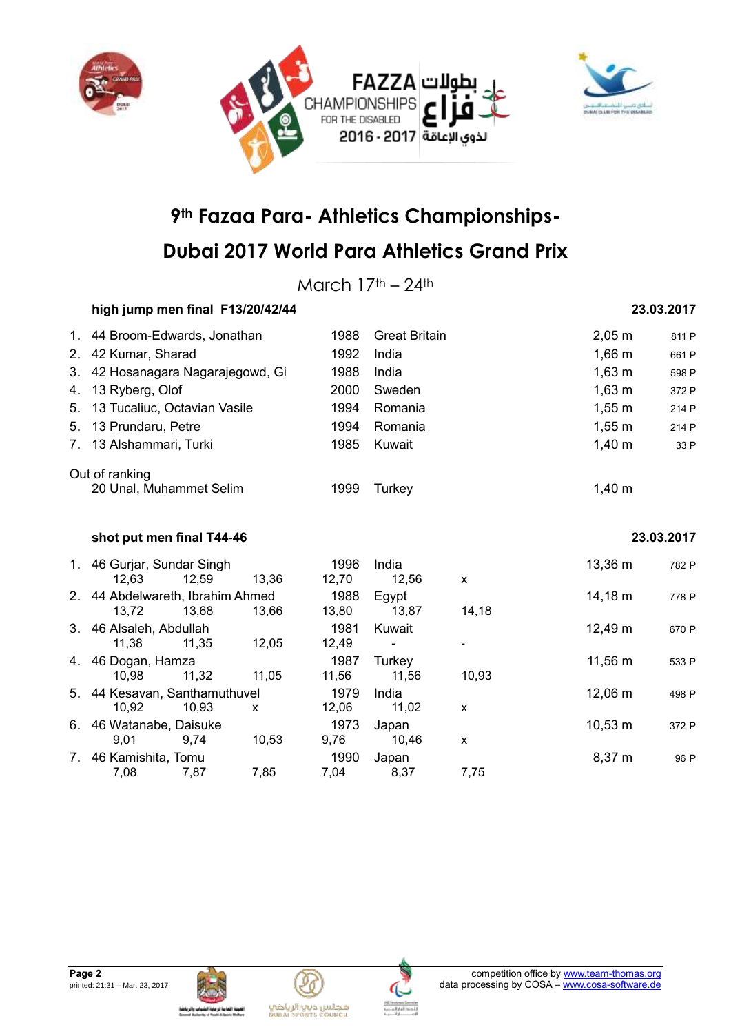FAZZA CHAMPIONSHIPS FOR THE DISABLED 2016 - 2017 بطولات فزاع لذوي الإعاقة

# 9th Fazaa Para- Athletics Championships-

# Dubai 2017 World Para Athletics Grand Prix

March 17th – 24th

### high jump men final F13/20/42/44 — 23.03.2017

| Rank | Name | Year | Country | Result | Points |
|---|---|---|---|---|---|
| 1. | 44 Broom-Edwards, Jonathan | 1988 | Great Britain | 2,05 m | 811 P |
| 2. | 42 Kumar, Sharad | 1992 | India | 1,66 m | 661 P |
| 3. | 42 Hosanagara Nagarajegowd, Gi | 1988 | India | 1,63 m | 598 P |
| 4. | 13 Ryberg, Olof | 2000 | Sweden | 1,63 m | 372 P |
| 5. | 13 Tucaliuc, Octavian Vasile | 1994 | Romania | 1,55 m | 214 P |
| 5. | 13 Prundaru, Petre | 1994 | Romania | 1,55 m | 214 P |
| 7. | 13 Alshammari, Turki | 1985 | Kuwait | 1,40 m | 33 P |

Out of ranking

| Name | Year | Country | Result |
|---|---|---|---|
| 20 Unal, Muhammet Selim | 1999 | Turkey | 1,40 m |

### shot put men final T44-46 — 23.03.2017

| Rank | Name | Year | Country | Result | Points |
|---|---|---|---|---|---|
| 1. | 46 Gurjar, Sundar Singh | 1996 | India | 13,36 m | 782 P |
| | 12,63 / 12,59 / 13,36 / 12,70 / 12,56 / x | | | | |
| 2. | 44 Abdelwareth, Ibrahim Ahmed | 1988 | Egypt | 14,18 m | 778 P |
| | 13,72 / 13,68 / 13,66 / 13,80 / 13,87 / 14,18 | | | | |
| 3. | 46 Alsaleh, Abdullah | 1981 | Kuwait | 12,49 m | 670 P |
| | 11,38 / 11,35 / 12,05 / 12,49 / - / - | | | | |
| 4. | 46 Dogan, Hamza | 1987 | Turkey | 11,56 m | 533 P |
| | 10,98 / 11,32 / 11,05 / 11,56 / 11,56 / 10,93 | | | | |
| 5. | 44 Kesavan, Santhamuthuvel | 1979 | India | 12,06 m | 498 P |
| | 10,92 / 10,93 / x / 12,06 / 11,02 / x | | | | |
| 6. | 46 Watanabe, Daisuke | 1973 | Japan | 10,53 m | 372 P |
| | 9,01 / 9,74 / 10,53 / 9,76 / 10,46 / x | | | | |
| 7. | 46 Kamishita, Tomu | 1990 | Japan | 8,37 m | 96 P |
| | 7,08 / 7,87 / 7,85 / 7,04 / 8,37 / 7,75 | | | | |

printed: 21:31 – Mar. 23, 2017

competition office by www.team-thomas.org
data processing by COSA – www.cosa-software.de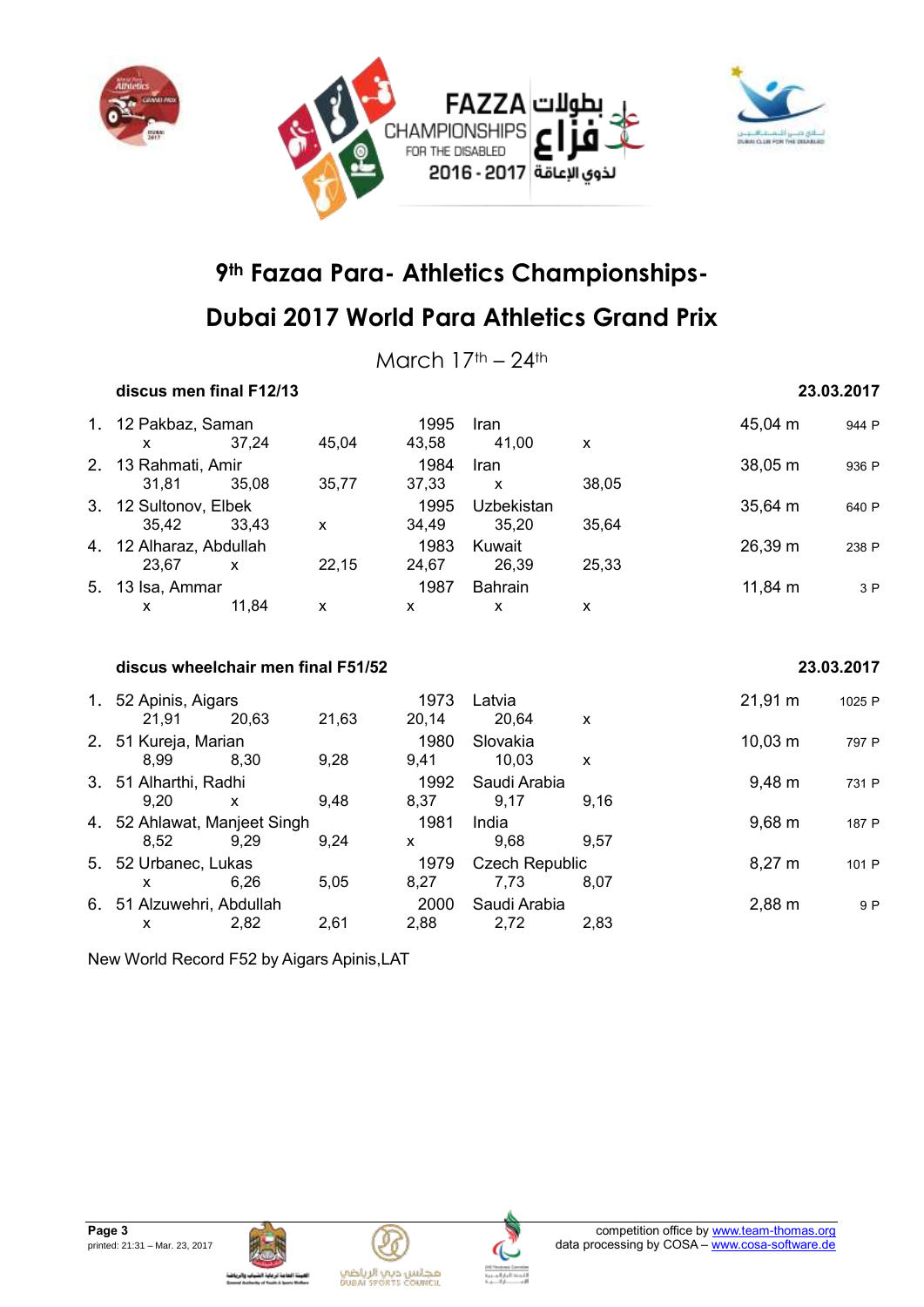# 9th Fazaa Para- Athletics Championships-

# Dubai 2017 World Para Athletics Grand Prix

March 17th – 24th

**discus men final F12/13** **23.03.2017**

| Rank | Class | Name | | | Year | Country | | Result | Points |
|---|---|---|---|---|---|---|---|---|---|
| 1. | 12 | Pakbaz, Saman | | | 1995 | Iran | | 45,04 m | 944 P |
| | x | 37,24 | 45,04 | | 43,58 | 41,00 | x | | |
| 2. | 13 | Rahmati, Amir | | | 1984 | Iran | | 38,05 m | 936 P |
| | 31,81 | 35,08 | 35,77 | | 37,33 | x | 38,05 | | |
| 3. | 12 | Sultonov, Elbek | | | 1995 | Uzbekistan | | 35,64 m | 640 P |
| | 35,42 | 33,43 | x | | 34,49 | 35,20 | 35,64 | | |
| 4. | 12 | Alharaz, Abdullah | | | 1983 | Kuwait | | 26,39 m | 238 P |
| | 23,67 | x | 22,15 | | 24,67 | 26,39 | 25,33 | | |
| 5. | 13 | Isa, Ammar | | | 1987 | Bahrain | | 11,84 m | 3 P |
| | x | 11,84 | x | | x | x | x | | |

**discus wheelchair men final F51/52** **23.03.2017**

| Rank | Class | Name | | | Year | Country | | Result | Points |
|---|---|---|---|---|---|---|---|---|---|
| 1. | 52 | Apinis, Aigars | | | 1973 | Latvia | | 21,91 m | 1025 P |
| | 21,91 | 20,63 | 21,63 | | 20,14 | 20,64 | x | | |
| 2. | 51 | Kureja, Marian | | | 1980 | Slovakia | | 10,03 m | 797 P |
| | 8,99 | 8,30 | 9,28 | | 9,41 | 10,03 | x | | |
| 3. | 51 | Alharthi, Radhi | | | 1992 | Saudi Arabia | | 9,48 m | 731 P |
| | 9,20 | x | 9,48 | | 8,37 | 9,17 | 9,16 | | |
| 4. | 52 | Ahlawat, Manjeet Singh | | | 1981 | India | | 9,68 m | 187 P |
| | 8,52 | 9,29 | 9,24 | | x | 9,68 | 9,57 | | |
| 5. | 52 | Urbanec, Lukas | | | 1979 | Czech Republic | | 8,27 m | 101 P |
| | x | 6,26 | 5,05 | | 8,27 | 7,73 | 8,07 | | |
| 6. | 51 | Alzuwehri, Abdullah | | | 2000 | Saudi Arabia | | 2,88 m | 9 P |
| | x | 2,82 | 2,61 | | 2,88 | 2,72 | 2,83 | | |

New World Record F52 by Aigars Apinis,LAT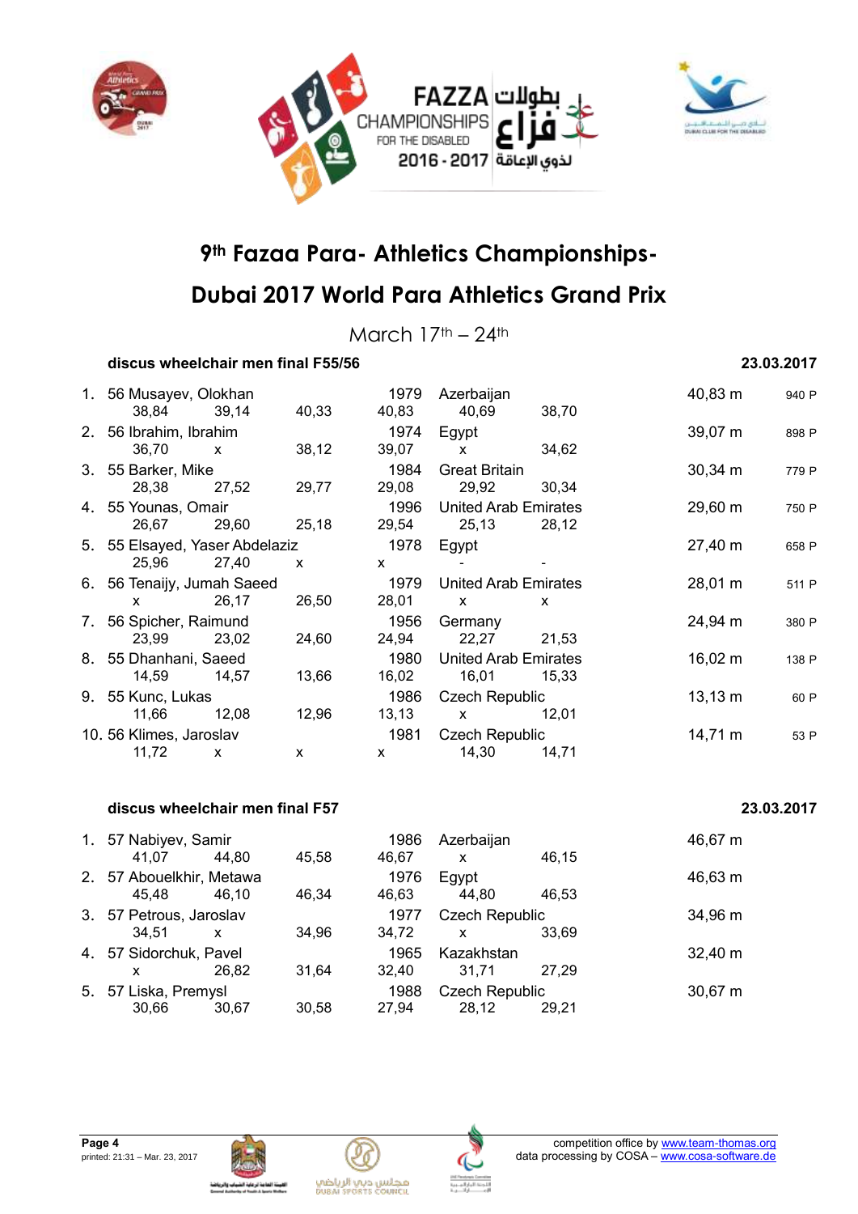FAZZA CHAMPIONSHIPS FOR THE DISABLED 2016 - 2017 بطولات فزاع لذوي الإعاقة

# 9th Fazaa Para- Athletics Championships-

# Dubai 2017 World Para Athletics Grand Prix

March 17th – 24th

**discus wheelchair men final F55/56** **23.03.2017**

| Rank | Class | Name | Year | Country | Result | Points |
|---|---|---|---|---|---|---|
| 1. | 56 | Musayev, Olokhan | 1979 | Azerbaijan | 40,83 m | 940 P |
| | | 38,84 / 39,14 / 40,33 / 40,83 / 40,69 / 38,70 | | | | |
| 2. | 56 | Ibrahim, Ibrahim | 1974 | Egypt | 39,07 m | 898 P |
| | | 36,70 / x / 38,12 / 39,07 / x / 34,62 | | | | |
| 3. | 55 | Barker, Mike | 1984 | Great Britain | 30,34 m | 779 P |
| | | 28,38 / 27,52 / 29,77 / 29,08 / 29,92 / 30,34 | | | | |
| 4. | 55 | Younas, Omair | 1996 | United Arab Emirates | 29,60 m | 750 P |
| | | 26,67 / 29,60 / 25,18 / 29,54 / 25,13 / 28,12 | | | | |
| 5. | 55 | Elsayed, Yaser Abdelaziz | 1978 | Egypt | 27,40 m | 658 P |
| | | 25,96 / 27,40 / x / x / - / - | | | | |
| 6. | 56 | Tenaijy, Jumah Saeed | 1979 | United Arab Emirates | 28,01 m | 511 P |
| | | x / 26,17 / 26,50 / 28,01 / x / x | | | | |
| 7. | 56 | Spicher, Raimund | 1956 | Germany | 24,94 m | 380 P |
| | | 23,99 / 23,02 / 24,60 / 24,94 / 22,27 / 21,53 | | | | |
| 8. | 55 | Dhanhani, Saeed | 1980 | United Arab Emirates | 16,02 m | 138 P |
| | | 14,59 / 14,57 / 13,66 / 16,02 / 16,01 / 15,33 | | | | |
| 9. | 55 | Kunc, Lukas | 1986 | Czech Republic | 13,13 m | 60 P |
| | | 11,66 / 12,08 / 12,96 / 13,13 / x / 12,01 | | | | |
| 10. | 56 | Klimes, Jaroslav | 1981 | Czech Republic | 14,71 m | 53 P |
| | | 11,72 / x / x / x / 14,30 / 14,71 | | | | |

**discus wheelchair men final F57** **23.03.2017**

| Rank | Class | Name | Year | Country | Result |
|---|---|---|---|---|---|
| 1. | 57 | Nabiyev, Samir | 1986 | Azerbaijan | 46,67 m |
| | | 41,07 / 44,80 / 45,58 / 46,67 / x / 46,15 | | | |
| 2. | 57 | Abouelkhir, Metawa | 1976 | Egypt | 46,63 m |
| | | 45,48 / 46,10 / 46,34 / 46,63 / 44,80 / 46,53 | | | |
| 3. | 57 | Petrous, Jaroslav | 1977 | Czech Republic | 34,96 m |
| | | 34,51 / x / 34,96 / 34,72 / x / 33,69 | | | |
| 4. | 57 | Sidorchuk, Pavel | 1965 | Kazakhstan | 32,40 m |
| | | x / 26,82 / 31,64 / 32,40 / 31,71 / 27,29 | | | |
| 5. | 57 | Liska, Premysl | 1988 | Czech Republic | 30,67 m |
| | | 30,66 / 30,67 / 30,58 / 27,94 / 28,12 / 29,21 | | | |

**Page 4**
printed: 21:31 – Mar. 23, 2017

competition office by www.team-thomas.org
data processing by COSA – www.cosa-software.de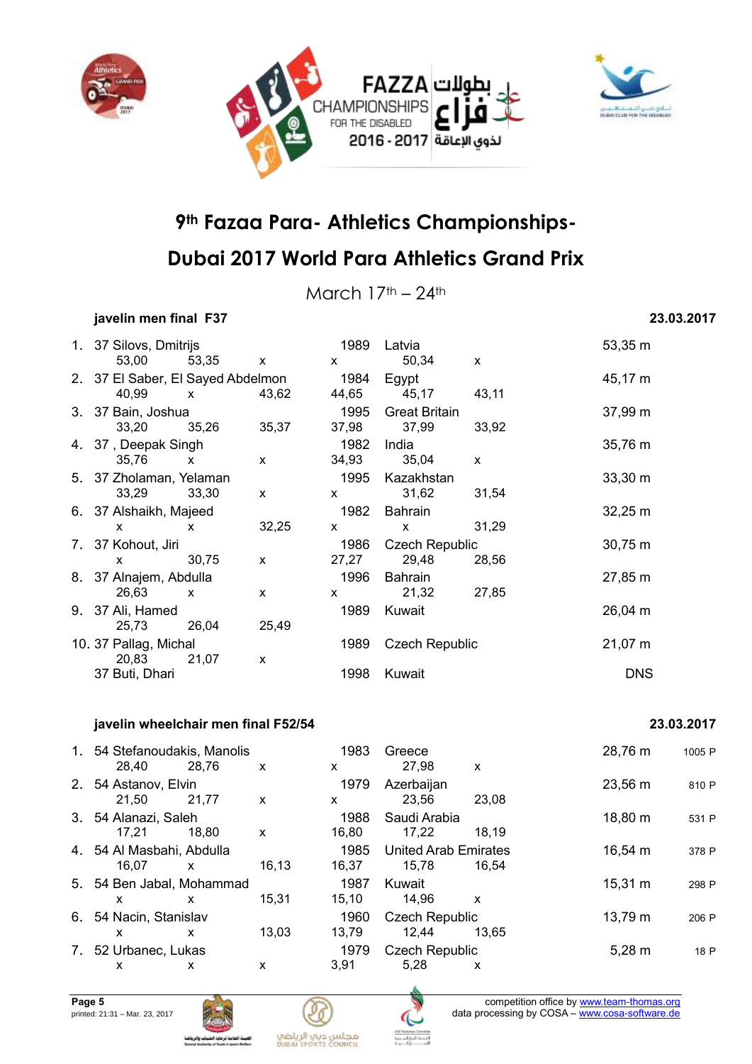# 9th Fazaa Para- Athletics Championships-

# Dubai 2017 World Para Athletics Grand Prix

March 17th – 24th

### javelin men final F37 — 23.03.2017

| Rank | Class | Name | Born | Country | Result |
|---|---|---|---|---|---|
| 1. | 37 | Silovs, Dmitrijs | 1989 | Latvia | 53,35 m |
| | | 53,00 — 53,35 — x — x — 50,34 — x | | | |
| 2. | 37 | El Saber, El Sayed Abdelmon | 1984 | Egypt | 45,17 m |
| | | 40,99 — x — 43,62 — 44,65 — 45,17 — 43,11 | | | |
| 3. | 37 | Bain, Joshua | 1995 | Great Britain | 37,99 m |
| | | 33,20 — 35,26 — 35,37 — 37,98 — 37,99 — 33,92 | | | |
| 4. | 37 | , Deepak Singh | 1982 | India | 35,76 m |
| | | 35,76 — x — x — 34,93 — 35,04 — x | | | |
| 5. | 37 | Zholaman, Yelaman | 1995 | Kazakhstan | 33,30 m |
| | | 33,29 — 33,30 — x — x — 31,62 — 31,54 | | | |
| 6. | 37 | Alshaikh, Majeed | 1982 | Bahrain | 32,25 m |
| | | x — x — 32,25 — x — x — 31,29 | | | |
| 7. | 37 | Kohout, Jiri | 1986 | Czech Republic | 30,75 m |
| | | x — 30,75 — x — 27,27 — 29,48 — 28,56 | | | |
| 8. | 37 | Alnajem, Abdulla | 1996 | Bahrain | 27,85 m |
| | | 26,63 — x — x — x — 21,32 — 27,85 | | | |
| 9. | 37 | Ali, Hamed | 1989 | Kuwait | 26,04 m |
| | | 25,73 — 26,04 — 25,49 | | | |
| 10. | 37 | Pallag, Michal | 1989 | Czech Republic | 21,07 m |
| | | 20,83 — 21,07 — x | | | |
| | 37 | Buti, Dhari | 1998 | Kuwait | DNS |

### javelin wheelchair men final F52/54 — 23.03.2017

| Rank | Class | Name | Born | Country | Result | Points |
|---|---|---|---|---|---|---|
| 1. | 54 | Stefanoudakis, Manolis | 1983 | Greece | 28,76 m | 1005 P |
| | | 28,40 — 28,76 — x — x — 27,98 — x | | | | |
| 2. | 54 | Astanov, Elvin | 1979 | Azerbaijan | 23,56 m | 810 P |
| | | 21,50 — 21,77 — x — x — 23,56 — 23,08 | | | | |
| 3. | 54 | Alanazi, Saleh | 1988 | Saudi Arabia | 18,80 m | 531 P |
| | | 17,21 — 18,80 — x — 16,80 — 17,22 — 18,19 | | | | |
| 4. | 54 | Al Masbahi, Abdulla | 1985 | United Arab Emirates | 16,54 m | 378 P |
| | | 16,07 — x — 16,13 — 16,37 — 15,78 — 16,54 | | | | |
| 5. | 54 | Ben Jabal, Mohammad | 1987 | Kuwait | 15,31 m | 298 P |
| | | x — x — 15,31 — 15,10 — 14,96 — x | | | | |
| 6. | 54 | Nacin, Stanislav | 1960 | Czech Republic | 13,79 m | 206 P |
| | | x — x — 13,03 — 13,79 — 12,44 — 13,65 | | | | |
| 7. | 52 | Urbanec, Lukas | 1979 | Czech Republic | 5,28 m | 18 P |
| | | x — x — x — 3,91 — 5,28 — x | | | | |

printed: 21:31 – Mar. 23, 2017

competition office by www.team-thomas.org
data processing by COSA – www.cosa-software.de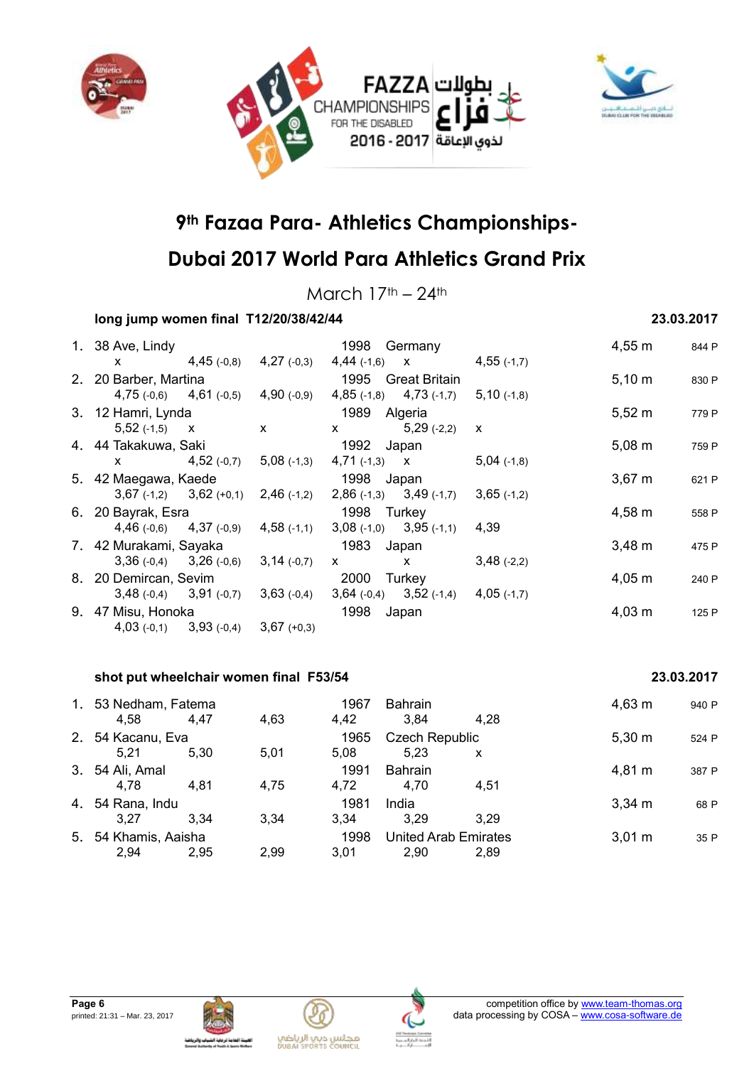# 9th Fazaa Para- Athletics Championships-

# Dubai 2017 World Para Athletics Grand Prix

March 17th – 24th

### long jump women final T12/20/38/42/44 — 23.03.2017

| Rank | Name | Year | Country | Result | Points |
|---|---|---|---|---|---|
| 1. | 38 Ave, Lindy | 1998 | Germany | 4,55 m | 844 P |
| | x · 4,45 (-0,8) · 4,27 (-0,3) · 4,44 (-1,6) · x · 4,55 (-1,7) | | | | |
| 2. | 20 Barber, Martina | 1995 | Great Britain | 5,10 m | 830 P |
| | 4,75 (-0,6) · 4,61 (-0,5) · 4,90 (-0,9) · 4,85 (-1,8) · 4,73 (-1,7) · 5,10 (-1,8) | | | | |
| 3. | 12 Hamri, Lynda | 1989 | Algeria | 5,52 m | 779 P |
| | 5,52 (-1,5) · x · x · x · 5,29 (-2,2) · x | | | | |
| 4. | 44 Takakuwa, Saki | 1992 | Japan | 5,08 m | 759 P |
| | x · 4,52 (-0,7) · 5,08 (-1,3) · 4,71 (-1,3) · x · 5,04 (-1,8) | | | | |
| 5. | 42 Maegawa, Kaede | 1998 | Japan | 3,67 m | 621 P |
| | 3,67 (-1,2) · 3,62 (+0,1) · 2,46 (-1,2) · 2,86 (-1,3) · 3,49 (-1,7) · 3,65 (-1,2) | | | | |
| 6. | 20 Bayrak, Esra | 1998 | Turkey | 4,58 m | 558 P |
| | 4,46 (-0,6) · 4,37 (-0,9) · 4,58 (-1,1) · 3,08 (-1,0) · 3,95 (-1,1) · 4,39 | | | | |
| 7. | 42 Murakami, Sayaka | 1983 | Japan | 3,48 m | 475 P |
| | 3,36 (-0,4) · 3,26 (-0,6) · 3,14 (-0,7) · x · x · 3,48 (-2,2) | | | | |
| 8. | 20 Demircan, Sevim | 2000 | Turkey | 4,05 m | 240 P |
| | 3,48 (-0,4) · 3,91 (-0,7) · 3,63 (-0,4) · 3,64 (-0,4) · 3,52 (-1,4) · 4,05 (-1,7) | | | | |
| 9. | 47 Misu, Honoka | 1998 | Japan | 4,03 m | 125 P |
| | 4,03 (-0,1) · 3,93 (-0,4) · 3,67 (+0,3) | | | | |

### shot put wheelchair women final F53/54 — 23.03.2017

| Rank | Name | Year | Country | Result | Points |
|---|---|---|---|---|---|
| 1. | 53 Nedham, Fatema | 1967 | Bahrain | 4,63 m | 940 P |
| | 4,58 · 4,47 · 4,63 · 4,42 · 3,84 · 4,28 | | | | |
| 2. | 54 Kacanu, Eva | 1965 | Czech Republic | 5,30 m | 524 P |
| | 5,21 · 5,30 · 5,01 · 5,08 · 5,23 · x | | | | |
| 3. | 54 Ali, Amal | 1991 | Bahrain | 4,81 m | 387 P |
| | 4,78 · 4,81 · 4,75 · 4,72 · 4,70 · 4,51 | | | | |
| 4. | 54 Rana, Indu | 1981 | India | 3,34 m | 68 P |
| | 3,27 · 3,34 · 3,34 · 3,34 · 3,29 · 3,29 | | | | |
| 5. | 54 Khamis, Aaisha | 1998 | United Arab Emirates | 3,01 m | 35 P |
| | 2,94 · 2,95 · 2,99 · 3,01 · 2,90 · 2,89 | | | | |

printed: 21:31 – Mar. 23, 2017

competition office by www.team-thomas.org
data processing by COSA – www.cosa-software.de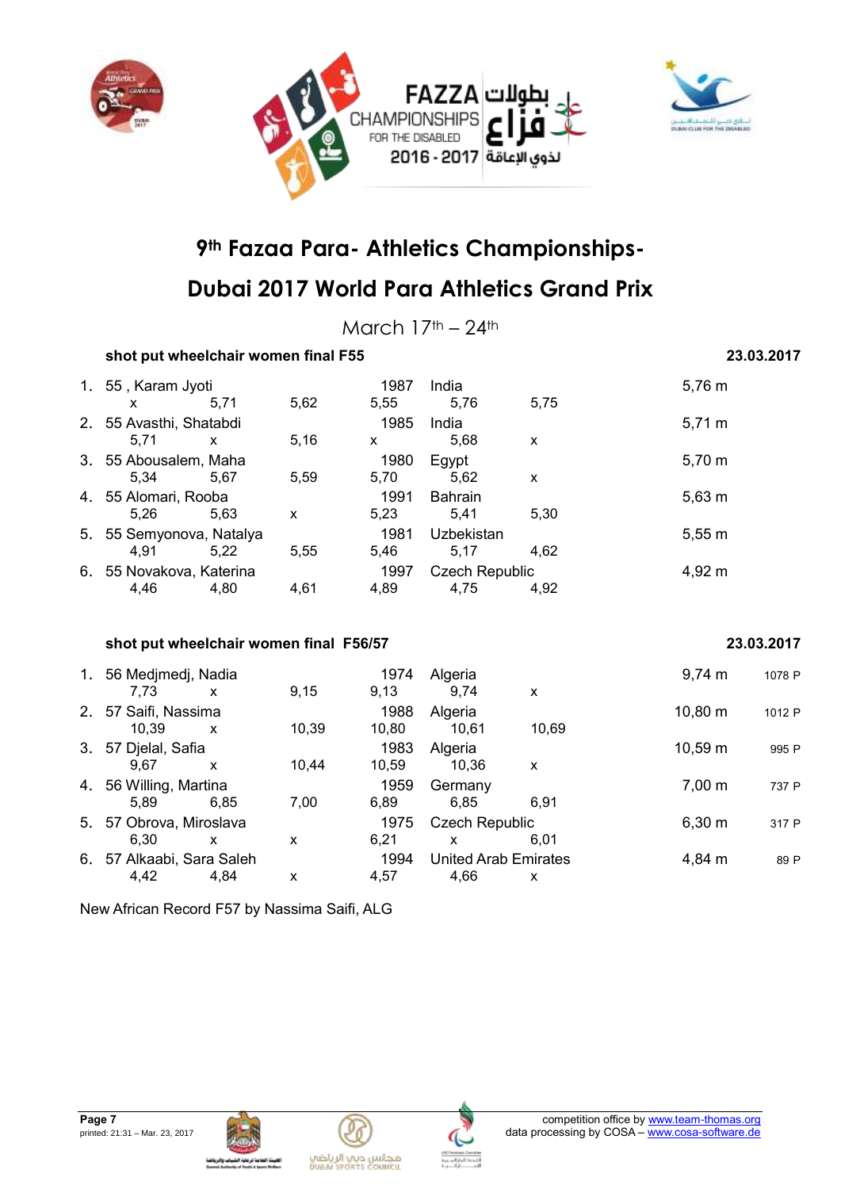# 9th Fazaa Para- Athletics Championships-

# Dubai 2017 World Para Athletics Grand Prix

March 17th – 24th

### shot put wheelchair women final F55 — 23.03.2017

| Rank | Class, Name | Year | Country | Result |
|---|---|---|---|---|
| 1. | 55 , Karam Jyoti | 1987 | India | 5,76 m |
| | x · 5,71 · 5,62 · 5,55 · 5,76 · 5,75 | | | |
| 2. | 55 Avasthi, Shatabdi | 1985 | India | 5,71 m |
| | 5,71 · x · 5,16 · x · 5,68 · x | | | |
| 3. | 55 Abousalem, Maha | 1980 | Egypt | 5,70 m |
| | 5,34 · 5,67 · 5,59 · 5,70 · 5,62 · x | | | |
| 4. | 55 Alomari, Rooba | 1991 | Bahrain | 5,63 m |
| | 5,26 · 5,63 · x · 5,23 · 5,41 · 5,30 | | | |
| 5. | 55 Semyonova, Natalya | 1981 | Uzbekistan | 5,55 m |
| | 4,91 · 5,22 · 5,55 · 5,46 · 5,17 · 4,62 | | | |
| 6. | 55 Novakova, Katerina | 1997 | Czech Republic | 4,92 m |
| | 4,46 · 4,80 · 4,61 · 4,89 · 4,75 · 4,92 | | | |

### shot put wheelchair women final F56/57 — 23.03.2017

| Rank | Class, Name | Year | Country | Result | Points |
|---|---|---|---|---|---|
| 1. | 56 Medjmedj, Nadia | 1974 | Algeria | 9,74 m | 1078 P |
| | 7,73 · x · 9,15 · 9,13 · 9,74 · x | | | | |
| 2. | 57 Saifi, Nassima | 1988 | Algeria | 10,80 m | 1012 P |
| | 10,39 · x · 10,39 · 10,80 · 10,61 · 10,69 | | | | |
| 3. | 57 Djelal, Safia | 1983 | Algeria | 10,59 m | 995 P |
| | 9,67 · x · 10,44 · 10,59 · 10,36 · x | | | | |
| 4. | 56 Willing, Martina | 1959 | Germany | 7,00 m | 737 P |
| | 5,89 · 6,85 · 7,00 · 6,89 · 6,85 · 6,91 | | | | |
| 5. | 57 Obrova, Miroslava | 1975 | Czech Republic | 6,30 m | 317 P |
| | 6,30 · x · x · 6,21 · x · 6,01 | | | | |
| 6. | 57 Alkaabi, Sara Saleh | 1994 | United Arab Emirates | 4,84 m | 89 P |
| | 4,42 · 4,84 · x · 4,57 · 4,66 · x | | | | |

New African Record F57 by Nassima Saifi, ALG

printed: 21:31 – Mar. 23, 2017

competition office by www.team-thomas.org
data processing by COSA – www.cosa-software.de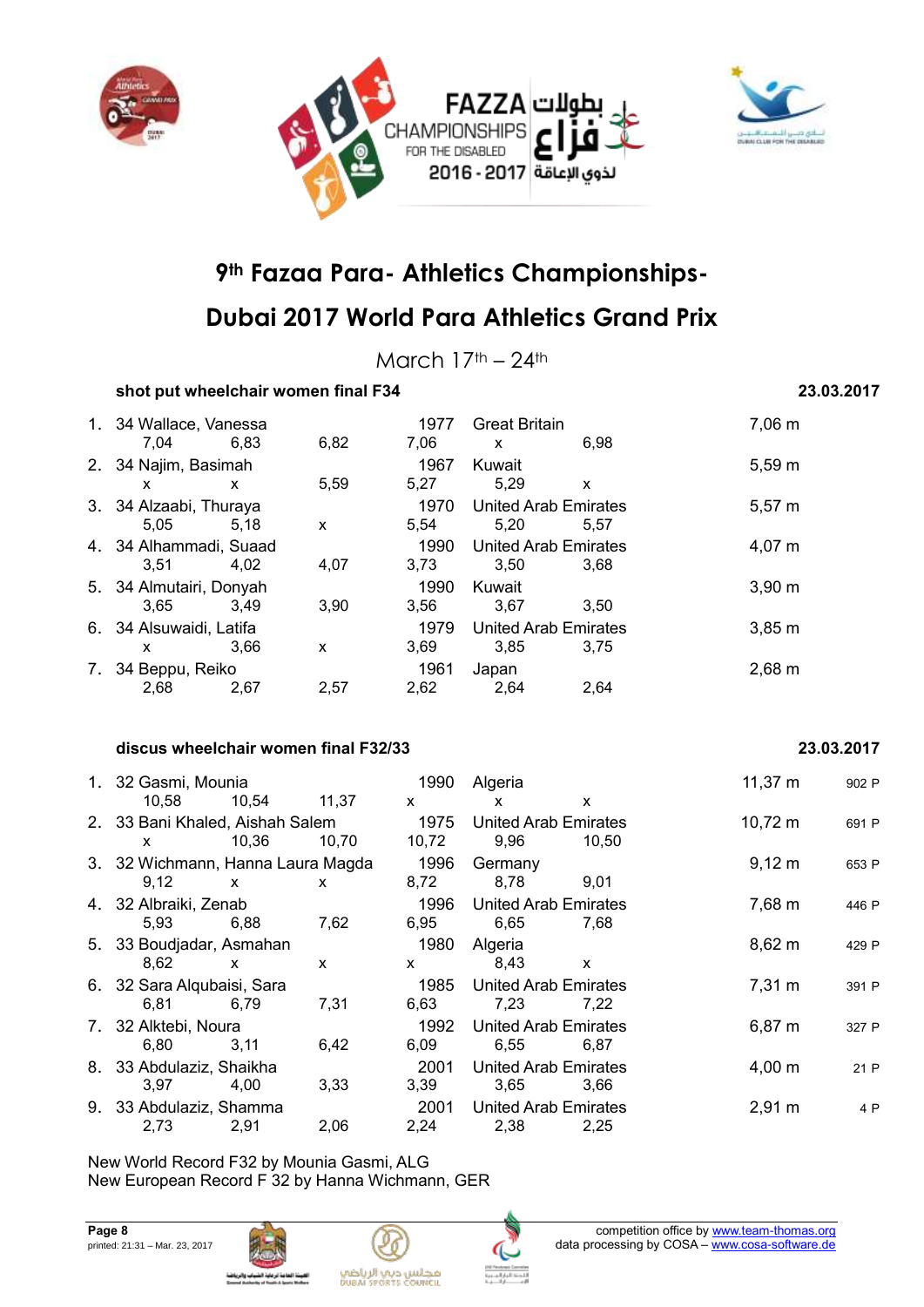# 9th Fazaa Para- Athletics Championships-

# Dubai 2017 World Para Athletics Grand Prix

March 17th – 24th

**shot put wheelchair women final F34** — **23.03.2017**

| | | | | | | | |
|---|---|---|---|---|---|---|---|
| 1. | 34 Wallace, Vanessa | | | 1977 | Great Britain | | 7,06 m |
| | 7,04 | 6,83 | 6,82 | 7,06 | x | 6,98 | |
| 2. | 34 Najim, Basimah | | | 1967 | Kuwait | | 5,59 m |
| | x | x | 5,59 | 5,27 | 5,29 | x | |
| 3. | 34 Alzaabi, Thuraya | | | 1970 | United Arab Emirates | | 5,57 m |
| | 5,05 | 5,18 | x | 5,54 | 5,20 | 5,57 | |
| 4. | 34 Alhammadi, Suaad | | | 1990 | United Arab Emirates | | 4,07 m |
| | 3,51 | 4,02 | 4,07 | 3,73 | 3,50 | 3,68 | |
| 5. | 34 Almutairi, Donyah | | | 1990 | Kuwait | | 3,90 m |
| | 3,65 | 3,49 | 3,90 | 3,56 | 3,67 | 3,50 | |
| 6. | 34 Alsuwaidi, Latifa | | | 1979 | United Arab Emirates | | 3,85 m |
| | x | 3,66 | x | 3,69 | 3,85 | 3,75 | |
| 7. | 34 Beppu, Reiko | | | 1961 | Japan | | 2,68 m |
| | 2,68 | 2,67 | 2,57 | 2,62 | 2,64 | 2,64 | |

**discus wheelchair women final F32/33** — **23.03.2017**

| | | | | | | | | |
|---|---|---|---|---|---|---|---|---|
| 1. | 32 Gasmi, Mounia | | | 1990 | Algeria | | 11,37 m | 902 P |
| | 10,58 | 10,54 | 11,37 | x | x | x | | |
| 2. | 33 Bani Khaled, Aishah Salem | | | 1975 | United Arab Emirates | | 10,72 m | 691 P |
| | x | 10,36 | 10,70 | 10,72 | 9,96 | 10,50 | | |
| 3. | 32 Wichmann, Hanna Laura Magda | | | 1996 | Germany | | 9,12 m | 653 P |
| | 9,12 | x | x | 8,72 | 8,78 | 9,01 | | |
| 4. | 32 Albraiki, Zenab | | | 1996 | United Arab Emirates | | 7,68 m | 446 P |
| | 5,93 | 6,88 | 7,62 | 6,95 | 6,65 | 7,68 | | |
| 5. | 33 Boudjadar, Asmahan | | | 1980 | Algeria | | 8,62 m | 429 P |
| | 8,62 | x | x | x | 8,43 | x | | |
| 6. | 32 Sara Alqubaisi, Sara | | | 1985 | United Arab Emirates | | 7,31 m | 391 P |
| | 6,81 | 6,79 | 7,31 | 6,63 | 7,23 | 7,22 | | |
| 7. | 32 Alktebi, Noura | | | 1992 | United Arab Emirates | | 6,87 m | 327 P |
| | 6,80 | 3,11 | 6,42 | 6,09 | 6,55 | 6,87 | | |
| 8. | 33 Abdulaziz, Shaikha | | | 2001 | United Arab Emirates | | 4,00 m | 21 P |
| | 3,97 | 4,00 | 3,33 | 3,39 | 3,65 | 3,66 | | |
| 9. | 33 Abdulaziz, Shamma | | | 2001 | United Arab Emirates | | 2,91 m | 4 P |
| | 2,73 | 2,91 | 2,06 | 2,24 | 2,38 | 2,25 | | |

New World Record F32 by Mounia Gasmi, ALG
New European Record F 32 by Hanna Wichmann, GER

printed: 21:31 – Mar. 23, 2017

competition office by www.team-thomas.org
data processing by COSA – www.cosa-software.de